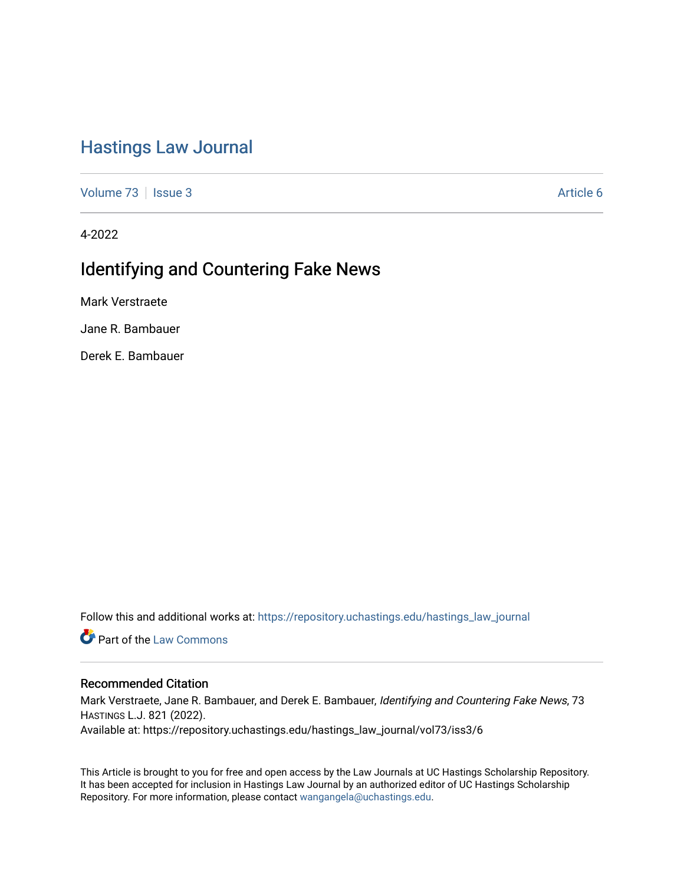# Hastings Law Journal

Volume 73 | Issue 3 | Article 6

4-2022

## Identifying and Countering Fake News

Mark Verstraete

Jane R. Bambauer

Derek E. Bambauer

Follow this and additional works at: https://repository.uchastings.edu/hastings_law_journal

Part of the Law Commons

### Recommended Citation

Mark Verstraete, Jane R. Bambauer, and Derek E. Bambauer, *Identifying and Countering Fake News*, 73 HASTINGS L.J. 821 (2022).
Available at: https://repository.uchastings.edu/hastings_law_journal/vol73/iss3/6

This Article is brought to you for free and open access by the Law Journals at UC Hastings Scholarship Repository. It has been accepted for inclusion in Hastings Law Journal by an authorized editor of UC Hastings Scholarship Repository. For more information, please contact wangangela@uchastings.edu.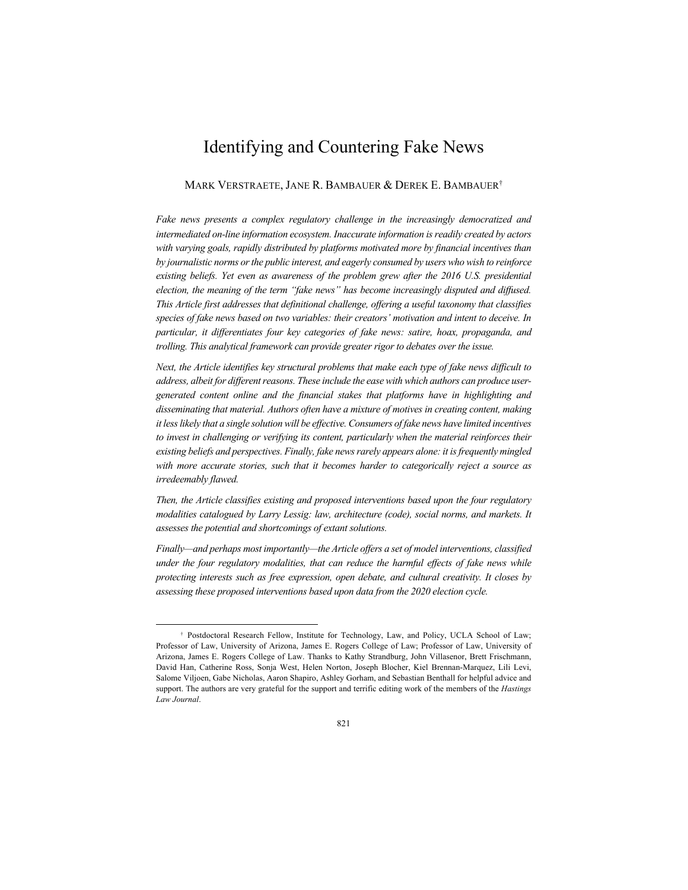# Identifying and Countering Fake News

MARK VERSTRAETE, JANE R. BAMBAUER & DEREK E. BAMBAUER[†]

*Fake news presents a complex regulatory challenge in the increasingly democratized and intermediated on-line information ecosystem. Inaccurate information is readily created by actors with varying goals, rapidly distributed by platforms motivated more by financial incentives than by journalistic norms or the public interest, and eagerly consumed by users who wish to reinforce existing beliefs. Yet even as awareness of the problem grew after the 2016 U.S. presidential election, the meaning of the term "fake news" has become increasingly disputed and diffused. This Article first addresses that definitional challenge, offering a useful taxonomy that classifies species of fake news based on two variables: their creators' motivation and intent to deceive. In particular, it differentiates four key categories of fake news: satire, hoax, propaganda, and trolling. This analytical framework can provide greater rigor to debates over the issue.*

*Next, the Article identifies key structural problems that make each type of fake news difficult to address, albeit for different reasons. These include the ease with which authors can produce user-generated content online and the financial stakes that platforms have in highlighting and disseminating that material. Authors often have a mixture of motives in creating content, making it less likely that a single solution will be effective. Consumers of fake news have limited incentives to invest in challenging or verifying its content, particularly when the material reinforces their existing beliefs and perspectives. Finally, fake news rarely appears alone: it is frequently mingled with more accurate stories, such that it becomes harder to categorically reject a source as irredeemably flawed.*

*Then, the Article classifies existing and proposed interventions based upon the four regulatory modalities catalogued by Larry Lessig: law, architecture (code), social norms, and markets. It assesses the potential and shortcomings of extant solutions.*

*Finally—and perhaps most importantly—the Article offers a set of model interventions, classified under the four regulatory modalities, that can reduce the harmful effects of fake news while protecting interests such as free expression, open debate, and cultural creativity. It closes by assessing these proposed interventions based upon data from the 2020 election cycle.*

---

[†] Postdoctoral Research Fellow, Institute for Technology, Law, and Policy, UCLA School of Law; Professor of Law, University of Arizona, James E. Rogers College of Law; Professor of Law, University of Arizona, James E. Rogers College of Law. Thanks to Kathy Strandburg, John Villasenor, Brett Frischmann, David Han, Catherine Ross, Sonja West, Helen Norton, Joseph Blocher, Kiel Brennan-Marquez, Lili Levi, Salome Viljoen, Gabe Nicholas, Aaron Shapiro, Ashley Gorham, and Sebastian Benthall for helpful advice and support. The authors are very grateful for the support and terrific editing work of the members of the *Hastings Law Journal*.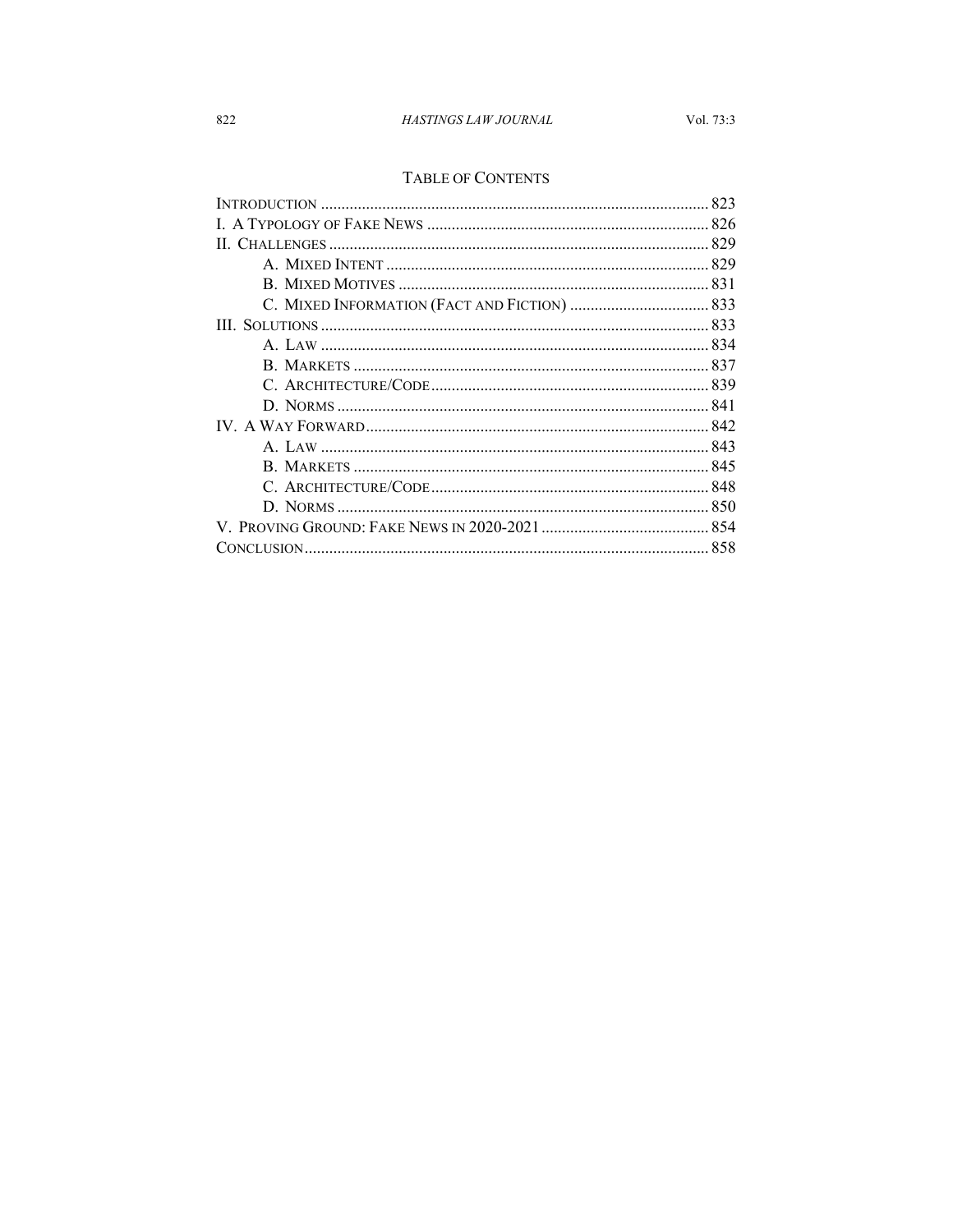## TABLE OF CONTENTS

- INTRODUCTION ..... 823
- I. A TYPOLOGY OF FAKE NEWS ..... 826
- II. CHALLENGES ..... 829
  - A. MIXED INTENT ..... 829
  - B. MIXED MOTIVES ..... 831
  - C. MIXED INFORMATION (FACT AND FICTION) ..... 833
- III. SOLUTIONS ..... 833
  - A. LAW ..... 834
  - B. MARKETS ..... 837
  - C. ARCHITECTURE/CODE ..... 839
  - D. NORMS ..... 841
- IV. A WAY FORWARD ..... 842
  - A. LAW ..... 843
  - B. MARKETS ..... 845
  - C. ARCHITECTURE/CODE ..... 848
  - D. NORMS ..... 850
- V. PROVING GROUND: FAKE NEWS IN 2020-2021 ..... 854
- CONCLUSION ..... 858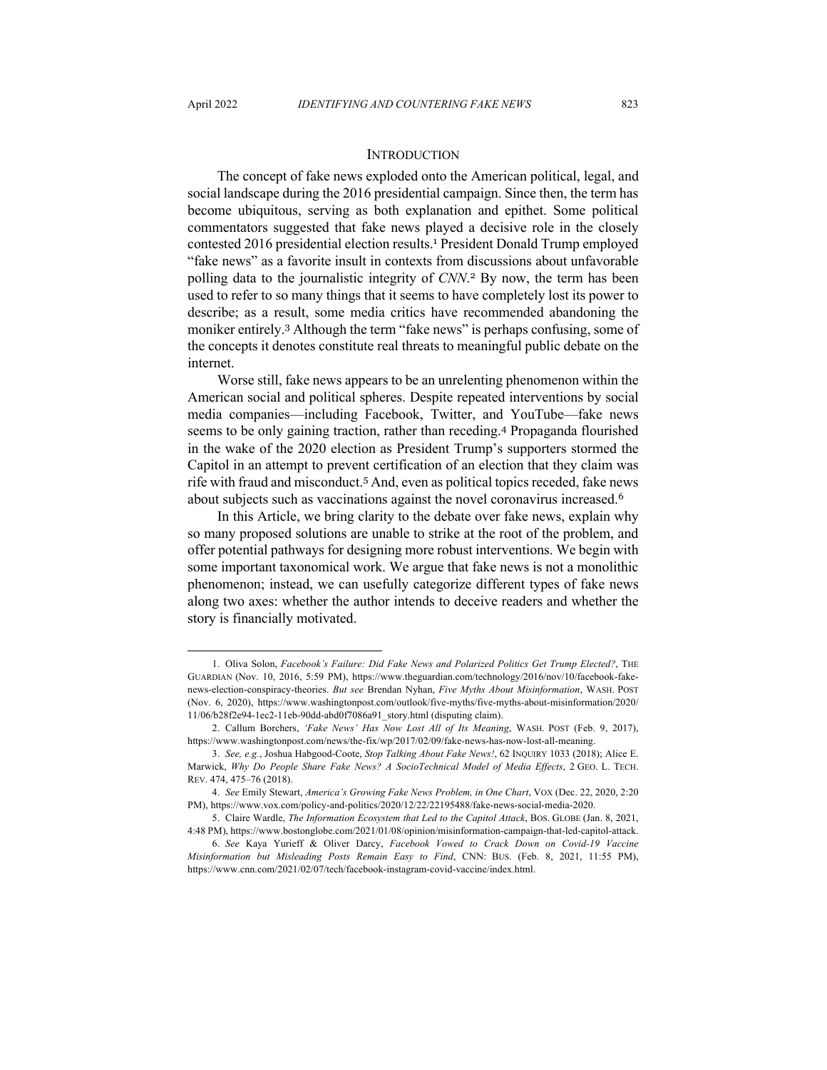## INTRODUCTION

The concept of fake news exploded onto the American political, legal, and social landscape during the 2016 presidential campaign. Since then, the term has become ubiquitous, serving as both explanation and epithet. Some political commentators suggested that fake news played a decisive role in the closely contested 2016 presidential election results.[1] President Donald Trump employed "fake news" as a favorite insult in contexts from discussions about unfavorable polling data to the journalistic integrity of *CNN*.[2] By now, the term has been used to refer to so many things that it seems to have completely lost its power to describe; as a result, some media critics have recommended abandoning the moniker entirely.[3] Although the term "fake news" is perhaps confusing, some of the concepts it denotes constitute real threats to meaningful public debate on the internet.

Worse still, fake news appears to be an unrelenting phenomenon within the American social and political spheres. Despite repeated interventions by social media companies—including Facebook, Twitter, and YouTube—fake news seems to be only gaining traction, rather than receding.[4] Propaganda flourished in the wake of the 2020 election as President Trump's supporters stormed the Capitol in an attempt to prevent certification of an election that they claim was rife with fraud and misconduct.[5] And, even as political topics receded, fake news about subjects such as vaccinations against the novel coronavirus increased.[6]

In this Article, we bring clarity to the debate over fake news, explain why so many proposed solutions are unable to strike at the root of the problem, and offer potential pathways for designing more robust interventions. We begin with some important taxonomical work. We argue that fake news is not a monolithic phenomenon; instead, we can usefully categorize different types of fake news along two axes: whether the author intends to deceive readers and whether the story is financially motivated.

---

1. Oliva Solon, *Facebook's Failure: Did Fake News and Polarized Politics Get Trump Elected?*, THE GUARDIAN (Nov. 10, 2016, 5:59 PM), https://www.theguardian.com/technology/2016/nov/10/facebook-fake-news-election-conspiracy-theories. *But see* Brendan Nyhan, *Five Myths About Misinformation*, WASH. POST (Nov. 6, 2020), https://www.washingtonpost.com/outlook/five-myths/five-myths-about-misinformation/2020/11/06/b28f2e94-1ec2-11eb-90dd-abd0f7086a91_story.html (disputing claim).

2. Callum Borchers, *'Fake News' Has Now Lost All of Its Meaning*, WASH. POST (Feb. 9, 2017), https://www.washingtonpost.com/news/the-fix/wp/2017/02/09/fake-news-has-now-lost-all-meaning.

3. *See, e.g.*, Joshua Habgood-Coote, *Stop Talking About Fake News!*, 62 INQUIRY 1033 (2018); Alice E. Marwick, *Why Do People Share Fake News? A SocioTechnical Model of Media Effects*, 2 GEO. L. TECH. REV. 474, 475–76 (2018).

4. *See* Emily Stewart, *America's Growing Fake News Problem, in One Chart*, VOX (Dec. 22, 2020, 2:20 PM), https://www.vox.com/policy-and-politics/2020/12/22/22195488/fake-news-social-media-2020.

5. Claire Wardle, *The Information Ecosystem that Led to the Capitol Attack*, BOS. GLOBE (Jan. 8, 2021, 4:48 PM), https://www.bostonglobe.com/2021/01/08/opinion/misinformation-campaign-that-led-capitol-attack.

6. *See* Kaya Yurieff & Oliver Darcy, *Facebook Vowed to Crack Down on Covid-19 Vaccine Misinformation but Misleading Posts Remain Easy to Find*, CNN: BUS. (Feb. 8, 2021, 11:55 PM), https://www.cnn.com/2021/02/07/tech/facebook-instagram-covid-vaccine/index.html.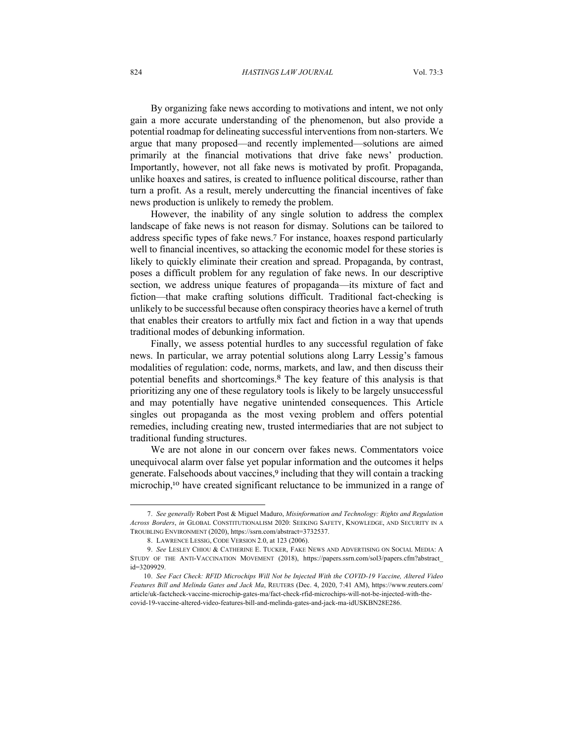By organizing fake news according to motivations and intent, we not only gain a more accurate understanding of the phenomenon, but also provide a potential roadmap for delineating successful interventions from non-starters. We argue that many proposed—and recently implemented—solutions are aimed primarily at the financial motivations that drive fake news' production. Importantly, however, not all fake news is motivated by profit. Propaganda, unlike hoaxes and satires, is created to influence political discourse, rather than turn a profit. As a result, merely undercutting the financial incentives of fake news production is unlikely to remedy the problem.

However, the inability of any single solution to address the complex landscape of fake news is not reason for dismay. Solutions can be tailored to address specific types of fake news.[7] For instance, hoaxes respond particularly well to financial incentives, so attacking the economic model for these stories is likely to quickly eliminate their creation and spread. Propaganda, by contrast, poses a difficult problem for any regulation of fake news. In our descriptive section, we address unique features of propaganda—its mixture of fact and fiction—that make crafting solutions difficult. Traditional fact-checking is unlikely to be successful because often conspiracy theories have a kernel of truth that enables their creators to artfully mix fact and fiction in a way that upends traditional modes of debunking information.

Finally, we assess potential hurdles to any successful regulation of fake news. In particular, we array potential solutions along Larry Lessig's famous modalities of regulation: code, norms, markets, and law, and then discuss their potential benefits and shortcomings.[8] The key feature of this analysis is that prioritizing any one of these regulatory tools is likely to be largely unsuccessful and may potentially have negative unintended consequences. This Article singles out propaganda as the most vexing problem and offers potential remedies, including creating new, trusted intermediaries that are not subject to traditional funding structures.

We are not alone in our concern over fakes news. Commentators voice unequivocal alarm over false yet popular information and the outcomes it helps generate. Falsehoods about vaccines,[9] including that they will contain a tracking microchip,[10] have created significant reluctance to be immunized in a range of

---

7. *See generally* Robert Post & Miguel Maduro, *Misinformation and Technology: Rights and Regulation Across Borders*, *in* GLOBAL CONSTITUTIONALISM 2020: SEEKING SAFETY, KNOWLEDGE, AND SECURITY IN A TROUBLING ENVIRONMENT (2020), https://ssrn.com/abstract=3732537.

8. LAWRENCE LESSIG, CODE VERSION 2.0, at 123 (2006).

9. *See* LESLEY CHIOU & CATHERINE E. TUCKER, FAKE NEWS AND ADVERTISING ON SOCIAL MEDIA: A STUDY OF THE ANTI-VACCINATION MOVEMENT (2018), https://papers.ssrn.com/sol3/papers.cfm?abstract_id=3209929.

10. *See Fact Check: RFID Microchips Will Not be Injected With the COVID-19 Vaccine, Altered Video Features Bill and Melinda Gates and Jack Ma*, REUTERS (Dec. 4, 2020, 7:41 AM), https://www.reuters.com/article/uk-factcheck-vaccine-microchip-gates-ma/fact-check-rfid-microchips-will-not-be-injected-with-the-covid-19-vaccine-altered-video-features-bill-and-melinda-gates-and-jack-ma-idUSKBN28E286.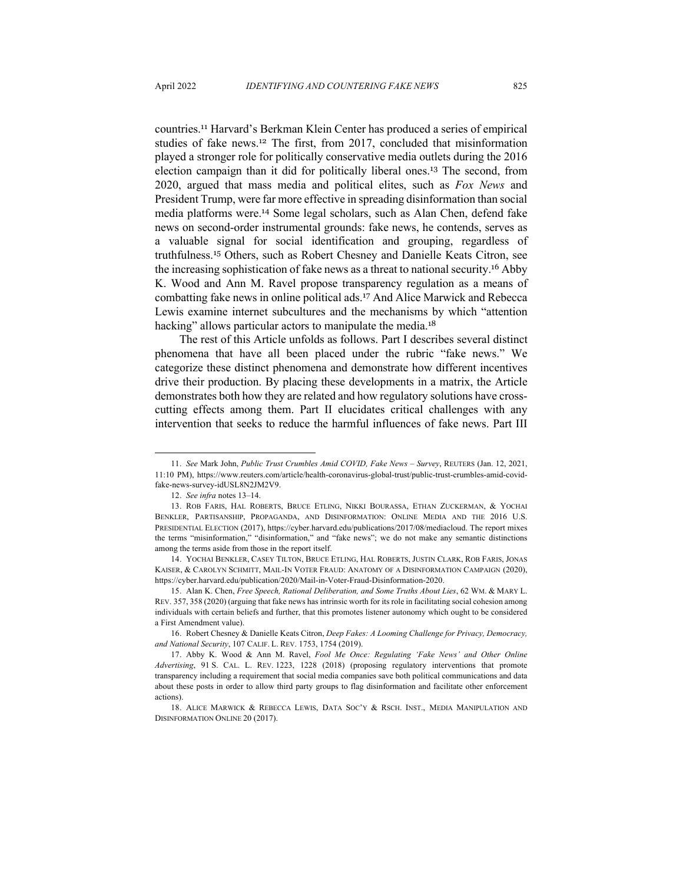countries.[11] Harvard's Berkman Klein Center has produced a series of empirical studies of fake news.[12] The first, from 2017, concluded that misinformation played a stronger role for politically conservative media outlets during the 2016 election campaign than it did for politically liberal ones.[13] The second, from 2020, argued that mass media and political elites, such as *Fox News* and President Trump, were far more effective in spreading disinformation than social media platforms were.[14] Some legal scholars, such as Alan Chen, defend fake news on second-order instrumental grounds: fake news, he contends, serves as a valuable signal for social identification and grouping, regardless of truthfulness.[15] Others, such as Robert Chesney and Danielle Keats Citron, see the increasing sophistication of fake news as a threat to national security.[16] Abby K. Wood and Ann M. Ravel propose transparency regulation as a means of combatting fake news in online political ads.[17] And Alice Marwick and Rebecca Lewis examine internet subcultures and the mechanisms by which "attention hacking" allows particular actors to manipulate the media.[18]

The rest of this Article unfolds as follows. Part I describes several distinct phenomena that have all been placed under the rubric "fake news." We categorize these distinct phenomena and demonstrate how different incentives drive their production. By placing these developments in a matrix, the Article demonstrates both how they are related and how regulatory solutions have cross-cutting effects among them. Part II elucidates critical challenges with any intervention that seeks to reduce the harmful influences of fake news. Part III

---

11. *See* Mark John, *Public Trust Crumbles Amid COVID, Fake News – Survey*, REUTERS (Jan. 12, 2021, 11:10 PM), https://www.reuters.com/article/health-coronavirus-global-trust/public-trust-crumbles-amid-covid-fake-news-survey-idUSL8N2JM2V9.

12. *See infra* notes 13–14.

13. ROB FARIS, HAL ROBERTS, BRUCE ETLING, NIKKI BOURASSA, ETHAN ZUCKERMAN, & YOCHAI BENKLER, PARTISANSHIP, PROPAGANDA, AND DISINFORMATION: ONLINE MEDIA AND THE 2016 U.S. PRESIDENTIAL ELECTION (2017), https://cyber.harvard.edu/publications/2017/08/mediacloud. The report mixes the terms "misinformation," "disinformation," and "fake news"; we do not make any semantic distinctions among the terms aside from those in the report itself.

14. YOCHAI BENKLER, CASEY TILTON, BRUCE ETLING, HAL ROBERTS, JUSTIN CLARK, ROB FARIS, JONAS KAISER, & CAROLYN SCHMITT, MAIL-IN VOTER FRAUD: ANATOMY OF A DISINFORMATION CAMPAIGN (2020), https://cyber.harvard.edu/publication/2020/Mail-in-Voter-Fraud-Disinformation-2020.

15. Alan K. Chen, *Free Speech, Rational Deliberation, and Some Truths About Lies*, 62 WM. & MARY L. REV. 357, 358 (2020) (arguing that fake news has intrinsic worth for its role in facilitating social cohesion among individuals with certain beliefs and further, that this promotes listener autonomy which ought to be considered a First Amendment value).

16. Robert Chesney & Danielle Keats Citron, *Deep Fakes: A Looming Challenge for Privacy, Democracy, and National Security*, 107 CALIF. L. REV. 1753, 1754 (2019).

17. Abby K. Wood & Ann M. Ravel, *Fool Me Once: Regulating 'Fake News' and Other Online Advertising*, 91 S. CAL. L. REV. 1223, 1228 (2018) (proposing regulatory interventions that promote transparency including a requirement that social media companies save both political communications and data about these posts in order to allow third party groups to flag disinformation and facilitate other enforcement actions).

18. ALICE MARWICK & REBECCA LEWIS, DATA SOC'Y & RSCH. INST., MEDIA MANIPULATION AND DISINFORMATION ONLINE 20 (2017).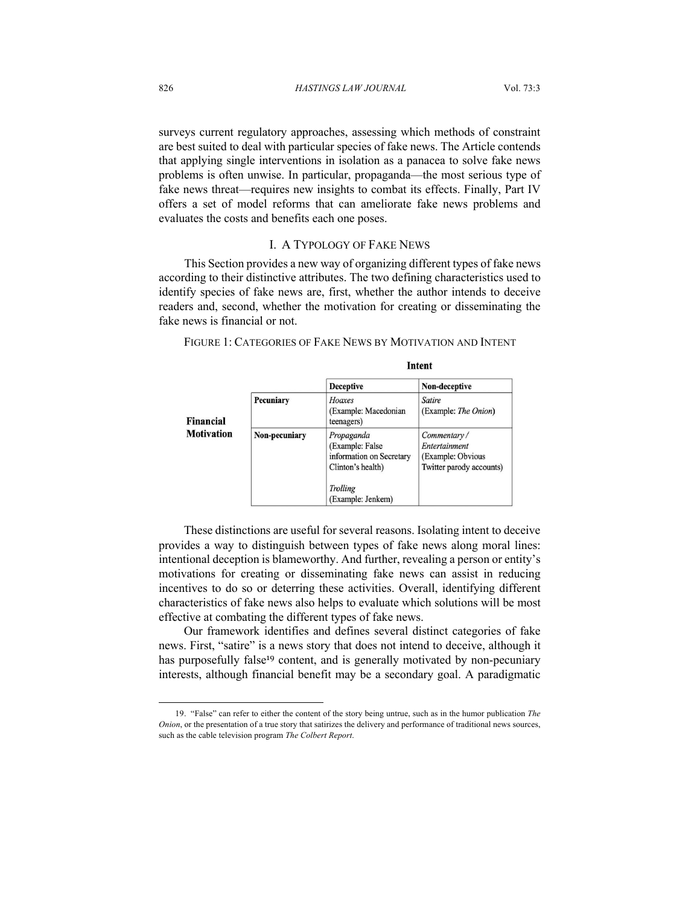surveys current regulatory approaches, assessing which methods of constraint are best suited to deal with particular species of fake news. The Article contends that applying single interventions in isolation as a panacea to solve fake news problems is often unwise. In particular, propaganda—the most serious type of fake news threat—requires new insights to combat its effects. Finally, Part IV offers a set of model reforms that can ameliorate fake news problems and evaluates the costs and benefits each one poses.

## I. A Typology of Fake News

This Section provides a new way of organizing different types of fake news according to their distinctive attributes. The two defining characteristics used to identify species of fake news are, first, whether the author intends to deceive readers and, second, whether the motivation for creating or disseminating the fake news is financial or not.

FIGURE 1: CATEGORIES OF FAKE NEWS BY MOTIVATION AND INTENT

| | | **Intent** | |
|---|---|---|---|
| | | **Deceptive** | **Non-deceptive** |
| **Financial Motivation** | **Pecuniary** | *Hoaxes* (Example: Macedonian teenagers) | *Satire* (Example: *The Onion*) |
| | **Non-pecuniary** | *Propaganda* (Example: False information on Secretary Clinton's health) <br><br> *Trolling* (Example: Jenkem) | *Commentary / Entertainment* (Example: Obvious Twitter parody accounts) |

These distinctions are useful for several reasons. Isolating intent to deceive provides a way to distinguish between types of fake news along moral lines: intentional deception is blameworthy. And further, revealing a person or entity's motivations for creating or disseminating fake news can assist in reducing incentives to do so or deterring these activities. Overall, identifying different characteristics of fake news also helps to evaluate which solutions will be most effective at combating the different types of fake news.

Our framework identifies and defines several distinct categories of fake news. First, "satire" is a news story that does not intend to deceive, although it has purposefully false[19] content, and is generally motivated by non-pecuniary interests, although financial benefit may be a secondary goal. A paradigmatic

---

19. "False" can refer to either the content of the story being untrue, such as in the humor publication *The Onion*, or the presentation of a true story that satirizes the delivery and performance of traditional news sources, such as the cable television program *The Colbert Report*.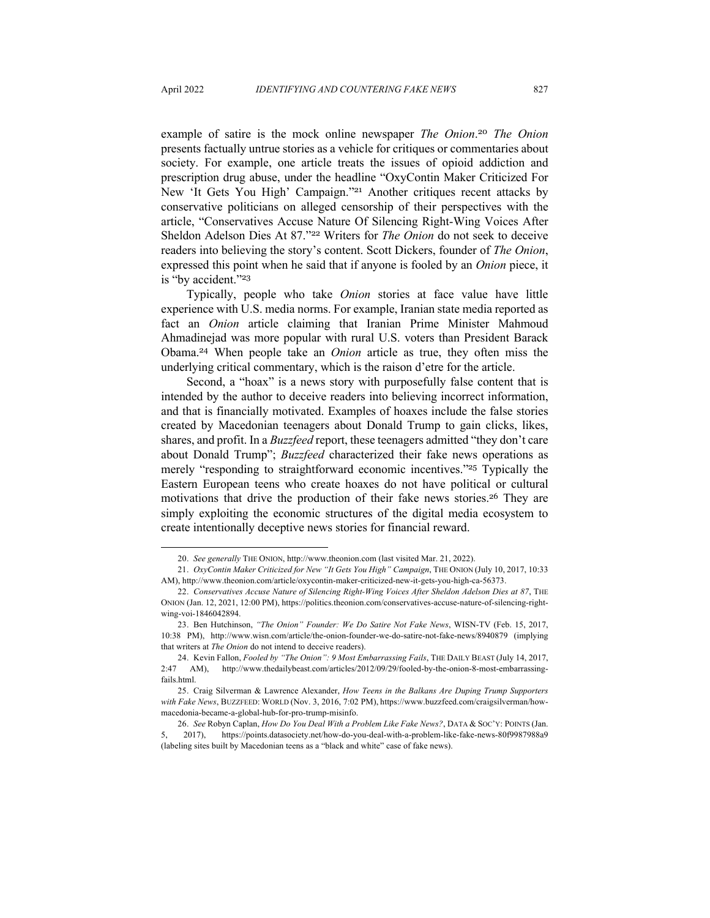example of satire is the mock online newspaper *The Onion*.[20] *The Onion* presents factually untrue stories as a vehicle for critiques or commentaries about society. For example, one article treats the issues of opioid addiction and prescription drug abuse, under the headline "OxyContin Maker Criticized For New 'It Gets You High' Campaign."[21] Another critiques recent attacks by conservative politicians on alleged censorship of their perspectives with the article, "Conservatives Accuse Nature Of Silencing Right-Wing Voices After Sheldon Adelson Dies At 87."[22] Writers for *The Onion* do not seek to deceive readers into believing the story's content. Scott Dickers, founder of *The Onion*, expressed this point when he said that if anyone is fooled by an *Onion* piece, it is "by accident."[23]

Typically, people who take *Onion* stories at face value have little experience with U.S. media norms. For example, Iranian state media reported as fact an *Onion* article claiming that Iranian Prime Minister Mahmoud Ahmadinejad was more popular with rural U.S. voters than President Barack Obama.[24] When people take an *Onion* article as true, they often miss the underlying critical commentary, which is the raison d'etre for the article.

Second, a "hoax" is a news story with purposefully false content that is intended by the author to deceive readers into believing incorrect information, and that is financially motivated. Examples of hoaxes include the false stories created by Macedonian teenagers about Donald Trump to gain clicks, likes, shares, and profit. In a *Buzzfeed* report, these teenagers admitted "they don't care about Donald Trump"; *Buzzfeed* characterized their fake news operations as merely "responding to straightforward economic incentives."[25] Typically the Eastern European teens who create hoaxes do not have political or cultural motivations that drive the production of their fake news stories.[26] They are simply exploiting the economic structures of the digital media ecosystem to create intentionally deceptive news stories for financial reward.

---

20. *See generally* THE ONION, http://www.theonion.com (last visited Mar. 21, 2022).

21. *OxyContin Maker Criticized for New "It Gets You High" Campaign*, THE ONION (July 10, 2017, 10:33 AM), http://www.theonion.com/article/oxycontin-maker-criticized-new-it-gets-you-high-ca-56373.

22. *Conservatives Accuse Nature of Silencing Right-Wing Voices After Sheldon Adelson Dies at 87*, THE ONION (Jan. 12, 2021, 12:00 PM), https://politics.theonion.com/conservatives-accuse-nature-of-silencing-right-wing-voi-1846042894.

23. Ben Hutchinson, *"The Onion" Founder: We Do Satire Not Fake News*, WISN-TV (Feb. 15, 2017, 10:38 PM), http://www.wisn.com/article/the-onion-founder-we-do-satire-not-fake-news/8940879 (implying that writers at *The Onion* do not intend to deceive readers).

24. Kevin Fallon, *Fooled by "The Onion": 9 Most Embarrassing Fails*, THE DAILY BEAST (July 14, 2017, 2:47 AM), http://www.thedailybeast.com/articles/2012/09/29/fooled-by-the-onion-8-most-embarrassing-fails.html.

25. Craig Silverman & Lawrence Alexander, *How Teens in the Balkans Are Duping Trump Supporters with Fake News*, BUZZFEED: WORLD (Nov. 3, 2016, 7:02 PM), https://www.buzzfeed.com/craigsilverman/how-macedonia-became-a-global-hub-for-pro-trump-misinfo.

26. *See* Robyn Caplan, *How Do You Deal With a Problem Like Fake News?*, DATA & SOC'Y: POINTS (Jan. 5, 2017), https://points.datasociety.net/how-do-you-deal-with-a-problem-like-fake-news-80f9987988a9 (labeling sites built by Macedonian teens as a "black and white" case of fake news).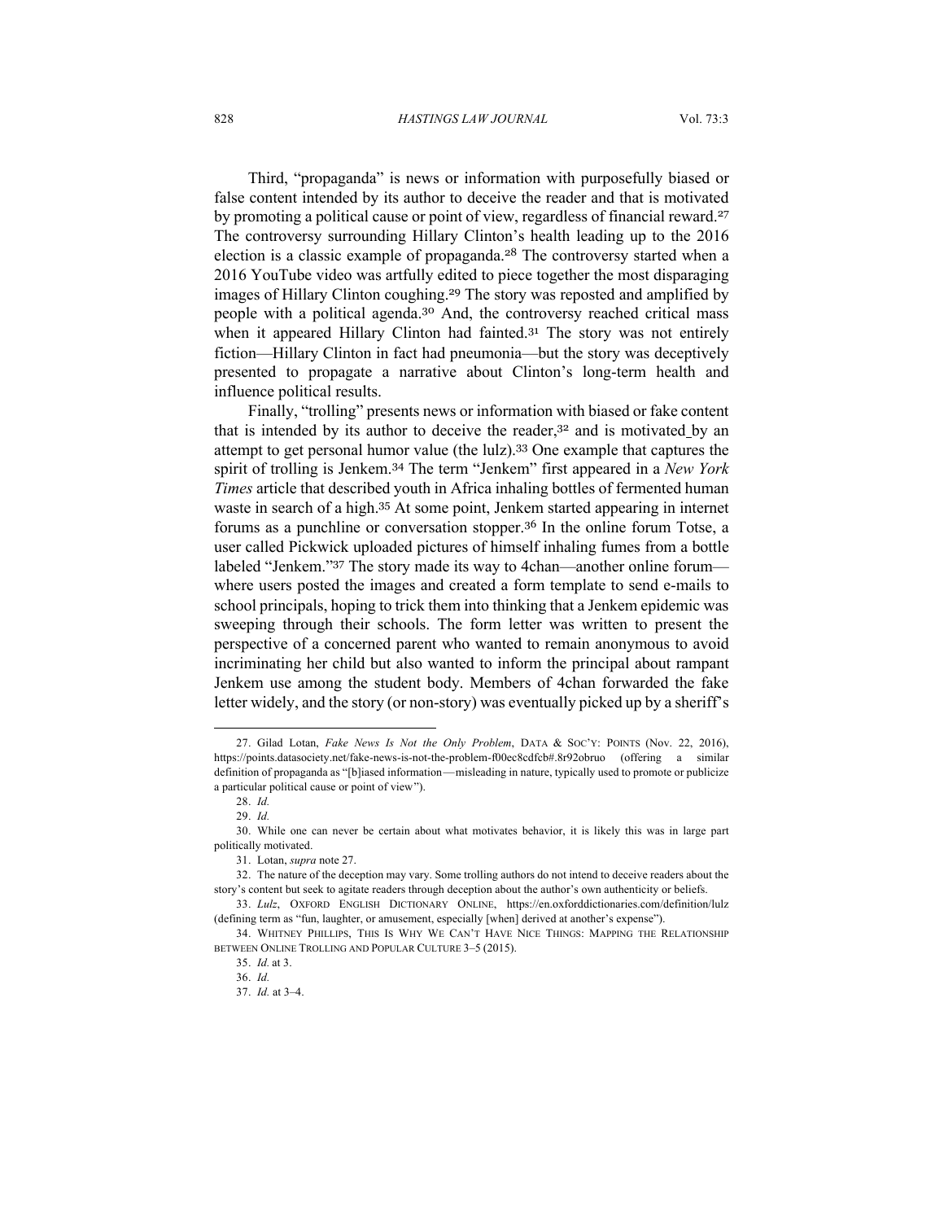Third, "propaganda" is news or information with purposefully biased or false content intended by its author to deceive the reader and that is motivated by promoting a political cause or point of view, regardless of financial reward.[27] The controversy surrounding Hillary Clinton's health leading up to the 2016 election is a classic example of propaganda.[28] The controversy started when a 2016 YouTube video was artfully edited to piece together the most disparaging images of Hillary Clinton coughing.[29] The story was reposted and amplified by people with a political agenda.[30] And, the controversy reached critical mass when it appeared Hillary Clinton had fainted.[31] The story was not entirely fiction—Hillary Clinton in fact had pneumonia—but the story was deceptively presented to propagate a narrative about Clinton's long-term health and influence political results.

Finally, "trolling" presents news or information with biased or fake content that is intended by its author to deceive the reader,[32] and is motivated by an attempt to get personal humor value (the lulz).[33] One example that captures the spirit of trolling is Jenkem.[34] The term "Jenkem" first appeared in a *New York Times* article that described youth in Africa inhaling bottles of fermented human waste in search of a high.[35] At some point, Jenkem started appearing in internet forums as a punchline or conversation stopper.[36] In the online forum Totse, a user called Pickwick uploaded pictures of himself inhaling fumes from a bottle labeled "Jenkem."[37] The story made its way to 4chan—another online forum—where users posted the images and created a form template to send e-mails to school principals, hoping to trick them into thinking that a Jenkem epidemic was sweeping through their schools. The form letter was written to present the perspective of a concerned parent who wanted to remain anonymous to avoid incriminating her child but also wanted to inform the principal about rampant Jenkem use among the student body. Members of 4chan forwarded the fake letter widely, and the story (or non-story) was eventually picked up by a sheriff's

---

27. Gilad Lotan, *Fake News Is Not the Only Problem*, DATA & SOC'Y: POINTS (Nov. 22, 2016), https://points.datasociety.net/fake-news-is-not-the-problem-f00ec8cdfcb#.8r92obruo (offering a similar definition of propaganda as "[b]iased information—misleading in nature, typically used to promote or publicize a particular political cause or point of view").

28. *Id.*

29. *Id.*

30. While one can never be certain about what motivates behavior, it is likely this was in large part politically motivated.

31. Lotan, *supra* note 27.

32. The nature of the deception may vary. Some trolling authors do not intend to deceive readers about the story's content but seek to agitate readers through deception about the author's own authenticity or beliefs.

33. *Lulz*, OXFORD ENGLISH DICTIONARY ONLINE, https://en.oxforddictionaries.com/definition/lulz (defining term as "fun, laughter, or amusement, especially [when] derived at another's expense").

34. WHITNEY PHILLIPS, THIS IS WHY WE CAN'T HAVE NICE THINGS: MAPPING THE RELATIONSHIP BETWEEN ONLINE TROLLING AND POPULAR CULTURE 3–5 (2015).

35. *Id.* at 3.

36. *Id.*

37. *Id.* at 3–4.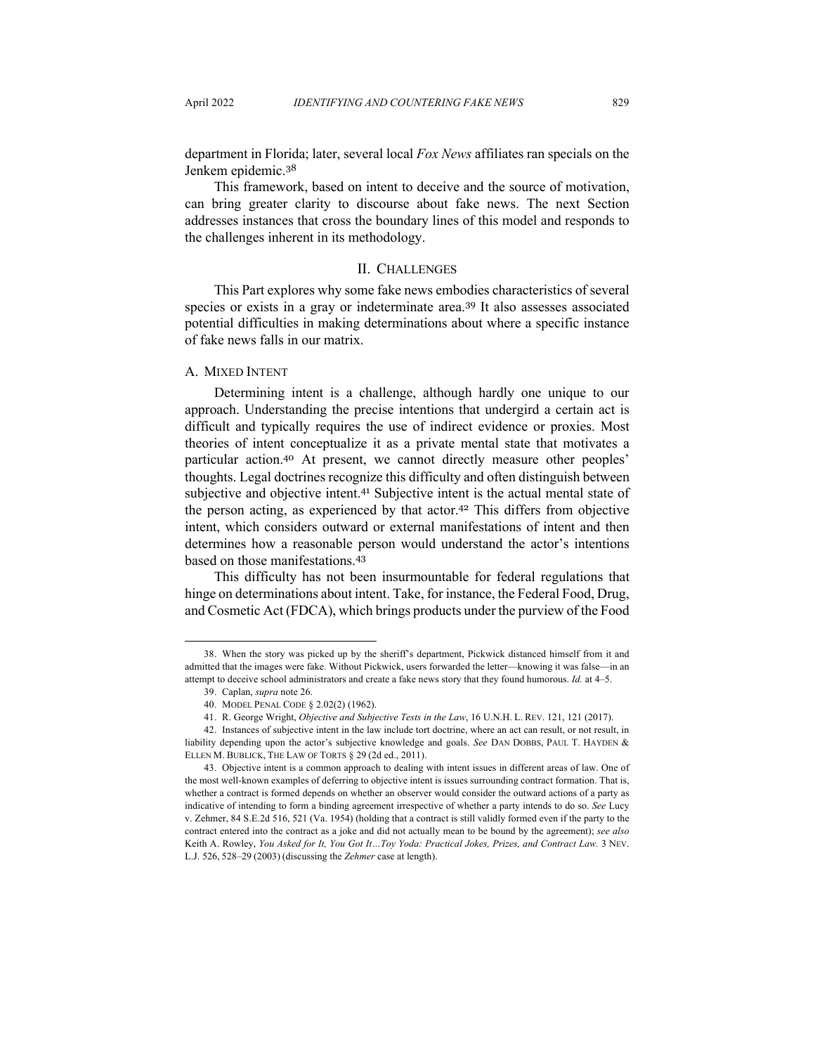department in Florida; later, several local *Fox News* affiliates ran specials on the Jenkem epidemic.[38]

This framework, based on intent to deceive and the source of motivation, can bring greater clarity to discourse about fake news. The next Section addresses instances that cross the boundary lines of this model and responds to the challenges inherent in its methodology.

## II. CHALLENGES

This Part explores why some fake news embodies characteristics of several species or exists in a gray or indeterminate area.[39] It also assesses associated potential difficulties in making determinations about where a specific instance of fake news falls in our matrix.

### A. MIXED INTENT

Determining intent is a challenge, although hardly one unique to our approach. Understanding the precise intentions that undergird a certain act is difficult and typically requires the use of indirect evidence or proxies. Most theories of intent conceptualize it as a private mental state that motivates a particular action.[40] At present, we cannot directly measure other peoples' thoughts. Legal doctrines recognize this difficulty and often distinguish between subjective and objective intent.[41] Subjective intent is the actual mental state of the person acting, as experienced by that actor.[42] This differs from objective intent, which considers outward or external manifestations of intent and then determines how a reasonable person would understand the actor's intentions based on those manifestations.[43]

This difficulty has not been insurmountable for federal regulations that hinge on determinations about intent. Take, for instance, the Federal Food, Drug, and Cosmetic Act (FDCA), which brings products under the purview of the Food

---

38. When the story was picked up by the sheriff's department, Pickwick distanced himself from it and admitted that the images were fake. Without Pickwick, users forwarded the letter—knowing it was false—in an attempt to deceive school administrators and create a fake news story that they found humorous. *Id.* at 4–5.

39. Caplan, *supra* note 26.

40. MODEL PENAL CODE § 2.02(2) (1962).

41. R. George Wright, *Objective and Subjective Tests in the Law*, 16 U.N.H. L. REV. 121, 121 (2017).

42. Instances of subjective intent in the law include tort doctrine, where an act can result, or not result, in liability depending upon the actor's subjective knowledge and goals. *See* DAN DOBBS, PAUL T. HAYDEN & ELLEN M. BUBLICK, THE LAW OF TORTS § 29 (2d ed., 2011).

43. Objective intent is a common approach to dealing with intent issues in different areas of law. One of the most well-known examples of deferring to objective intent is issues surrounding contract formation. That is, whether a contract is formed depends on whether an observer would consider the outward actions of a party as indicative of intending to form a binding agreement irrespective of whether a party intends to do so. *See* Lucy v. Zehmer, 84 S.E.2d 516, 521 (Va. 1954) (holding that a contract is still validly formed even if the party to the contract entered into the contract as a joke and did not actually mean to be bound by the agreement); *see also* Keith A. Rowley, *You Asked for It, You Got It…Toy Yoda: Practical Jokes, Prizes, and Contract Law.* 3 NEV. L.J. 526, 528–29 (2003) (discussing the *Zehmer* case at length).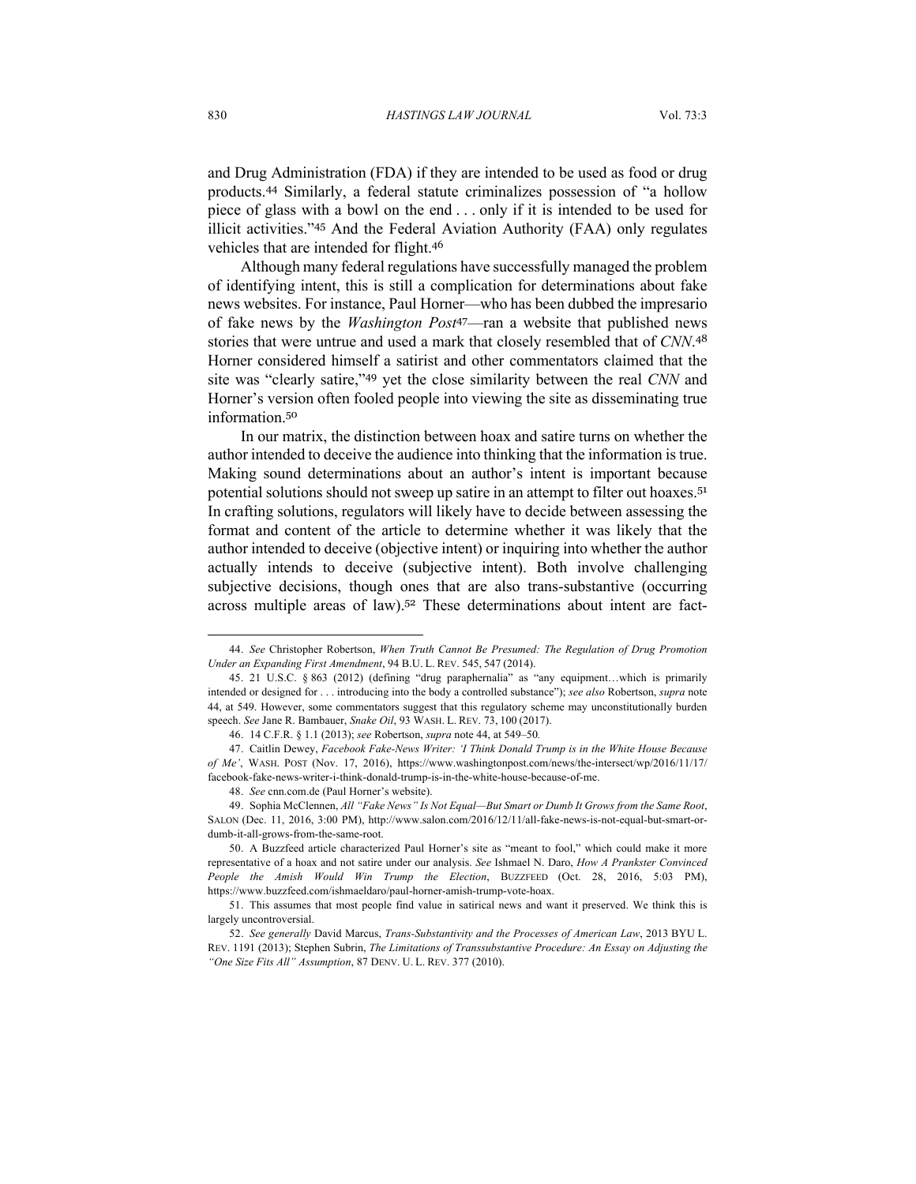and Drug Administration (FDA) if they are intended to be used as food or drug products.[44] Similarly, a federal statute criminalizes possession of "a hollow piece of glass with a bowl on the end . . . only if it is intended to be used for illicit activities."[45] And the Federal Aviation Authority (FAA) only regulates vehicles that are intended for flight.[46]

Although many federal regulations have successfully managed the problem of identifying intent, this is still a complication for determinations about fake news websites. For instance, Paul Horner—who has been dubbed the impresario of fake news by the *Washington Post*[47]—ran a website that published news stories that were untrue and used a mark that closely resembled that of *CNN*.[48] Horner considered himself a satirist and other commentators claimed that the site was "clearly satire,"[49] yet the close similarity between the real *CNN* and Horner's version often fooled people into viewing the site as disseminating true information.[50]

In our matrix, the distinction between hoax and satire turns on whether the author intended to deceive the audience into thinking that the information is true. Making sound determinations about an author's intent is important because potential solutions should not sweep up satire in an attempt to filter out hoaxes.[51] In crafting solutions, regulators will likely have to decide between assessing the format and content of the article to determine whether it was likely that the author intended to deceive (objective intent) or inquiring into whether the author actually intends to deceive (subjective intent). Both involve challenging subjective decisions, though ones that are also trans-substantive (occurring across multiple areas of law).[52] These determinations about intent are fact-

---

44. *See* Christopher Robertson, *When Truth Cannot Be Presumed: The Regulation of Drug Promotion Under an Expanding First Amendment*, 94 B.U. L. REV. 545, 547 (2014).

45. 21 U.S.C. § 863 (2012) (defining "drug paraphernalia" as "any equipment…which is primarily intended or designed for . . . introducing into the body a controlled substance"); *see also* Robertson, *supra* note 44, at 549. However, some commentators suggest that this regulatory scheme may unconstitutionally burden speech. *See* Jane R. Bambauer, *Snake Oil*, 93 WASH. L. REV. 73, 100 (2017).

46. 14 C.F.R. § 1.1 (2013); *see* Robertson, *supra* note 44, at 549–50.

47. Caitlin Dewey, *Facebook Fake-News Writer: 'I Think Donald Trump is in the White House Because of Me'*, WASH. POST (Nov. 17, 2016), https://www.washingtonpost.com/news/the-intersect/wp/2016/11/17/facebook-fake-news-writer-i-think-donald-trump-is-in-the-white-house-because-of-me.

48. *See* cnn.com.de (Paul Horner's website).

49. Sophia McClennen, *All "Fake News" Is Not Equal—But Smart or Dumb It Grows from the Same Root*, SALON (Dec. 11, 2016, 3:00 PM), http://www.salon.com/2016/12/11/all-fake-news-is-not-equal-but-smart-or-dumb-it-all-grows-from-the-same-root.

50. A Buzzfeed article characterized Paul Horner's site as "meant to fool," which could make it more representative of a hoax and not satire under our analysis. *See* Ishmael N. Daro, *How A Prankster Convinced People the Amish Would Win Trump the Election*, BUZZFEED (Oct. 28, 2016, 5:03 PM), https://www.buzzfeed.com/ishmaeldaro/paul-horner-amish-trump-vote-hoax.

51. This assumes that most people find value in satirical news and want it preserved. We think this is largely uncontroversial.

52. *See generally* David Marcus, *Trans-Substantivity and the Processes of American Law*, 2013 BYU L. REV. 1191 (2013); Stephen Subrin, *The Limitations of Transsubstantive Procedure: An Essay on Adjusting the "One Size Fits All" Assumption*, 87 DENV. U. L. REV. 377 (2010).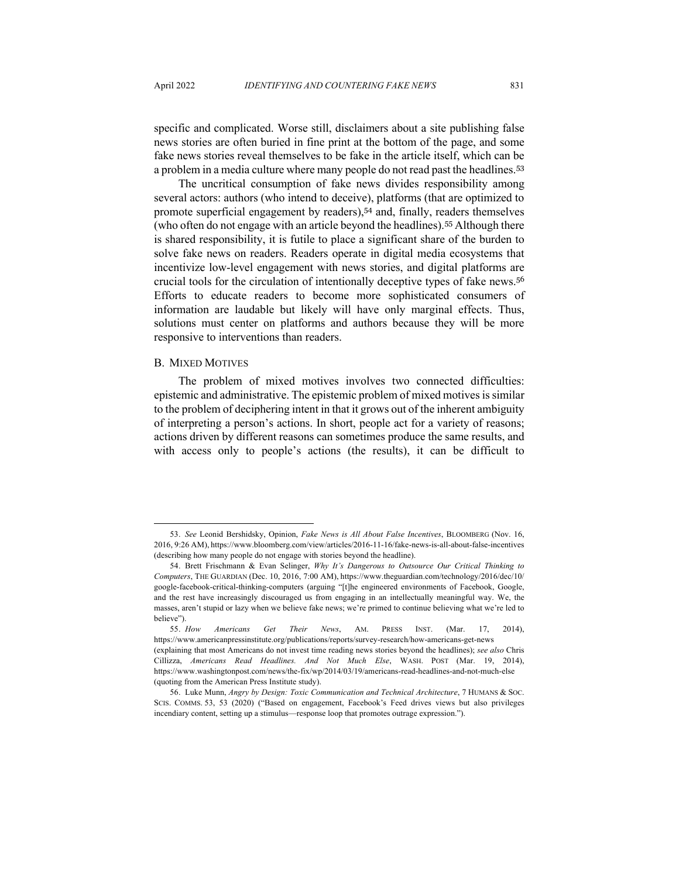specific and complicated. Worse still, disclaimers about a site publishing false news stories are often buried in fine print at the bottom of the page, and some fake news stories reveal themselves to be fake in the article itself, which can be a problem in a media culture where many people do not read past the headlines.[53]

The uncritical consumption of fake news divides responsibility among several actors: authors (who intend to deceive), platforms (that are optimized to promote superficial engagement by readers),[54] and, finally, readers themselves (who often do not engage with an article beyond the headlines).[55] Although there is shared responsibility, it is futile to place a significant share of the burden to solve fake news on readers. Readers operate in digital media ecosystems that incentivize low-level engagement with news stories, and digital platforms are crucial tools for the circulation of intentionally deceptive types of fake news.[56] Efforts to educate readers to become more sophisticated consumers of information are laudable but likely will have only marginal effects. Thus, solutions must center on platforms and authors because they will be more responsive to interventions than readers.

### B. MIXED MOTIVES

The problem of mixed motives involves two connected difficulties: epistemic and administrative. The epistemic problem of mixed motives is similar to the problem of deciphering intent in that it grows out of the inherent ambiguity of interpreting a person's actions. In short, people act for a variety of reasons; actions driven by different reasons can sometimes produce the same results, and with access only to people's actions (the results), it can be difficult to

---

53. *See* Leonid Bershidsky, Opinion, *Fake News is All About False Incentives*, BLOOMBERG (Nov. 16, 2016, 9:26 AM), https://www.bloomberg.com/view/articles/2016-11-16/fake-news-is-all-about-false-incentives (describing how many people do not engage with stories beyond the headline).

54. Brett Frischmann & Evan Selinger, *Why It's Dangerous to Outsource Our Critical Thinking to Computers*, THE GUARDIAN (Dec. 10, 2016, 7:00 AM), https://www.theguardian.com/technology/2016/dec/10/google-facebook-critical-thinking-computers (arguing "[t]he engineered environments of Facebook, Google, and the rest have increasingly discouraged us from engaging in an intellectually meaningful way. We, the masses, aren't stupid or lazy when we believe fake news; we're primed to continue believing what we're led to believe").

55. *How Americans Get Their News*, AM. PRESS INST. (Mar. 17, 2014), https://www.americanpressinstitute.org/publications/reports/survey-research/how-americans-get-news (explaining that most Americans do not invest time reading news stories beyond the headlines); *see also* Chris Cillizza, *Americans Read Headlines. And Not Much Else*, WASH. POST (Mar. 19, 2014), https://www.washingtonpost.com/news/the-fix/wp/2014/03/19/americans-read-headlines-and-not-much-else (quoting from the American Press Institute study).

56. Luke Munn, *Angry by Design: Toxic Communication and Technical Architecture*, 7 HUMANS & SOC. SCIS. COMMS. 53, 53 (2020) ("Based on engagement, Facebook's Feed drives views but also privileges incendiary content, setting up a stimulus—response loop that promotes outrage expression.").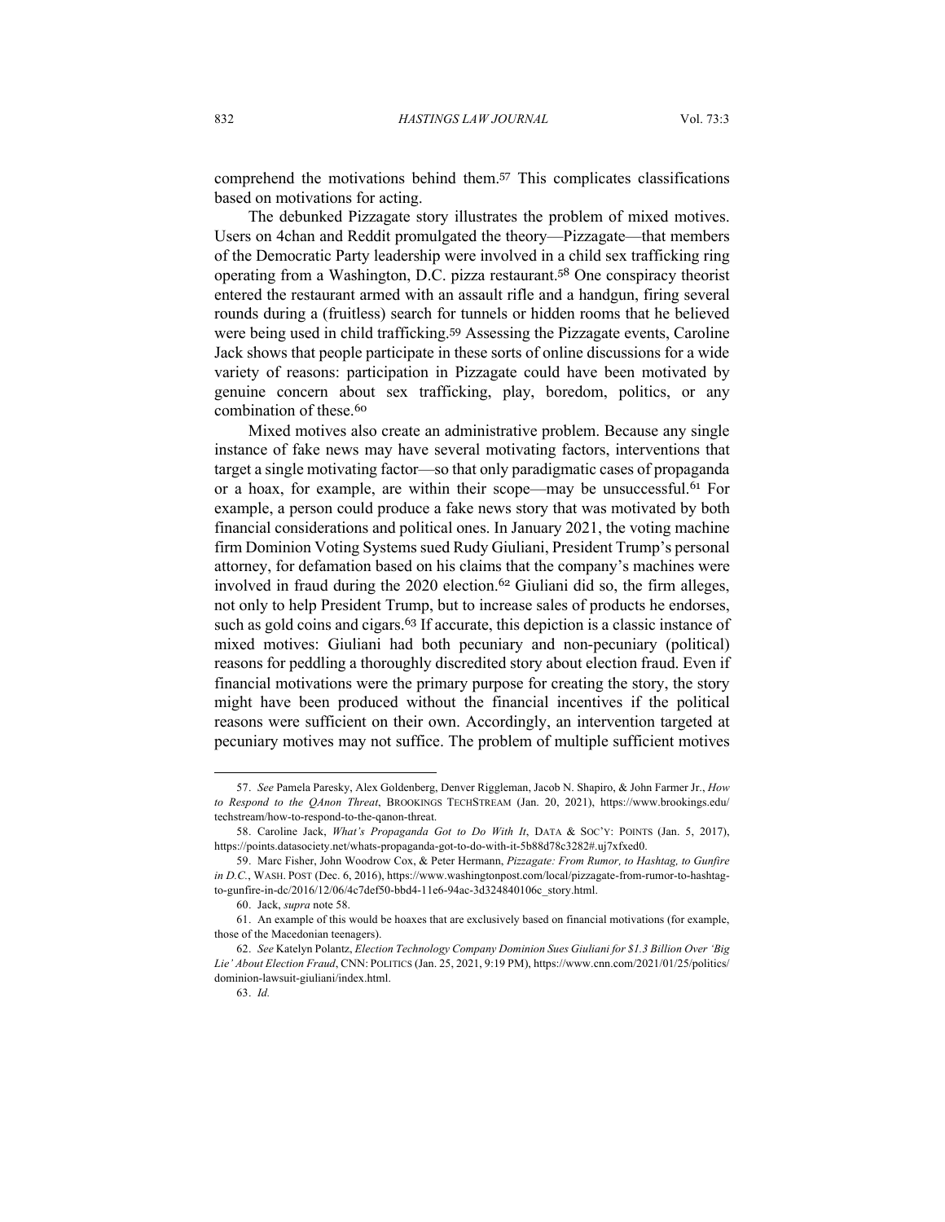comprehend the motivations behind them.[57] This complicates classifications based on motivations for acting.

The debunked Pizzagate story illustrates the problem of mixed motives. Users on 4chan and Reddit promulgated the theory—Pizzagate—that members of the Democratic Party leadership were involved in a child sex trafficking ring operating from a Washington, D.C. pizza restaurant.[58] One conspiracy theorist entered the restaurant armed with an assault rifle and a handgun, firing several rounds during a (fruitless) search for tunnels or hidden rooms that he believed were being used in child trafficking.[59] Assessing the Pizzagate events, Caroline Jack shows that people participate in these sorts of online discussions for a wide variety of reasons: participation in Pizzagate could have been motivated by genuine concern about sex trafficking, play, boredom, politics, or any combination of these.[60]

Mixed motives also create an administrative problem. Because any single instance of fake news may have several motivating factors, interventions that target a single motivating factor—so that only paradigmatic cases of propaganda or a hoax, for example, are within their scope—may be unsuccessful.[61] For example, a person could produce a fake news story that was motivated by both financial considerations and political ones. In January 2021, the voting machine firm Dominion Voting Systems sued Rudy Giuliani, President Trump's personal attorney, for defamation based on his claims that the company's machines were involved in fraud during the 2020 election.[62] Giuliani did so, the firm alleges, not only to help President Trump, but to increase sales of products he endorses, such as gold coins and cigars.[63] If accurate, this depiction is a classic instance of mixed motives: Giuliani had both pecuniary and non-pecuniary (political) reasons for peddling a thoroughly discredited story about election fraud. Even if financial motivations were the primary purpose for creating the story, the story might have been produced without the financial incentives if the political reasons were sufficient on their own. Accordingly, an intervention targeted at pecuniary motives may not suffice. The problem of multiple sufficient motives

---

57. *See* Pamela Paresky, Alex Goldenberg, Denver Riggleman, Jacob N. Shapiro, & John Farmer Jr., *How to Respond to the QAnon Threat*, BROOKINGS TECHSTREAM (Jan. 20, 2021), https://www.brookings.edu/techstream/how-to-respond-to-the-qanon-threat.

58. Caroline Jack, *What's Propaganda Got to Do With It*, DATA & SOC'Y: POINTS (Jan. 5, 2017), https://points.datasociety.net/whats-propaganda-got-to-do-with-it-5b88d78c3282#.uj7xfxed0.

59. Marc Fisher, John Woodrow Cox, & Peter Hermann, *Pizzagate: From Rumor, to Hashtag, to Gunfire in D.C.*, WASH. POST (Dec. 6, 2016), https://www.washingtonpost.com/local/pizzagate-from-rumor-to-hashtag-to-gunfire-in-dc/2016/12/06/4c7def50-bbd4-11e6-94ac-3d324840106c_story.html.

60. Jack, *supra* note 58.

61. An example of this would be hoaxes that are exclusively based on financial motivations (for example, those of the Macedonian teenagers).

62. *See* Katelyn Polantz, *Election Technology Company Dominion Sues Giuliani for $1.3 Billion Over 'Big Lie' About Election Fraud*, CNN: POLITICS (Jan. 25, 2021, 9:19 PM), https://www.cnn.com/2021/01/25/politics/dominion-lawsuit-giuliani/index.html.

63. *Id.*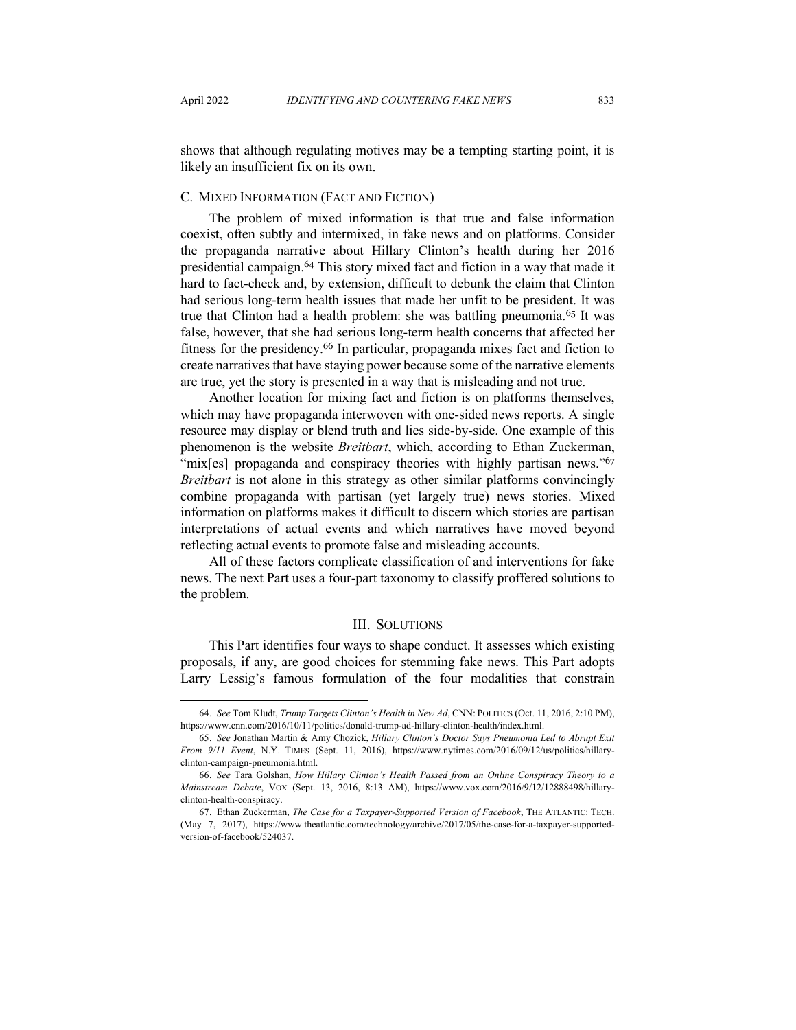shows that although regulating motives may be a tempting starting point, it is likely an insufficient fix on its own.

### C. Mixed Information (Fact and Fiction)

The problem of mixed information is that true and false information coexist, often subtly and intermixed, in fake news and on platforms. Consider the propaganda narrative about Hillary Clinton's health during her 2016 presidential campaign.[64] This story mixed fact and fiction in a way that made it hard to fact-check and, by extension, difficult to debunk the claim that Clinton had serious long-term health issues that made her unfit to be president. It was true that Clinton had a health problem: she was battling pneumonia.[65] It was false, however, that she had serious long-term health concerns that affected her fitness for the presidency.[66] In particular, propaganda mixes fact and fiction to create narratives that have staying power because some of the narrative elements are true, yet the story is presented in a way that is misleading and not true.

Another location for mixing fact and fiction is on platforms themselves, which may have propaganda interwoven with one-sided news reports. A single resource may display or blend truth and lies side-by-side. One example of this phenomenon is the website *Breitbart*, which, according to Ethan Zuckerman, "mix[es] propaganda and conspiracy theories with highly partisan news."[67] *Breitbart* is not alone in this strategy as other similar platforms convincingly combine propaganda with partisan (yet largely true) news stories. Mixed information on platforms makes it difficult to discern which stories are partisan interpretations of actual events and which narratives have moved beyond reflecting actual events to promote false and misleading accounts.

All of these factors complicate classification of and interventions for fake news. The next Part uses a four-part taxonomy to classify proffered solutions to the problem.

## III. Solutions

This Part identifies four ways to shape conduct. It assesses which existing proposals, if any, are good choices for stemming fake news. This Part adopts Larry Lessig's famous formulation of the four modalities that constrain

---

64. *See* Tom Kludt, *Trump Targets Clinton's Health in New Ad*, CNN: POLITICS (Oct. 11, 2016, 2:10 PM), https://www.cnn.com/2016/10/11/politics/donald-trump-ad-hillary-clinton-health/index.html.

65. *See* Jonathan Martin & Amy Chozick, *Hillary Clinton's Doctor Says Pneumonia Led to Abrupt Exit From 9/11 Event*, N.Y. TIMES (Sept. 11, 2016), https://www.nytimes.com/2016/09/12/us/politics/hillary-clinton-campaign-pneumonia.html.

66. *See* Tara Golshan, *How Hillary Clinton's Health Passed from an Online Conspiracy Theory to a Mainstream Debate*, VOX (Sept. 13, 2016, 8:13 AM), https://www.vox.com/2016/9/12/12888498/hillary-clinton-health-conspiracy.

67. Ethan Zuckerman, *The Case for a Taxpayer-Supported Version of Facebook*, THE ATLANTIC: TECH. (May 7, 2017), https://www.theatlantic.com/technology/archive/2017/05/the-case-for-a-taxpayer-supported-version-of-facebook/524037.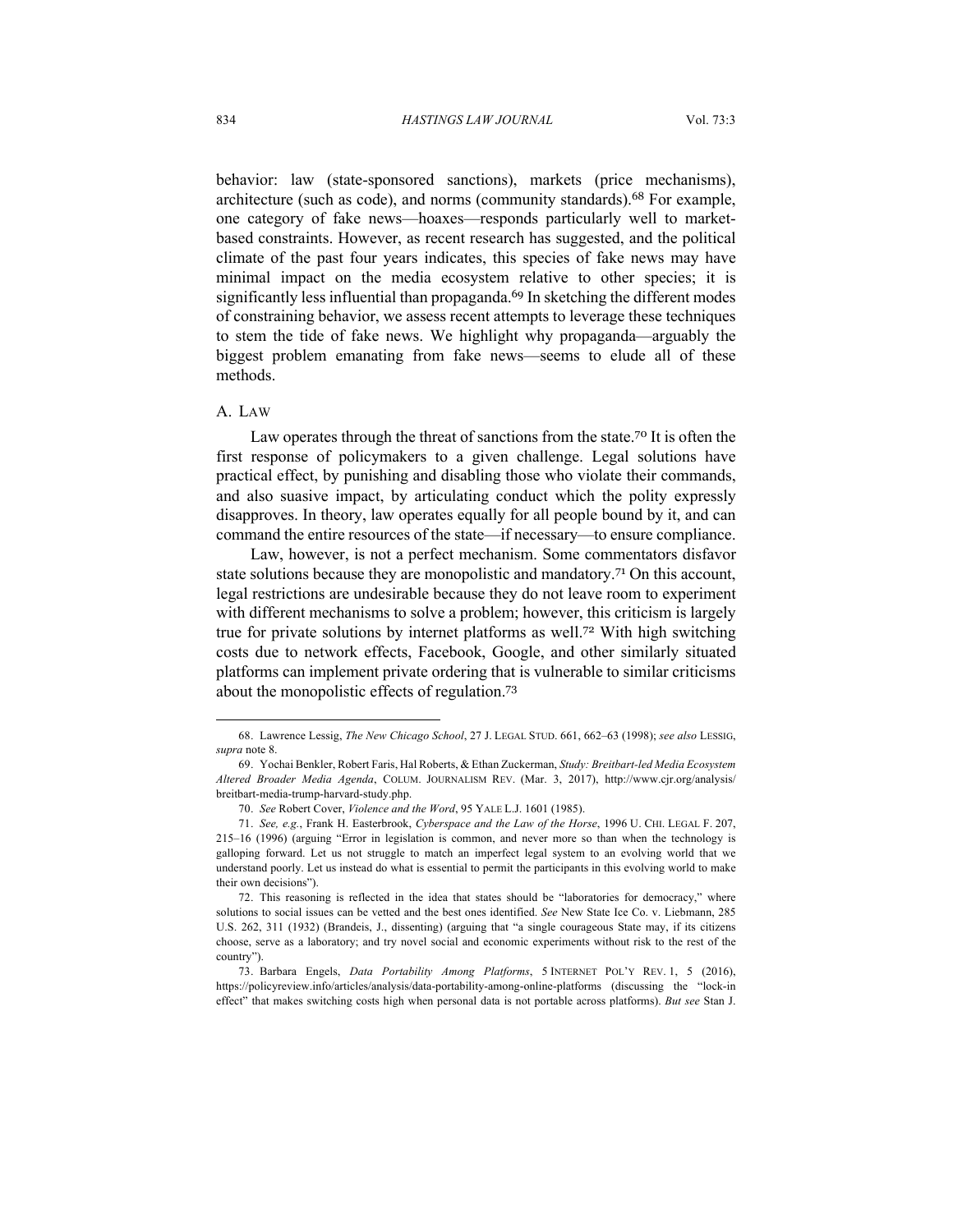behavior: law (state-sponsored sanctions), markets (price mechanisms), architecture (such as code), and norms (community standards).[68] For example, one category of fake news—hoaxes—responds particularly well to market-based constraints. However, as recent research has suggested, and the political climate of the past four years indicates, this species of fake news may have minimal impact on the media ecosystem relative to other species; it is significantly less influential than propaganda.[69] In sketching the different modes of constraining behavior, we assess recent attempts to leverage these techniques to stem the tide of fake news. We highlight why propaganda—arguably the biggest problem emanating from fake news—seems to elude all of these methods.

### A. Law

Law operates through the threat of sanctions from the state.[70] It is often the first response of policymakers to a given challenge. Legal solutions have practical effect, by punishing and disabling those who violate their commands, and also suasive impact, by articulating conduct which the polity expressly disapproves. In theory, law operates equally for all people bound by it, and can command the entire resources of the state—if necessary—to ensure compliance.

Law, however, is not a perfect mechanism. Some commentators disfavor state solutions because they are monopolistic and mandatory.[71] On this account, legal restrictions are undesirable because they do not leave room to experiment with different mechanisms to solve a problem; however, this criticism is largely true for private solutions by internet platforms as well.[72] With high switching costs due to network effects, Facebook, Google, and other similarly situated platforms can implement private ordering that is vulnerable to similar criticisms about the monopolistic effects of regulation.[73]

---

68. Lawrence Lessig, *The New Chicago School*, 27 J. LEGAL STUD. 661, 662–63 (1998); *see also* LESSIG, *supra* note 8.

69. Yochai Benkler, Robert Faris, Hal Roberts, & Ethan Zuckerman, *Study: Breitbart-led Media Ecosystem Altered Broader Media Agenda*, COLUM. JOURNALISM REV. (Mar. 3, 2017), http://www.cjr.org/analysis/breitbart-media-trump-harvard-study.php.

70. *See* Robert Cover, *Violence and the Word*, 95 YALE L.J. 1601 (1985).

71. *See, e.g.*, Frank H. Easterbrook, *Cyberspace and the Law of the Horse*, 1996 U. CHI. LEGAL F. 207, 215–16 (1996) (arguing "Error in legislation is common, and never more so than when the technology is galloping forward. Let us not struggle to match an imperfect legal system to an evolving world that we understand poorly. Let us instead do what is essential to permit the participants in this evolving world to make their own decisions").

72. This reasoning is reflected in the idea that states should be "laboratories for democracy," where solutions to social issues can be vetted and the best ones identified. *See* New State Ice Co. v. Liebmann, 285 U.S. 262, 311 (1932) (Brandeis, J., dissenting) (arguing that "a single courageous State may, if its citizens choose, serve as a laboratory; and try novel social and economic experiments without risk to the rest of the country").

73. Barbara Engels, *Data Portability Among Platforms*, 5 INTERNET POL'Y REV. 1, 5 (2016), https://policyreview.info/articles/analysis/data-portability-among-online-platforms (discussing the "lock-in effect" that makes switching costs high when personal data is not portable across platforms). *But see* Stan J.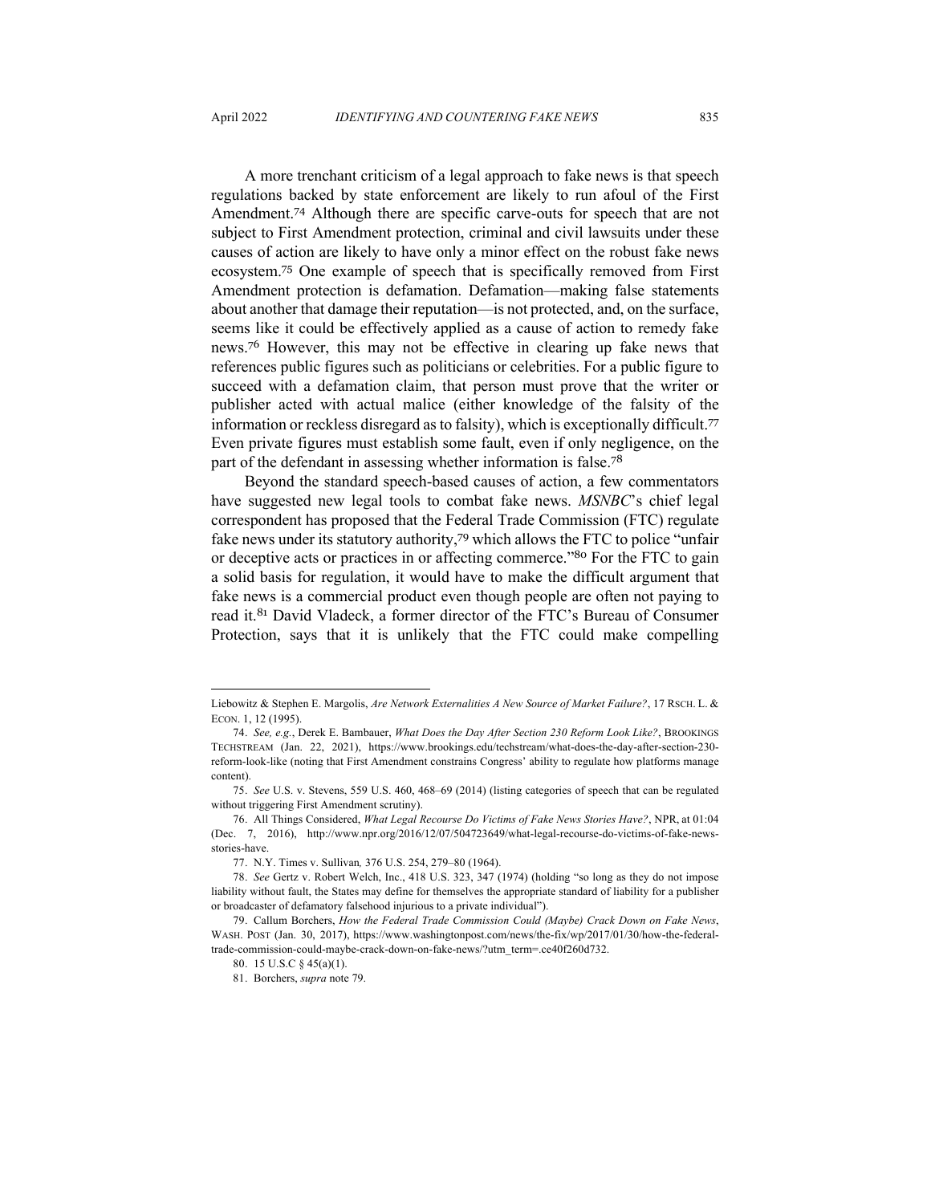A more trenchant criticism of a legal approach to fake news is that speech regulations backed by state enforcement are likely to run afoul of the First Amendment.[74] Although there are specific carve-outs for speech that are not subject to First Amendment protection, criminal and civil lawsuits under these causes of action are likely to have only a minor effect on the robust fake news ecosystem.[75] One example of speech that is specifically removed from First Amendment protection is defamation. Defamation—making false statements about another that damage their reputation—is not protected, and, on the surface, seems like it could be effectively applied as a cause of action to remedy fake news.[76] However, this may not be effective in clearing up fake news that references public figures such as politicians or celebrities. For a public figure to succeed with a defamation claim, that person must prove that the writer or publisher acted with actual malice (either knowledge of the falsity of the information or reckless disregard as to falsity), which is exceptionally difficult.[77] Even private figures must establish some fault, even if only negligence, on the part of the defendant in assessing whether information is false.[78]

Beyond the standard speech-based causes of action, a few commentators have suggested new legal tools to combat fake news. *MSNBC*'s chief legal correspondent has proposed that the Federal Trade Commission (FTC) regulate fake news under its statutory authority,[79] which allows the FTC to police "unfair or deceptive acts or practices in or affecting commerce."[80] For the FTC to gain a solid basis for regulation, it would have to make the difficult argument that fake news is a commercial product even though people are often not paying to read it.[81] David Vladeck, a former director of the FTC's Bureau of Consumer Protection, says that it is unlikely that the FTC could make compelling

---

Liebowitz & Stephen E. Margolis, *Are Network Externalities A New Source of Market Failure?*, 17 RSCH. L. & ECON. 1, 12 (1995).

74. *See, e.g.*, Derek E. Bambauer, *What Does the Day After Section 230 Reform Look Like?*, BROOKINGS TECHSTREAM (Jan. 22, 2021), https://www.brookings.edu/techstream/what-does-the-day-after-section-230-reform-look-like (noting that First Amendment constrains Congress' ability to regulate how platforms manage content).

75. *See* U.S. v. Stevens, 559 U.S. 460, 468–69 (2014) (listing categories of speech that can be regulated without triggering First Amendment scrutiny).

76. All Things Considered, *What Legal Recourse Do Victims of Fake News Stories Have?*, NPR, at 01:04 (Dec. 7, 2016), http://www.npr.org/2016/12/07/504723649/what-legal-recourse-do-victims-of-fake-news-stories-have.

77. N.Y. Times v. Sullivan*,* 376 U.S. 254, 279–80 (1964).

78. *See* Gertz v. Robert Welch, Inc., 418 U.S. 323, 347 (1974) (holding "so long as they do not impose liability without fault, the States may define for themselves the appropriate standard of liability for a publisher or broadcaster of defamatory falsehood injurious to a private individual").

79. Callum Borchers, *How the Federal Trade Commission Could (Maybe) Crack Down on Fake News*, WASH. POST (Jan. 30, 2017), https://www.washingtonpost.com/news/the-fix/wp/2017/01/30/how-the-federal-trade-commission-could-maybe-crack-down-on-fake-news/?utm_term=.ce40f260d732.

80. 15 U.S.C § 45(a)(1).

81. Borchers, *supra* note 79.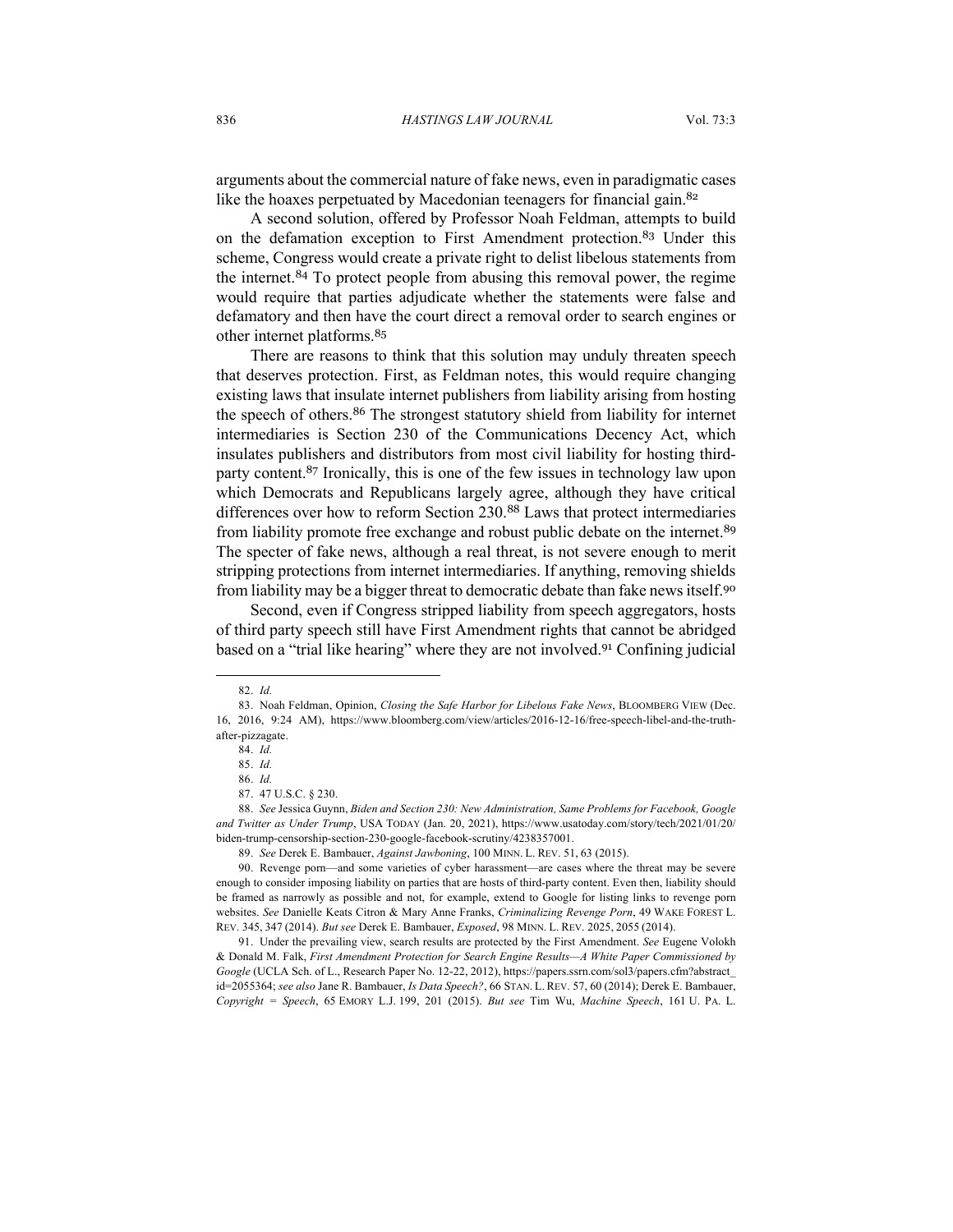arguments about the commercial nature of fake news, even in paradigmatic cases like the hoaxes perpetuated by Macedonian teenagers for financial gain.[82]

A second solution, offered by Professor Noah Feldman, attempts to build on the defamation exception to First Amendment protection.[83] Under this scheme, Congress would create a private right to delist libelous statements from the internet.[84] To protect people from abusing this removal power, the regime would require that parties adjudicate whether the statements were false and defamatory and then have the court direct a removal order to search engines or other internet platforms.[85]

There are reasons to think that this solution may unduly threaten speech that deserves protection. First, as Feldman notes, this would require changing existing laws that insulate internet publishers from liability arising from hosting the speech of others.[86] The strongest statutory shield from liability for internet intermediaries is Section 230 of the Communications Decency Act, which insulates publishers and distributors from most civil liability for hosting third-party content.[87] Ironically, this is one of the few issues in technology law upon which Democrats and Republicans largely agree, although they have critical differences over how to reform Section 230.[88] Laws that protect intermediaries from liability promote free exchange and robust public debate on the internet.[89] The specter of fake news, although a real threat, is not severe enough to merit stripping protections from internet intermediaries. If anything, removing shields from liability may be a bigger threat to democratic debate than fake news itself.[90]

Second, even if Congress stripped liability from speech aggregators, hosts of third party speech still have First Amendment rights that cannot be abridged based on a "trial like hearing" where they are not involved.[91] Confining judicial

---

82. *Id.*

83. Noah Feldman, Opinion, *Closing the Safe Harbor for Libelous Fake News*, BLOOMBERG VIEW (Dec. 16, 2016, 9:24 AM), https://www.bloomberg.com/view/articles/2016-12-16/free-speech-libel-and-the-truth-after-pizzagate.

84. *Id.*

85. *Id.*

86. *Id.*

87. 47 U.S.C. § 230.

88. *See* Jessica Guynn, *Biden and Section 230: New Administration, Same Problems for Facebook, Google and Twitter as Under Trump*, USA TODAY (Jan. 20, 2021), https://www.usatoday.com/story/tech/2021/01/20/biden-trump-censorship-section-230-google-facebook-scrutiny/4238357001.

89. *See* Derek E. Bambauer, *Against Jawboning*, 100 MINN. L. REV. 51, 63 (2015).

90. Revenge porn—and some varieties of cyber harassment—are cases where the threat may be severe enough to consider imposing liability on parties that are hosts of third-party content. Even then, liability should be framed as narrowly as possible and not, for example, extend to Google for listing links to revenge porn websites. *See* Danielle Keats Citron & Mary Anne Franks, *Criminalizing Revenge Porn*, 49 WAKE FOREST L. REV. 345, 347 (2014). *But see* Derek E. Bambauer, *Exposed*, 98 MINN. L. REV. 2025, 2055 (2014).

91. Under the prevailing view, search results are protected by the First Amendment. *See* Eugene Volokh & Donald M. Falk, *First Amendment Protection for Search Engine Results—A White Paper Commissioned by Google* (UCLA Sch. of L., Research Paper No. 12-22, 2012), https://papers.ssrn.com/sol3/papers.cfm?abstract_id=2055364; *see also* Jane R. Bambauer, *Is Data Speech?*, 66 STAN. L. REV. 57, 60 (2014); Derek E. Bambauer, *Copyright = Speech*, 65 EMORY L.J. 199, 201 (2015). *But see* Tim Wu, *Machine Speech*, 161 U. PA. L.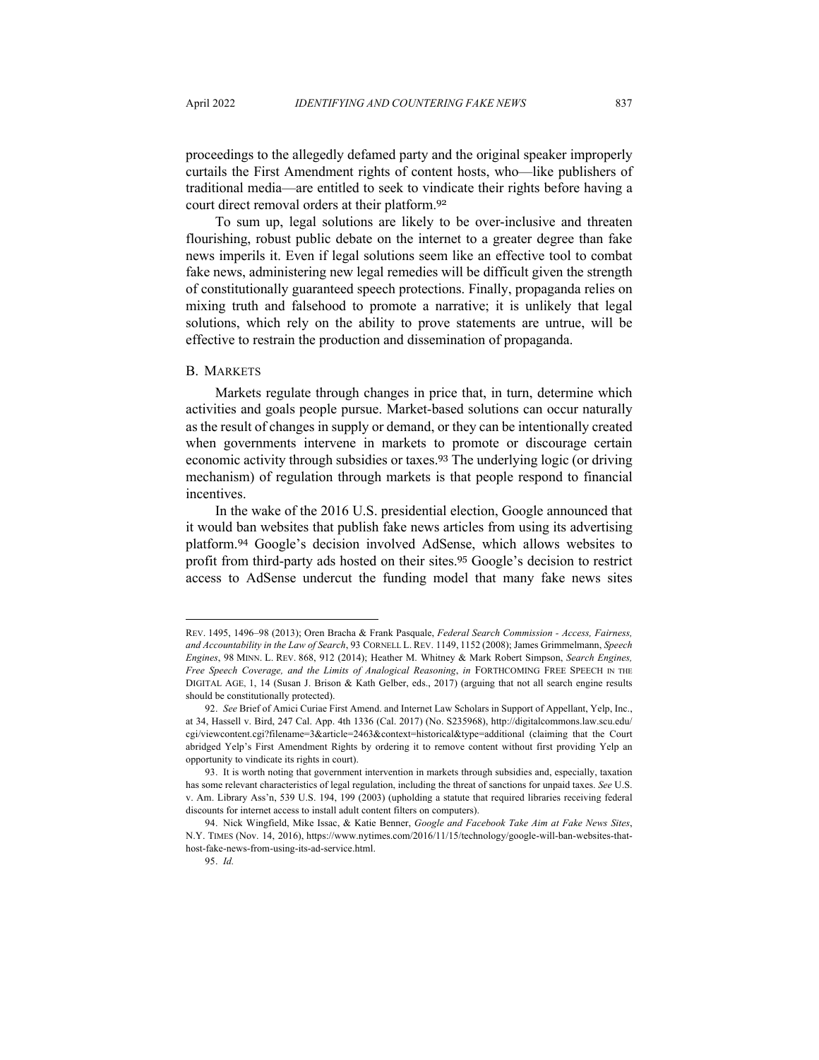proceedings to the allegedly defamed party and the original speaker improperly curtails the First Amendment rights of content hosts, who—like publishers of traditional media—are entitled to seek to vindicate their rights before having a court direct removal orders at their platform.[92]

To sum up, legal solutions are likely to be over-inclusive and threaten flourishing, robust public debate on the internet to a greater degree than fake news imperils it. Even if legal solutions seem like an effective tool to combat fake news, administering new legal remedies will be difficult given the strength of constitutionally guaranteed speech protections. Finally, propaganda relies on mixing truth and falsehood to promote a narrative; it is unlikely that legal solutions, which rely on the ability to prove statements are untrue, will be effective to restrain the production and dissemination of propaganda.

### B. Markets

Markets regulate through changes in price that, in turn, determine which activities and goals people pursue. Market-based solutions can occur naturally as the result of changes in supply or demand, or they can be intentionally created when governments intervene in markets to promote or discourage certain economic activity through subsidies or taxes.[93] The underlying logic (or driving mechanism) of regulation through markets is that people respond to financial incentives.

In the wake of the 2016 U.S. presidential election, Google announced that it would ban websites that publish fake news articles from using its advertising platform.[94] Google's decision involved AdSense, which allows websites to profit from third-party ads hosted on their sites.[95] Google's decision to restrict access to AdSense undercut the funding model that many fake news sites

---

REV. 1495, 1496–98 (2013); Oren Bracha & Frank Pasquale, *Federal Search Commission - Access, Fairness, and Accountability in the Law of Search*, 93 CORNELL L. REV. 1149, 1152 (2008); James Grimmelmann, *Speech Engines*, 98 MINN. L. REV. 868, 912 (2014); Heather M. Whitney & Mark Robert Simpson, *Search Engines, Free Speech Coverage, and the Limits of Analogical Reasoning*, *in* FORTHCOMING FREE SPEECH IN THE DIGITAL AGE, 1, 14 (Susan J. Brison & Kath Gelber, eds., 2017) (arguing that not all search engine results should be constitutionally protected).

92. *See* Brief of Amici Curiae First Amend. and Internet Law Scholars in Support of Appellant, Yelp, Inc., at 34, Hassell v. Bird, 247 Cal. App. 4th 1336 (Cal. 2017) (No. S235968), http://digitalcommons.law.scu.edu/cgi/viewcontent.cgi?filename=3&article=2463&context=historical&type=additional (claiming that the Court abridged Yelp's First Amendment Rights by ordering it to remove content without first providing Yelp an opportunity to vindicate its rights in court).

93. It is worth noting that government intervention in markets through subsidies and, especially, taxation has some relevant characteristics of legal regulation, including the threat of sanctions for unpaid taxes. *See* U.S. v. Am. Library Ass'n, 539 U.S. 194, 199 (2003) (upholding a statute that required libraries receiving federal discounts for internet access to install adult content filters on computers).

94. Nick Wingfield, Mike Issac, & Katie Benner, *Google and Facebook Take Aim at Fake News Sites*, N.Y. TIMES (Nov. 14, 2016), https://www.nytimes.com/2016/11/15/technology/google-will-ban-websites-that-host-fake-news-from-using-its-ad-service.html.

95. *Id.*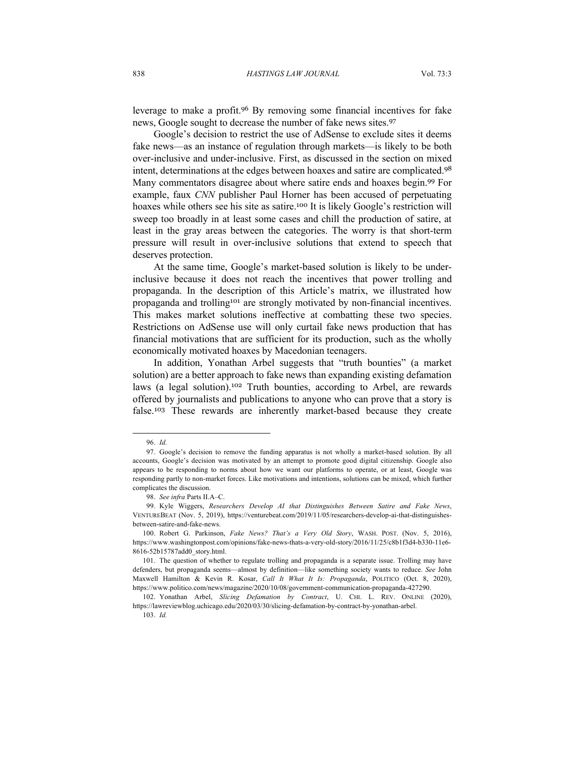leverage to make a profit.[96] By removing some financial incentives for fake news, Google sought to decrease the number of fake news sites.[97]

Google's decision to restrict the use of AdSense to exclude sites it deems fake news—as an instance of regulation through markets—is likely to be both over-inclusive and under-inclusive. First, as discussed in the section on mixed intent, determinations at the edges between hoaxes and satire are complicated.[98] Many commentators disagree about where satire ends and hoaxes begin.[99] For example, faux *CNN* publisher Paul Horner has been accused of perpetuating hoaxes while others see his site as satire.[100] It is likely Google's restriction will sweep too broadly in at least some cases and chill the production of satire, at least in the gray areas between the categories. The worry is that short-term pressure will result in over-inclusive solutions that extend to speech that deserves protection.

At the same time, Google's market-based solution is likely to be under-inclusive because it does not reach the incentives that power trolling and propaganda. In the description of this Article's matrix, we illustrated how propaganda and trolling[101] are strongly motivated by non-financial incentives. This makes market solutions ineffective at combatting these two species. Restrictions on AdSense use will only curtail fake news production that has financial motivations that are sufficient for its production, such as the wholly economically motivated hoaxes by Macedonian teenagers.

In addition, Yonathan Arbel suggests that "truth bounties" (a market solution) are a better approach to fake news than expanding existing defamation laws (a legal solution).[102] Truth bounties, according to Arbel, are rewards offered by journalists and publications to anyone who can prove that a story is false.[103] These rewards are inherently market-based because they create

---

96. *Id.*

97. Google's decision to remove the funding apparatus is not wholly a market-based solution. By all accounts, Google's decision was motivated by an attempt to promote good digital citizenship. Google also appears to be responding to norms about how we want our platforms to operate, or at least, Google was responding partly to non-market forces. Like motivations and intentions, solutions can be mixed, which further complicates the discussion.

98. *See infra* Parts II.A–C.

99. Kyle Wiggers, *Researchers Develop AI that Distinguishes Between Satire and Fake News*, VENTUREBEAT (Nov. 5, 2019), https://venturebeat.com/2019/11/05/researchers-develop-ai-that-distinguishes-between-satire-and-fake-news.

100. Robert G. Parkinson, *Fake News? That's a Very Old Story*, WASH. POST. (Nov. 5, 2016), https://www.washingtonpost.com/opinions/fake-news-thats-a-very-old-story/2016/11/25/c8b1f3d4-b330-11e6-8616-52b15787add0_story.html.

101. The question of whether to regulate trolling and propaganda is a separate issue. Trolling may have defenders, but propaganda seems—almost by definition—like something society wants to reduce. *See* John Maxwell Hamilton & Kevin R. Kosar, *Call It What It Is: Propaganda*, POLITICO (Oct. 8, 2020), https://www.politico.com/news/magazine/2020/10/08/government-communication-propaganda-427290.

102. Yonathan Arbel, *Slicing Defamation by Contract*, U. CHI. L. REV. ONLINE (2020), https://lawreviewblog.uchicago.edu/2020/03/30/slicing-defamation-by-contract-by-yonathan-arbel.

103. *Id.*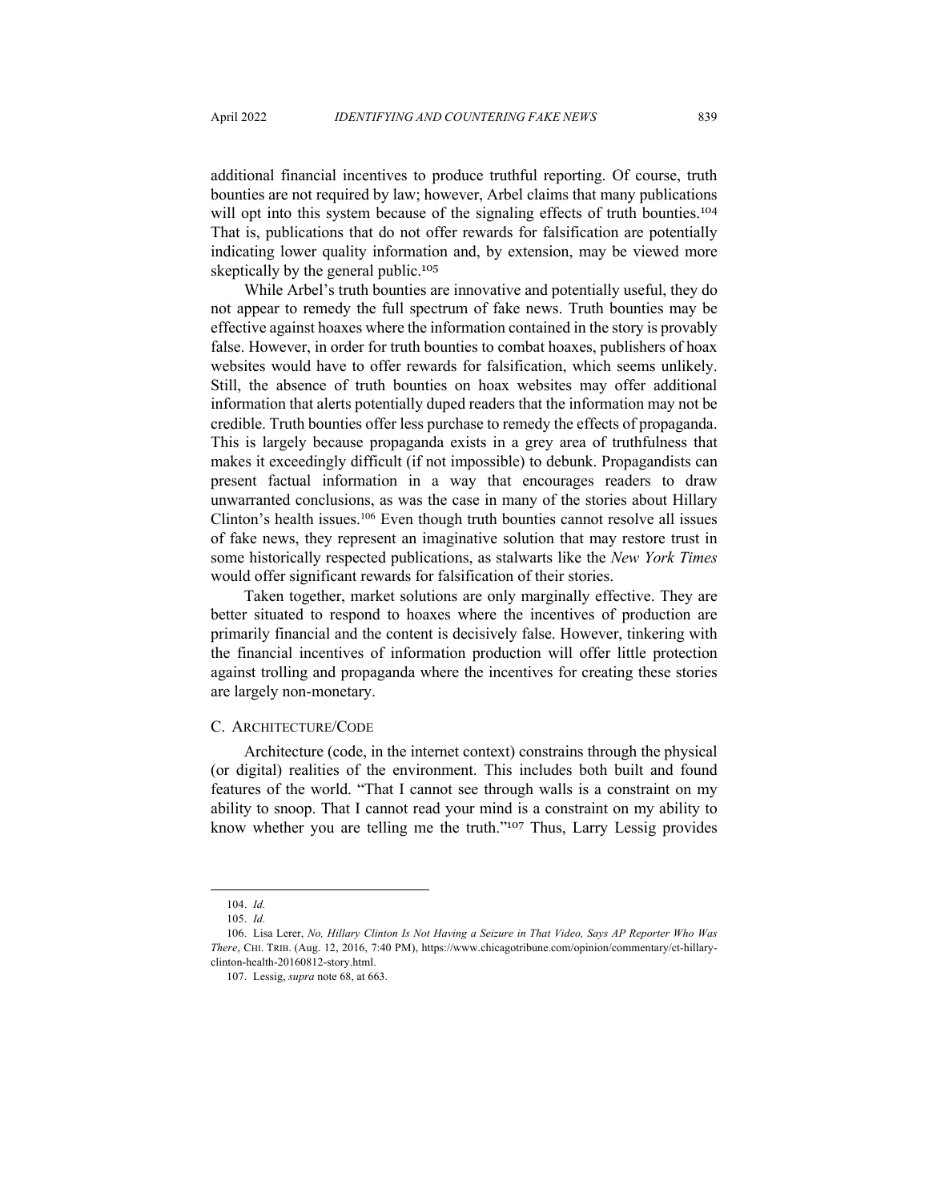additional financial incentives to produce truthful reporting. Of course, truth bounties are not required by law; however, Arbel claims that many publications will opt into this system because of the signaling effects of truth bounties.[104] That is, publications that do not offer rewards for falsification are potentially indicating lower quality information and, by extension, may be viewed more skeptically by the general public.[105]

While Arbel's truth bounties are innovative and potentially useful, they do not appear to remedy the full spectrum of fake news. Truth bounties may be effective against hoaxes where the information contained in the story is provably false. However, in order for truth bounties to combat hoaxes, publishers of hoax websites would have to offer rewards for falsification, which seems unlikely. Still, the absence of truth bounties on hoax websites may offer additional information that alerts potentially duped readers that the information may not be credible. Truth bounties offer less purchase to remedy the effects of propaganda. This is largely because propaganda exists in a grey area of truthfulness that makes it exceedingly difficult (if not impossible) to debunk. Propagandists can present factual information in a way that encourages readers to draw unwarranted conclusions, as was the case in many of the stories about Hillary Clinton's health issues.[106] Even though truth bounties cannot resolve all issues of fake news, they represent an imaginative solution that may restore trust in some historically respected publications, as stalwarts like the *New York Times* would offer significant rewards for falsification of their stories.

Taken together, market solutions are only marginally effective. They are better situated to respond to hoaxes where the incentives of production are primarily financial and the content is decisively false. However, tinkering with the financial incentives of information production will offer little protection against trolling and propaganda where the incentives for creating these stories are largely non-monetary.

### C. Architecture/Code

Architecture (code, in the internet context) constrains through the physical (or digital) realities of the environment. This includes both built and found features of the world. "That I cannot see through walls is a constraint on my ability to snoop. That I cannot read your mind is a constraint on my ability to know whether you are telling me the truth."[107] Thus, Larry Lessig provides

---

104. *Id.*

105. *Id.*

106. Lisa Lerer, *No, Hillary Clinton Is Not Having a Seizure in That Video, Says AP Reporter Who Was There*, CHI. TRIB. (Aug. 12, 2016, 7:40 PM), https://www.chicagotribune.com/opinion/commentary/ct-hillary-clinton-health-20160812-story.html.

107. Lessig, *supra* note 68, at 663.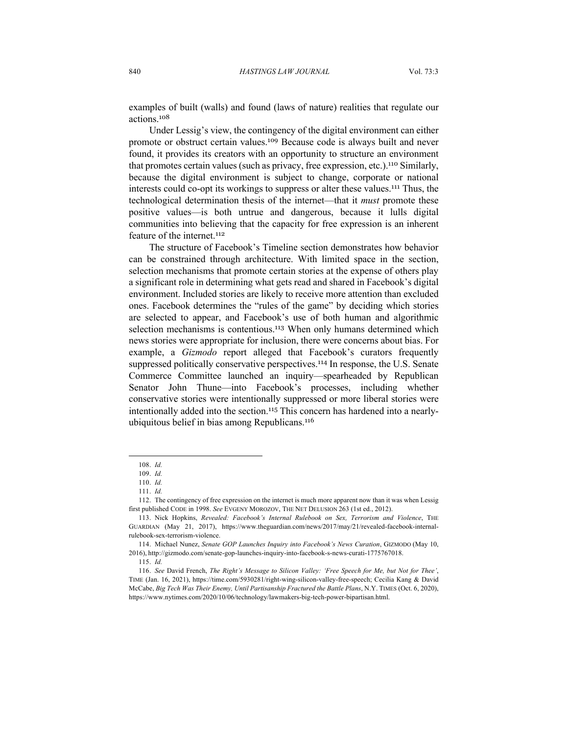examples of built (walls) and found (laws of nature) realities that regulate our actions.[108]

Under Lessig's view, the contingency of the digital environment can either promote or obstruct certain values.[109] Because code is always built and never found, it provides its creators with an opportunity to structure an environment that promotes certain values (such as privacy, free expression, etc.).[110] Similarly, because the digital environment is subject to change, corporate or national interests could co-opt its workings to suppress or alter these values.[111] Thus, the technological determination thesis of the internet—that it *must* promote these positive values—is both untrue and dangerous, because it lulls digital communities into believing that the capacity for free expression is an inherent feature of the internet.[112]

The structure of Facebook's Timeline section demonstrates how behavior can be constrained through architecture. With limited space in the section, selection mechanisms that promote certain stories at the expense of others play a significant role in determining what gets read and shared in Facebook's digital environment. Included stories are likely to receive more attention than excluded ones. Facebook determines the "rules of the game" by deciding which stories are selected to appear, and Facebook's use of both human and algorithmic selection mechanisms is contentious.[113] When only humans determined which news stories were appropriate for inclusion, there were concerns about bias. For example, a *Gizmodo* report alleged that Facebook's curators frequently suppressed politically conservative perspectives.[114] In response, the U.S. Senate Commerce Committee launched an inquiry—spearheaded by Republican Senator John Thune—into Facebook's processes, including whether conservative stories were intentionally suppressed or more liberal stories were intentionally added into the section.[115] This concern has hardened into a nearly-ubiquitous belief in bias among Republicans.[116]

---

108. *Id.*

109. *Id.*

110. *Id.*

111. *Id.*

112. The contingency of free expression on the internet is much more apparent now than it was when Lessig first published CODE in 1998. *See* EVGENY MOROZOV, THE NET DELUSION 263 (1st ed., 2012).

113. Nick Hopkins, *Revealed: Facebook's Internal Rulebook on Sex, Terrorism and Violence*, THE GUARDIAN (May 21, 2017), https://www.theguardian.com/news/2017/may/21/revealed-facebook-internal-rulebook-sex-terrorism-violence.

114. Michael Nunez, *Senate GOP Launches Inquiry into Facebook's News Curation*, GIZMODO (May 10, 2016), http://gizmodo.com/senate-gop-launches-inquiry-into-facebook-s-news-curati-1775767018.

115. *Id.*

116. *See* David French, *The Right's Message to Silicon Valley: 'Free Speech for Me, but Not for Thee'*, TIME (Jan. 16, 2021), https://time.com/5930281/right-wing-silicon-valley-free-speech; Cecilia Kang & David McCabe, *Big Tech Was Their Enemy, Until Partisanship Fractured the Battle Plans*, N.Y. TIMES (Oct. 6, 2020), https://www.nytimes.com/2020/10/06/technology/lawmakers-big-tech-power-bipartisan.html.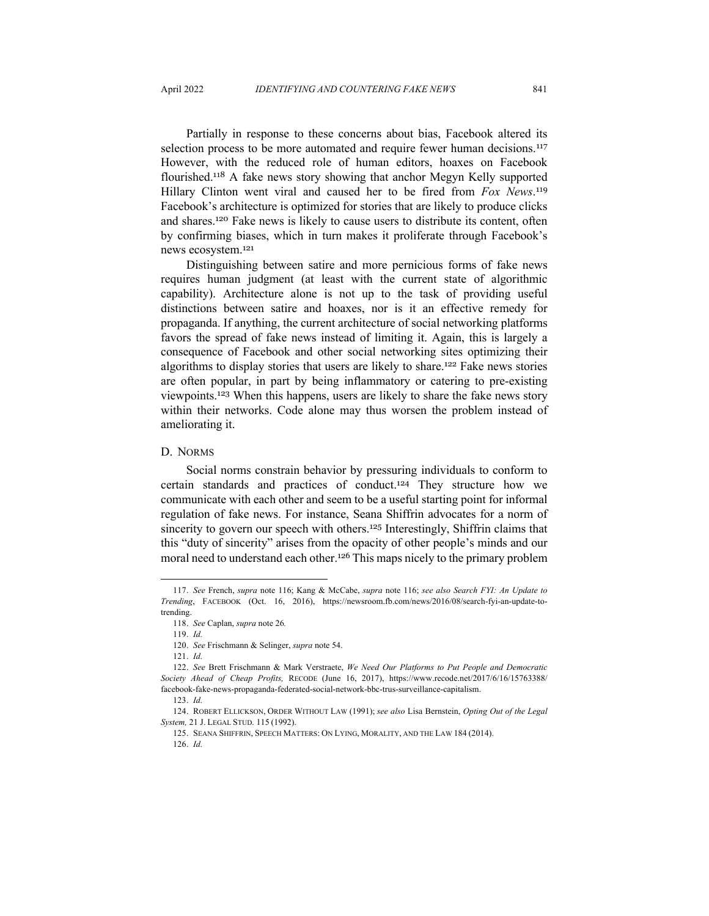Partially in response to these concerns about bias, Facebook altered its selection process to be more automated and require fewer human decisions.[117] However, with the reduced role of human editors, hoaxes on Facebook flourished.[118] A fake news story showing that anchor Megyn Kelly supported Hillary Clinton went viral and caused her to be fired from *Fox News*.[119] Facebook's architecture is optimized for stories that are likely to produce clicks and shares.[120] Fake news is likely to cause users to distribute its content, often by confirming biases, which in turn makes it proliferate through Facebook's news ecosystem.[121]

Distinguishing between satire and more pernicious forms of fake news requires human judgment (at least with the current state of algorithmic capability). Architecture alone is not up to the task of providing useful distinctions between satire and hoaxes, nor is it an effective remedy for propaganda. If anything, the current architecture of social networking platforms favors the spread of fake news instead of limiting it. Again, this is largely a consequence of Facebook and other social networking sites optimizing their algorithms to display stories that users are likely to share.[122] Fake news stories are often popular, in part by being inflammatory or catering to pre-existing viewpoints.[123] When this happens, users are likely to share the fake news story within their networks. Code alone may thus worsen the problem instead of ameliorating it.

### D. Norms

Social norms constrain behavior by pressuring individuals to conform to certain standards and practices of conduct.[124] They structure how we communicate with each other and seem to be a useful starting point for informal regulation of fake news. For instance, Seana Shiffrin advocates for a norm of sincerity to govern our speech with others.[125] Interestingly, Shiffrin claims that this "duty of sincerity" arises from the opacity of other people's minds and our moral need to understand each other.[126] This maps nicely to the primary problem

---

117. *See* French, *supra* note 116; Kang & McCabe, *supra* note 116; *see also Search FYI: An Update to Trending*, FACEBOOK (Oct. 16, 2016), https://newsroom.fb.com/news/2016/08/search-fyi-an-update-to-trending.

118. *See* Caplan, *supra* note 26*.*

119. *Id.*

120. *See* Frischmann & Selinger, *supra* note 54.

121. *Id.*

122. *See* Brett Frischmann & Mark Verstraete, *We Need Our Platforms to Put People and Democratic Society Ahead of Cheap Profits,* RECODE (June 16, 2017), https://www.recode.net/2017/6/16/15763388/facebook-fake-news-propaganda-federated-social-network-bbc-trus-surveillance-capitalism.

123. *Id.*

124. ROBERT ELLICKSON, ORDER WITHOUT LAW (1991); *see also* Lisa Bernstein, *Opting Out of the Legal System,* 21 J. LEGAL STUD. 115 (1992).

125. SEANA SHIFFRIN, SPEECH MATTERS: ON LYING, MORALITY, AND THE LAW 184 (2014).

126. *Id.*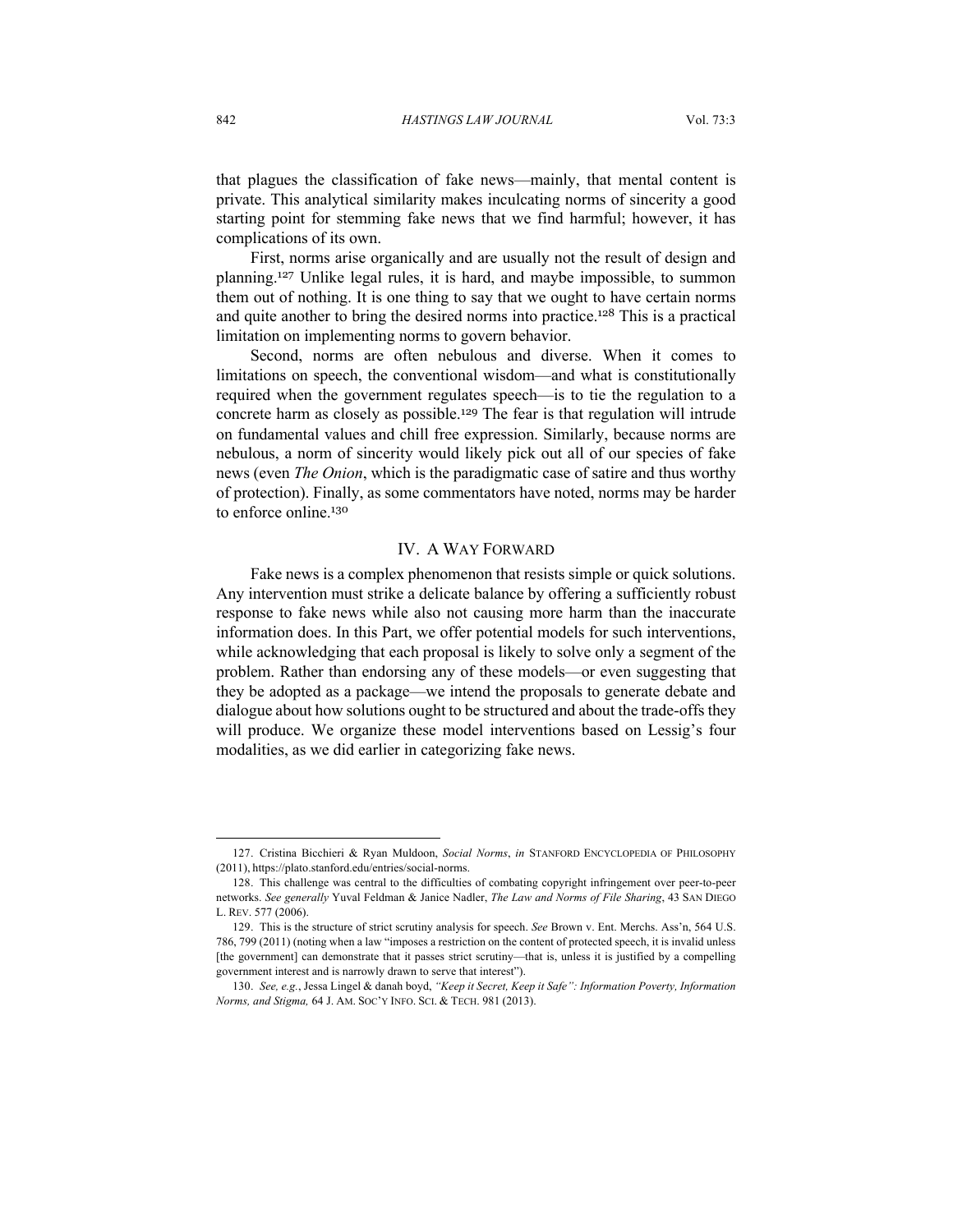that plagues the classification of fake news—mainly, that mental content is private. This analytical similarity makes inculcating norms of sincerity a good starting point for stemming fake news that we find harmful; however, it has complications of its own.

First, norms arise organically and are usually not the result of design and planning.[127] Unlike legal rules, it is hard, and maybe impossible, to summon them out of nothing. It is one thing to say that we ought to have certain norms and quite another to bring the desired norms into practice.[128] This is a practical limitation on implementing norms to govern behavior.

Second, norms are often nebulous and diverse. When it comes to limitations on speech, the conventional wisdom—and what is constitutionally required when the government regulates speech—is to tie the regulation to a concrete harm as closely as possible.[129] The fear is that regulation will intrude on fundamental values and chill free expression. Similarly, because norms are nebulous, a norm of sincerity would likely pick out all of our species of fake news (even *The Onion*, which is the paradigmatic case of satire and thus worthy of protection). Finally, as some commentators have noted, norms may be harder to enforce online.[130]

## IV. A Way Forward

Fake news is a complex phenomenon that resists simple or quick solutions. Any intervention must strike a delicate balance by offering a sufficiently robust response to fake news while also not causing more harm than the inaccurate information does. In this Part, we offer potential models for such interventions, while acknowledging that each proposal is likely to solve only a segment of the problem. Rather than endorsing any of these models—or even suggesting that they be adopted as a package—we intend the proposals to generate debate and dialogue about how solutions ought to be structured and about the trade-offs they will produce. We organize these model interventions based on Lessig's four modalities, as we did earlier in categorizing fake news.

---

127. Cristina Bicchieri & Ryan Muldoon, *Social Norms*, *in* STANFORD ENCYCLOPEDIA OF PHILOSOPHY (2011), https://plato.stanford.edu/entries/social-norms.

128. This challenge was central to the difficulties of combating copyright infringement over peer-to-peer networks. *See generally* Yuval Feldman & Janice Nadler, *The Law and Norms of File Sharing*, 43 SAN DIEGO L. REV. 577 (2006).

129. This is the structure of strict scrutiny analysis for speech. *See* Brown v. Ent. Merchs. Ass'n, 564 U.S. 786, 799 (2011) (noting when a law "imposes a restriction on the content of protected speech, it is invalid unless [the government] can demonstrate that it passes strict scrutiny—that is, unless it is justified by a compelling government interest and is narrowly drawn to serve that interest").

130. *See, e.g.*, Jessa Lingel & danah boyd, *"Keep it Secret, Keep it Safe": Information Poverty, Information Norms, and Stigma,* 64 J. AM. SOC'Y INFO. SCI. & TECH. 981 (2013).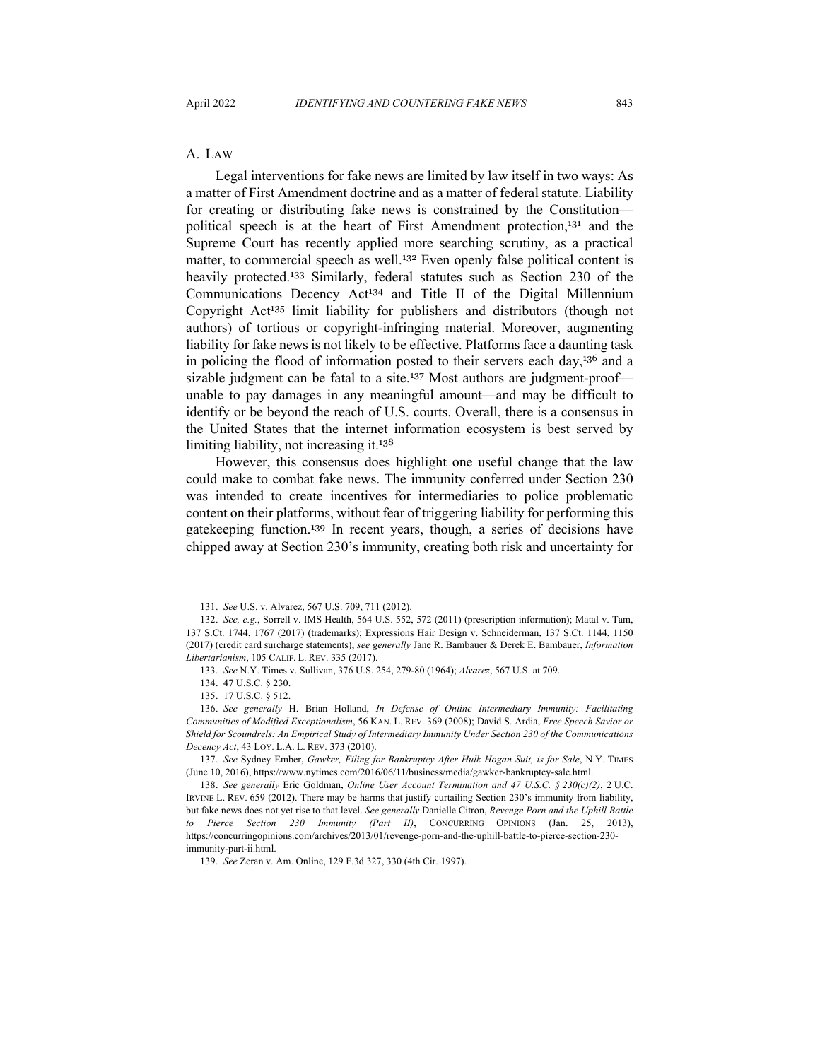## A. Law

Legal interventions for fake news are limited by law itself in two ways: As a matter of First Amendment doctrine and as a matter of federal statute. Liability for creating or distributing fake news is constrained by the Constitution—political speech is at the heart of First Amendment protection,[131] and the Supreme Court has recently applied more searching scrutiny, as a practical matter, to commercial speech as well.[132] Even openly false political content is heavily protected.[133] Similarly, federal statutes such as Section 230 of the Communications Decency Act[134] and Title II of the Digital Millennium Copyright Act[135] limit liability for publishers and distributors (though not authors) of tortious or copyright-infringing material. Moreover, augmenting liability for fake news is not likely to be effective. Platforms face a daunting task in policing the flood of information posted to their servers each day,[136] and a sizable judgment can be fatal to a site.[137] Most authors are judgment-proof—unable to pay damages in any meaningful amount—and may be difficult to identify or be beyond the reach of U.S. courts. Overall, there is a consensus in the United States that the internet information ecosystem is best served by limiting liability, not increasing it.[138]

However, this consensus does highlight one useful change that the law could make to combat fake news. The immunity conferred under Section 230 was intended to create incentives for intermediaries to police problematic content on their platforms, without fear of triggering liability for performing this gatekeeping function.[139] In recent years, though, a series of decisions have chipped away at Section 230's immunity, creating both risk and uncertainty for

---

131. *See* U.S. v. Alvarez, 567 U.S. 709, 711 (2012).

132. *See, e.g.*, Sorrell v. IMS Health, 564 U.S. 552, 572 (2011) (prescription information); Matal v. Tam, 137 S.Ct. 1744, 1767 (2017) (trademarks); Expressions Hair Design v. Schneiderman, 137 S.Ct. 1144, 1150 (2017) (credit card surcharge statements); *see generally* Jane R. Bambauer & Derek E. Bambauer, *Information Libertarianism*, 105 CALIF. L. REV. 335 (2017).

133. *See* N.Y. Times v. Sullivan, 376 U.S. 254, 279-80 (1964); *Alvarez*, 567 U.S. at 709.

134. 47 U.S.C. § 230.

135. 17 U.S.C. § 512.

136. *See generally* H. Brian Holland, *In Defense of Online Intermediary Immunity: Facilitating Communities of Modified Exceptionalism*, 56 KAN. L. REV. 369 (2008); David S. Ardia, *Free Speech Savior or Shield for Scoundrels: An Empirical Study of Intermediary Immunity Under Section 230 of the Communications Decency Act*, 43 LOY. L.A. L. REV. 373 (2010).

137. *See* Sydney Ember, *Gawker, Filing for Bankruptcy After Hulk Hogan Suit, is for Sale*, N.Y. TIMES (June 10, 2016), https://www.nytimes.com/2016/06/11/business/media/gawker-bankruptcy-sale.html.

138. *See generally* Eric Goldman, *Online User Account Termination and 47 U.S.C. § 230(c)(2)*, 2 U.C. IRVINE L. REV. 659 (2012). There may be harms that justify curtailing Section 230's immunity from liability, but fake news does not yet rise to that level. *See generally* Danielle Citron, *Revenge Porn and the Uphill Battle to Pierce Section 230 Immunity (Part II)*, CONCURRING OPINIONS (Jan. 25, 2013), https://concurringopinions.com/archives/2013/01/revenge-porn-and-the-uphill-battle-to-pierce-section-230-immunity-part-ii.html.

139. *See* Zeran v. Am. Online, 129 F.3d 327, 330 (4th Cir. 1997).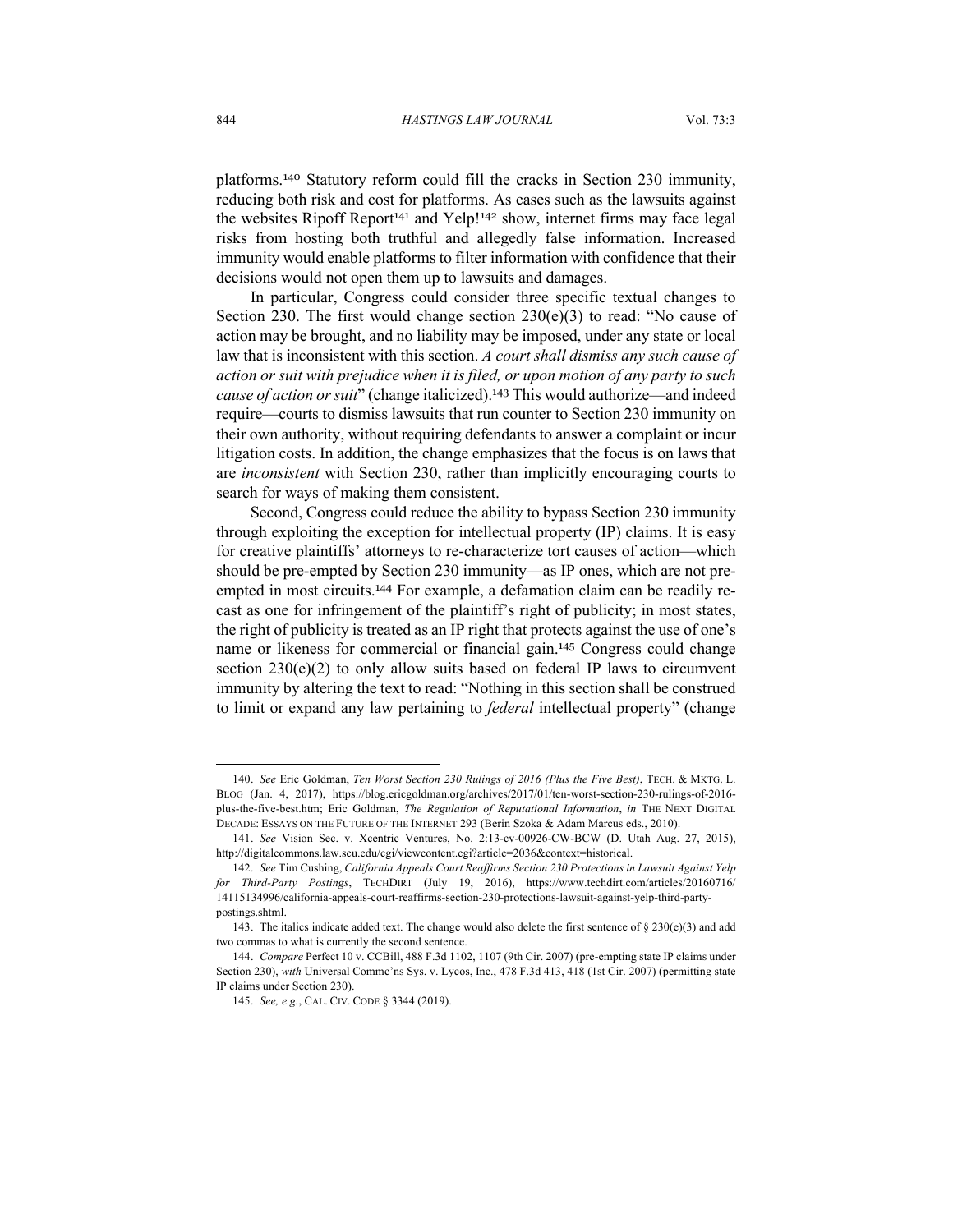platforms.[140] Statutory reform could fill the cracks in Section 230 immunity, reducing both risk and cost for platforms. As cases such as the lawsuits against the websites Ripoff Report[141] and Yelp![142] show, internet firms may face legal risks from hosting both truthful and allegedly false information. Increased immunity would enable platforms to filter information with confidence that their decisions would not open them up to lawsuits and damages.

In particular, Congress could consider three specific textual changes to Section 230. The first would change section 230(e)(3) to read: "No cause of action may be brought, and no liability may be imposed, under any state or local law that is inconsistent with this section. *A court shall dismiss any such cause of action or suit with prejudice when it is filed, or upon motion of any party to such cause of action or suit*" (change italicized).[143] This would authorize—and indeed require—courts to dismiss lawsuits that run counter to Section 230 immunity on their own authority, without requiring defendants to answer a complaint or incur litigation costs. In addition, the change emphasizes that the focus is on laws that are *inconsistent* with Section 230, rather than implicitly encouraging courts to search for ways of making them consistent.

Second, Congress could reduce the ability to bypass Section 230 immunity through exploiting the exception for intellectual property (IP) claims. It is easy for creative plaintiffs' attorneys to re-characterize tort causes of action—which should be pre-empted by Section 230 immunity—as IP ones, which are not pre-empted in most circuits.[144] For example, a defamation claim can be readily re-cast as one for infringement of the plaintiff's right of publicity; in most states, the right of publicity is treated as an IP right that protects against the use of one's name or likeness for commercial or financial gain.[145] Congress could change section 230(e)(2) to only allow suits based on federal IP laws to circumvent immunity by altering the text to read: "Nothing in this section shall be construed to limit or expand any law pertaining to *federal* intellectual property" (change

---

140. *See* Eric Goldman, *Ten Worst Section 230 Rulings of 2016 (Plus the Five Best)*, TECH. & MKTG. L. BLOG (Jan. 4, 2017), https://blog.ericgoldman.org/archives/2017/01/ten-worst-section-230-rulings-of-2016-plus-the-five-best.htm; Eric Goldman, *The Regulation of Reputational Information*, *in* THE NEXT DIGITAL DECADE: ESSAYS ON THE FUTURE OF THE INTERNET 293 (Berin Szoka & Adam Marcus eds., 2010).

141. *See* Vision Sec. v. Xcentric Ventures, No. 2:13-cv-00926-CW-BCW (D. Utah Aug. 27, 2015), http://digitalcommons.law.scu.edu/cgi/viewcontent.cgi?article=2036&context=historical.

142. *See* Tim Cushing, *California Appeals Court Reaffirms Section 230 Protections in Lawsuit Against Yelp for Third-Party Postings*, TECHDIRT (July 19, 2016), https://www.techdirt.com/articles/20160716/14115134996/california-appeals-court-reaffirms-section-230-protections-lawsuit-against-yelp-third-party-postings.shtml.

143. The italics indicate added text. The change would also delete the first sentence of § 230(e)(3) and add two commas to what is currently the second sentence.

144. *Compare* Perfect 10 v. CCBill, 488 F.3d 1102, 1107 (9th Cir. 2007) (pre-empting state IP claims under Section 230), *with* Universal Commc'ns Sys. v. Lycos, Inc., 478 F.3d 413, 418 (1st Cir. 2007) (permitting state IP claims under Section 230).

145. *See, e.g.*, CAL. CIV. CODE § 3344 (2019).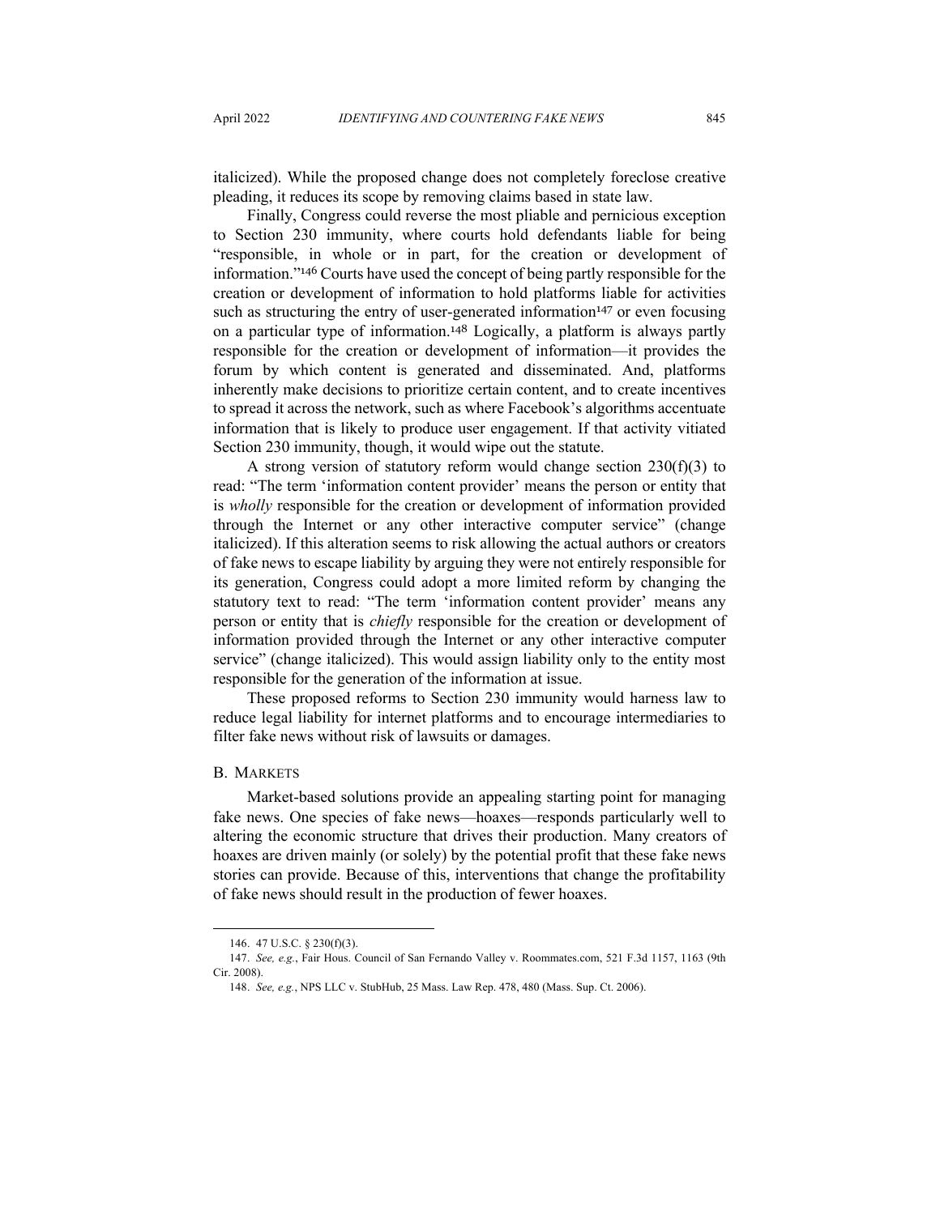italicized). While the proposed change does not completely foreclose creative pleading, it reduces its scope by removing claims based in state law.

Finally, Congress could reverse the most pliable and pernicious exception to Section 230 immunity, where courts hold defendants liable for being "responsible, in whole or in part, for the creation or development of information."[146] Courts have used the concept of being partly responsible for the creation or development of information to hold platforms liable for activities such as structuring the entry of user-generated information[147] or even focusing on a particular type of information.[148] Logically, a platform is always partly responsible for the creation or development of information—it provides the forum by which content is generated and disseminated. And, platforms inherently make decisions to prioritize certain content, and to create incentives to spread it across the network, such as where Facebook's algorithms accentuate information that is likely to produce user engagement. If that activity vitiated Section 230 immunity, though, it would wipe out the statute.

A strong version of statutory reform would change section 230(f)(3) to read: "The term 'information content provider' means the person or entity that is *wholly* responsible for the creation or development of information provided through the Internet or any other interactive computer service" (change italicized). If this alteration seems to risk allowing the actual authors or creators of fake news to escape liability by arguing they were not entirely responsible for its generation, Congress could adopt a more limited reform by changing the statutory text to read: "The term 'information content provider' means any person or entity that is *chiefly* responsible for the creation or development of information provided through the Internet or any other interactive computer service" (change italicized). This would assign liability only to the entity most responsible for the generation of the information at issue.

These proposed reforms to Section 230 immunity would harness law to reduce legal liability for internet platforms and to encourage intermediaries to filter fake news without risk of lawsuits or damages.

## B. Markets

Market-based solutions provide an appealing starting point for managing fake news. One species of fake news—hoaxes—responds particularly well to altering the economic structure that drives their production. Many creators of hoaxes are driven mainly (or solely) by the potential profit that these fake news stories can provide. Because of this, interventions that change the profitability of fake news should result in the production of fewer hoaxes.

---

146. 47 U.S.C. § 230(f)(3).

147. *See, e.g.*, Fair Hous. Council of San Fernando Valley v. Roommates.com, 521 F.3d 1157, 1163 (9th Cir. 2008).

148. *See, e.g.*, NPS LLC v. StubHub, 25 Mass. Law Rep. 478, 480 (Mass. Sup. Ct. 2006).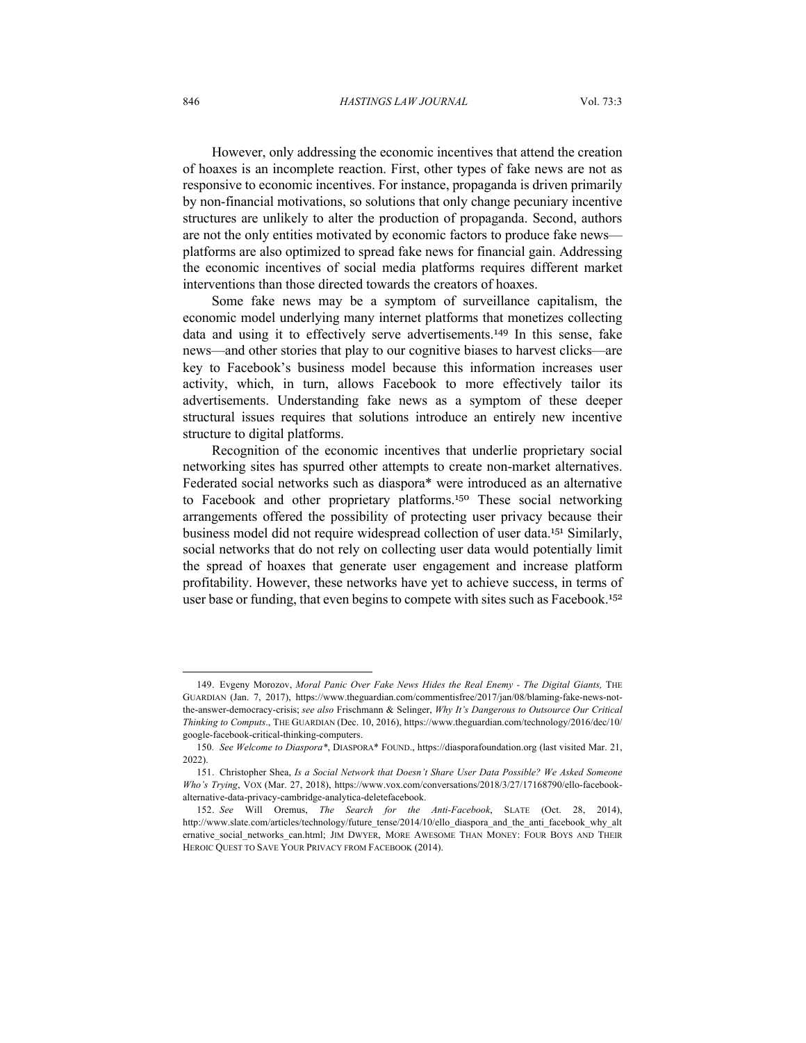However, only addressing the economic incentives that attend the creation of hoaxes is an incomplete reaction. First, other types of fake news are not as responsive to economic incentives. For instance, propaganda is driven primarily by non-financial motivations, so solutions that only change pecuniary incentive structures are unlikely to alter the production of propaganda. Second, authors are not the only entities motivated by economic factors to produce fake news—platforms are also optimized to spread fake news for financial gain. Addressing the economic incentives of social media platforms requires different market interventions than those directed towards the creators of hoaxes.

Some fake news may be a symptom of surveillance capitalism, the economic model underlying many internet platforms that monetizes collecting data and using it to effectively serve advertisements.[149] In this sense, fake news—and other stories that play to our cognitive biases to harvest clicks—are key to Facebook's business model because this information increases user activity, which, in turn, allows Facebook to more effectively tailor its advertisements. Understanding fake news as a symptom of these deeper structural issues requires that solutions introduce an entirely new incentive structure to digital platforms.

Recognition of the economic incentives that underlie proprietary social networking sites has spurred other attempts to create non-market alternatives. Federated social networks such as diaspora* were introduced as an alternative to Facebook and other proprietary platforms.[150] These social networking arrangements offered the possibility of protecting user privacy because their business model did not require widespread collection of user data.[151] Similarly, social networks that do not rely on collecting user data would potentially limit the spread of hoaxes that generate user engagement and increase platform profitability. However, these networks have yet to achieve success, in terms of user base or funding, that even begins to compete with sites such as Facebook.[152]

---

149. Evgeny Morozov, *Moral Panic Over Fake News Hides the Real Enemy - The Digital Giants,* THE GUARDIAN (Jan. 7, 2017), https://www.theguardian.com/commentisfree/2017/jan/08/blaming-fake-news-not-the-answer-democracy-crisis; *see also* Frischmann & Selinger, *Why It's Dangerous to Outsource Our Critical Thinking to Computs*., THE GUARDIAN (Dec. 10, 2016), https://www.theguardian.com/technology/2016/dec/10/google-facebook-critical-thinking-computers.

150. *See Welcome to Diaspora\**, DIASPORA* FOUND., https://diasporafoundation.org (last visited Mar. 21, 2022).

151. Christopher Shea, *Is a Social Network that Doesn't Share User Data Possible? We Asked Someone Who's Trying*, VOX (Mar. 27, 2018), https://www.vox.com/conversations/2018/3/27/17168790/ello-facebook-alternative-data-privacy-cambridge-analytica-deletefacebook.

152. *See* Will Oremus, *The Search for the Anti-Facebook*, SLATE (Oct. 28, 2014), http://www.slate.com/articles/technology/future_tense/2014/10/ello_diaspora_and_the_anti_facebook_why_alternative_social_networks_can.html; JIM DWYER, MORE AWESOME THAN MONEY: FOUR BOYS AND THEIR HEROIC QUEST TO SAVE YOUR PRIVACY FROM FACEBOOK (2014).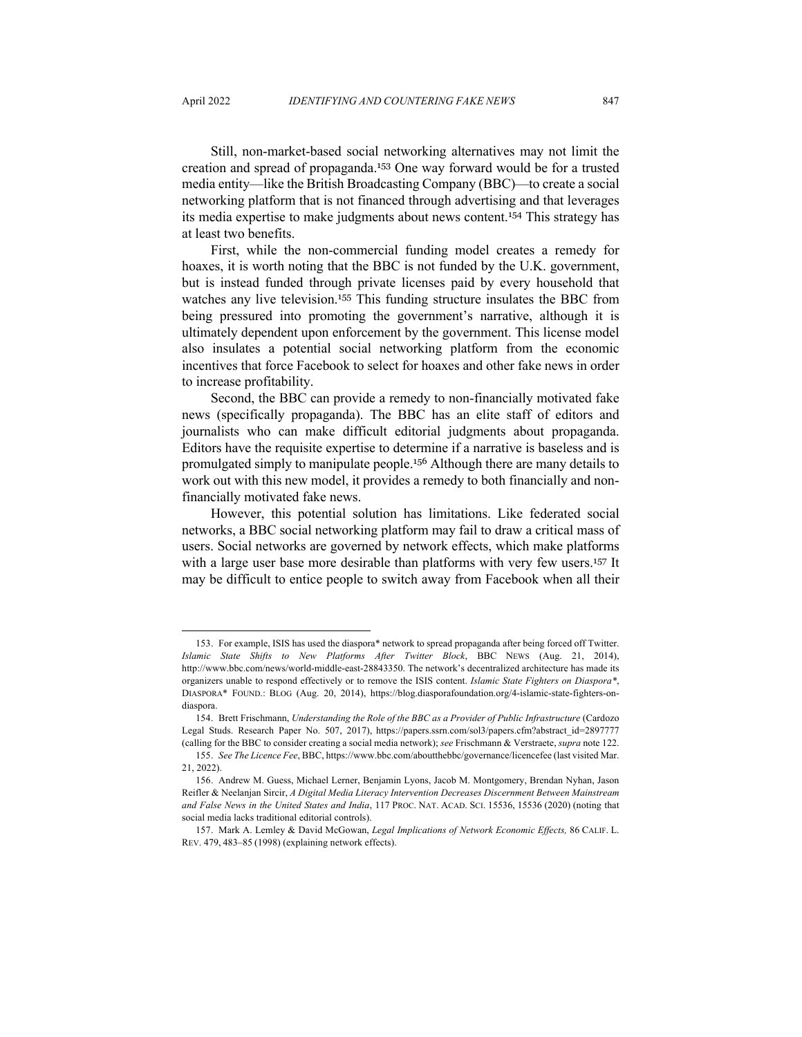Still, non-market-based social networking alternatives may not limit the creation and spread of propaganda.[153] One way forward would be for a trusted media entity—like the British Broadcasting Company (BBC)—to create a social networking platform that is not financed through advertising and that leverages its media expertise to make judgments about news content.[154] This strategy has at least two benefits.

First, while the non-commercial funding model creates a remedy for hoaxes, it is worth noting that the BBC is not funded by the U.K. government, but is instead funded through private licenses paid by every household that watches any live television.[155] This funding structure insulates the BBC from being pressured into promoting the government's narrative, although it is ultimately dependent upon enforcement by the government. This license model also insulates a potential social networking platform from the economic incentives that force Facebook to select for hoaxes and other fake news in order to increase profitability.

Second, the BBC can provide a remedy to non-financially motivated fake news (specifically propaganda). The BBC has an elite staff of editors and journalists who can make difficult editorial judgments about propaganda. Editors have the requisite expertise to determine if a narrative is baseless and is promulgated simply to manipulate people.[156] Although there are many details to work out with this new model, it provides a remedy to both financially and non-financially motivated fake news.

However, this potential solution has limitations. Like federated social networks, a BBC social networking platform may fail to draw a critical mass of users. Social networks are governed by network effects, which make platforms with a large user base more desirable than platforms with very few users.[157] It may be difficult to entice people to switch away from Facebook when all their

---

153. For example, ISIS has used the diaspora* network to spread propaganda after being forced off Twitter. *Islamic State Shifts to New Platforms After Twitter Block*, BBC NEWS (Aug. 21, 2014), http://www.bbc.com/news/world-middle-east-28843350. The network's decentralized architecture has made its organizers unable to respond effectively or to remove the ISIS content. *Islamic State Fighters on Diaspora**, DIASPORA* FOUND.: BLOG (Aug. 20, 2014), https://blog.diasporafoundation.org/4-islamic-state-fighters-on-diaspora.

154. Brett Frischmann, *Understanding the Role of the BBC as a Provider of Public Infrastructure* (Cardozo Legal Studs. Research Paper No. 507, 2017), https://papers.ssrn.com/sol3/papers.cfm?abstract_id=2897777 (calling for the BBC to consider creating a social media network); *see* Frischmann & Verstraete, *supra* note 122.

155. *See The Licence Fee*, BBC, https://www.bbc.com/aboutthebbc/governance/licencefee (last visited Mar. 21, 2022).

156. Andrew M. Guess, Michael Lerner, Benjamin Lyons, Jacob M. Montgomery, Brendan Nyhan, Jason Reifler & Neelanjan Sircir, *A Digital Media Literacy Intervention Decreases Discernment Between Mainstream and False News in the United States and India*, 117 PROC. NAT. ACAD. SCI. 15536, 15536 (2020) (noting that social media lacks traditional editorial controls).

157. Mark A. Lemley & David McGowan, *Legal Implications of Network Economic Effects,* 86 CALIF. L. REV. 479, 483–85 (1998) (explaining network effects).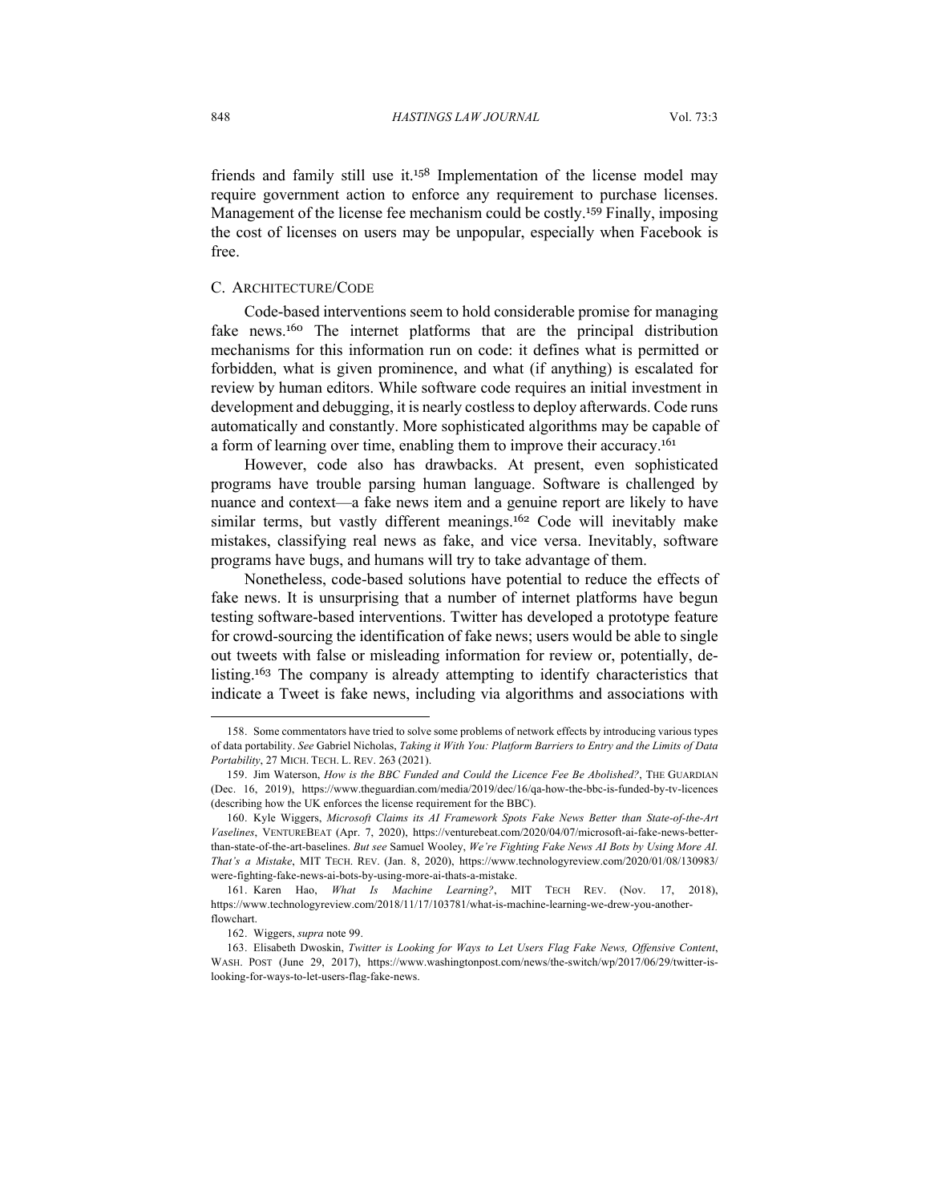friends and family still use it.[158] Implementation of the license model may require government action to enforce any requirement to purchase licenses. Management of the license fee mechanism could be costly.[159] Finally, imposing the cost of licenses on users may be unpopular, especially when Facebook is free.

### C. ARCHITECTURE/CODE

Code-based interventions seem to hold considerable promise for managing fake news.[160] The internet platforms that are the principal distribution mechanisms for this information run on code: it defines what is permitted or forbidden, what is given prominence, and what (if anything) is escalated for review by human editors. While software code requires an initial investment in development and debugging, it is nearly costless to deploy afterwards. Code runs automatically and constantly. More sophisticated algorithms may be capable of a form of learning over time, enabling them to improve their accuracy.[161]

However, code also has drawbacks. At present, even sophisticated programs have trouble parsing human language. Software is challenged by nuance and context—a fake news item and a genuine report are likely to have similar terms, but vastly different meanings.[162] Code will inevitably make mistakes, classifying real news as fake, and vice versa. Inevitably, software programs have bugs, and humans will try to take advantage of them.

Nonetheless, code-based solutions have potential to reduce the effects of fake news. It is unsurprising that a number of internet platforms have begun testing software-based interventions. Twitter has developed a prototype feature for crowd-sourcing the identification of fake news; users would be able to single out tweets with false or misleading information for review or, potentially, de-listing.[163] The company is already attempting to identify characteristics that indicate a Tweet is fake news, including via algorithms and associations with

---

158. Some commentators have tried to solve some problems of network effects by introducing various types of data portability. *See* Gabriel Nicholas, *Taking it With You: Platform Barriers to Entry and the Limits of Data Portability*, 27 MICH. TECH. L. REV. 263 (2021).

159. Jim Waterson, *How is the BBC Funded and Could the Licence Fee Be Abolished?*, THE GUARDIAN (Dec. 16, 2019), https://www.theguardian.com/media/2019/dec/16/qa-how-the-bbc-is-funded-by-tv-licences (describing how the UK enforces the license requirement for the BBC).

160. Kyle Wiggers, *Microsoft Claims its AI Framework Spots Fake News Better than State-of-the-Art Vaselines*, VENTUREBEAT (Apr. 7, 2020), https://venturebeat.com/2020/04/07/microsoft-ai-fake-news-better-than-state-of-the-art-baselines. *But see* Samuel Wooley, *We're Fighting Fake News AI Bots by Using More AI. That's a Mistake*, MIT TECH. REV. (Jan. 8, 2020), https://www.technologyreview.com/2020/01/08/130983/were-fighting-fake-news-ai-bots-by-using-more-ai-thats-a-mistake.

161. Karen Hao, *What Is Machine Learning?*, MIT TECH REV. (Nov. 17, 2018), https://www.technologyreview.com/2018/11/17/103781/what-is-machine-learning-we-drew-you-another-flowchart.

162. Wiggers, *supra* note 99.

163. Elisabeth Dwoskin, *Twitter is Looking for Ways to Let Users Flag Fake News, Offensive Content*, WASH. POST (June 29, 2017), https://www.washingtonpost.com/news/the-switch/wp/2017/06/29/twitter-is-looking-for-ways-to-let-users-flag-fake-news.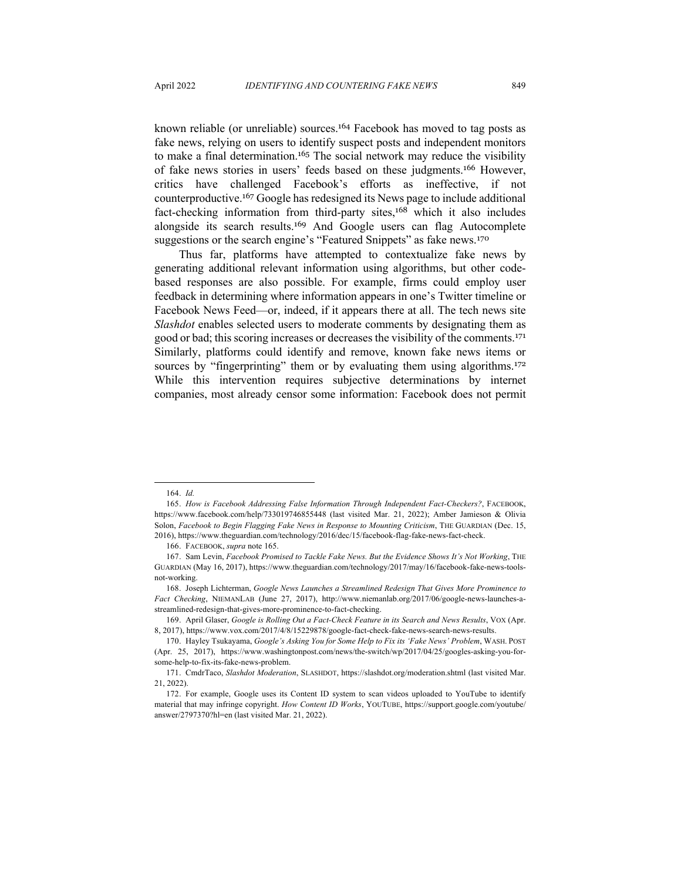known reliable (or unreliable) sources.[164] Facebook has moved to tag posts as fake news, relying on users to identify suspect posts and independent monitors to make a final determination.[165] The social network may reduce the visibility of fake news stories in users' feeds based on these judgments.[166] However, critics have challenged Facebook's efforts as ineffective, if not counterproductive.[167] Google has redesigned its News page to include additional fact-checking information from third-party sites,[168] which it also includes alongside its search results.[169] And Google users can flag Autocomplete suggestions or the search engine's "Featured Snippets" as fake news.[170]

Thus far, platforms have attempted to contextualize fake news by generating additional relevant information using algorithms, but other code-based responses are also possible. For example, firms could employ user feedback in determining where information appears in one's Twitter timeline or Facebook News Feed—or, indeed, if it appears there at all. The tech news site *Slashdot* enables selected users to moderate comments by designating them as good or bad; this scoring increases or decreases the visibility of the comments.[171] Similarly, platforms could identify and remove, known fake news items or sources by "fingerprinting" them or by evaluating them using algorithms.[172] While this intervention requires subjective determinations by internet companies, most already censor some information: Facebook does not permit

---

164. *Id.*

165. *How is Facebook Addressing False Information Through Independent Fact-Checkers?*, FACEBOOK, https://www.facebook.com/help/733019746855448 (last visited Mar. 21, 2022); Amber Jamieson & Olivia Solon, *Facebook to Begin Flagging Fake News in Response to Mounting Criticism*, THE GUARDIAN (Dec. 15, 2016), https://www.theguardian.com/technology/2016/dec/15/facebook-flag-fake-news-fact-check.

166. FACEBOOK, *supra* note 165.

167. Sam Levin, *Facebook Promised to Tackle Fake News. But the Evidence Shows It's Not Working*, THE GUARDIAN (May 16, 2017), https://www.theguardian.com/technology/2017/may/16/facebook-fake-news-tools-not-working.

168. Joseph Lichterman, *Google News Launches a Streamlined Redesign That Gives More Prominence to Fact Checking*, NIEMANLAB (June 27, 2017), http://www.niemanlab.org/2017/06/google-news-launches-a-streamlined-redesign-that-gives-more-prominence-to-fact-checking.

169. April Glaser, *Google is Rolling Out a Fact-Check Feature in its Search and News Results*, VOX (Apr. 8, 2017), https://www.vox.com/2017/4/8/15229878/google-fact-check-fake-news-search-news-results.

170. Hayley Tsukayama, *Google's Asking You for Some Help to Fix its 'Fake News' Problem*, WASH. POST (Apr. 25, 2017), https://www.washingtonpost.com/news/the-switch/wp/2017/04/25/googles-asking-you-for-some-help-to-fix-its-fake-news-problem.

171. CmdrTaco, *Slashdot Moderation*, SLASHDOT, https://slashdot.org/moderation.shtml (last visited Mar. 21, 2022).

172. For example, Google uses its Content ID system to scan videos uploaded to YouTube to identify material that may infringe copyright. *How Content ID Works*, YOUTUBE, https://support.google.com/youtube/answer/2797370?hl=en (last visited Mar. 21, 2022).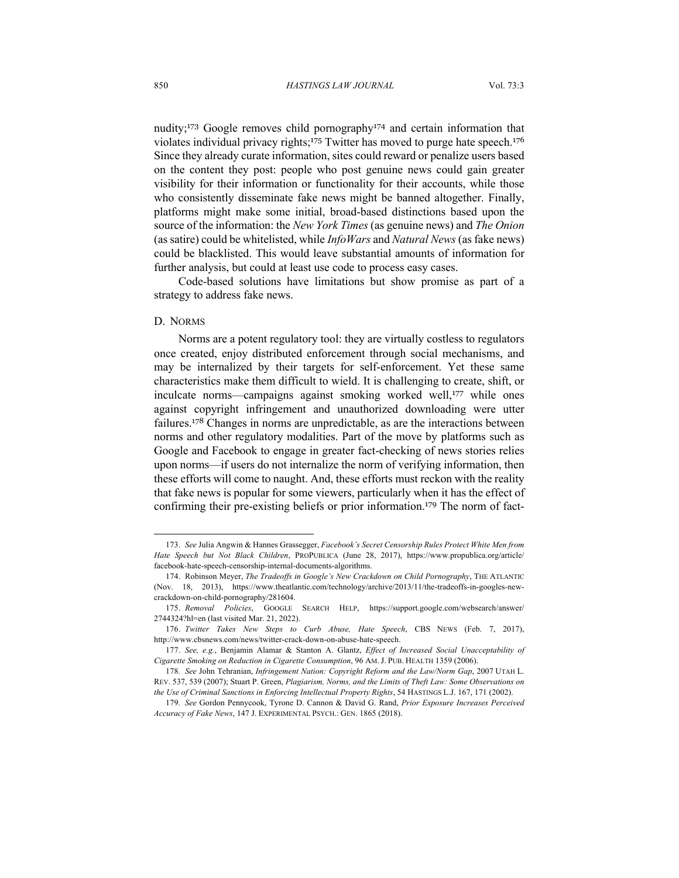nudity;[173] Google removes child pornography[174] and certain information that violates individual privacy rights;[175] Twitter has moved to purge hate speech.[176] Since they already curate information, sites could reward or penalize users based on the content they post: people who post genuine news could gain greater visibility for their information or functionality for their accounts, while those who consistently disseminate fake news might be banned altogether. Finally, platforms might make some initial, broad-based distinctions based upon the source of the information: the *New York Times* (as genuine news) and *The Onion* (as satire) could be whitelisted, while *InfoWars* and *Natural News* (as fake news) could be blacklisted. This would leave substantial amounts of information for further analysis, but could at least use code to process easy cases.

Code-based solutions have limitations but show promise as part of a strategy to address fake news.

### D. Norms

Norms are a potent regulatory tool: they are virtually costless to regulators once created, enjoy distributed enforcement through social mechanisms, and may be internalized by their targets for self-enforcement. Yet these same characteristics make them difficult to wield. It is challenging to create, shift, or inculcate norms—campaigns against smoking worked well,[177] while ones against copyright infringement and unauthorized downloading were utter failures.[178] Changes in norms are unpredictable, as are the interactions between norms and other regulatory modalities. Part of the move by platforms such as Google and Facebook to engage in greater fact-checking of news stories relies upon norms—if users do not internalize the norm of verifying information, then these efforts will come to naught. And, these efforts must reckon with the reality that fake news is popular for some viewers, particularly when it has the effect of confirming their pre-existing beliefs or prior information.[179] The norm of fact-

---

173. *See* Julia Angwin & Hannes Grassegger, *Facebook's Secret Censorship Rules Protect White Men from Hate Speech but Not Black Children*, PROPUBLICA (June 28, 2017), https://www.propublica.org/article/facebook-hate-speech-censorship-internal-documents-algorithms.

174. Robinson Meyer, *The Tradeoffs in Google's New Crackdown on Child Pornography*, THE ATLANTIC (Nov. 18, 2013), https://www.theatlantic.com/technology/archive/2013/11/the-tradeoffs-in-googles-new-crackdown-on-child-pornography/281604.

175. *Removal Policies*, GOOGLE SEARCH HELP, https://support.google.com/websearch/answer/2744324?hl=en (last visited Mar. 21, 2022).

176. *Twitter Takes New Steps to Curb Abuse, Hate Speech*, CBS NEWS (Feb. 7, 2017), http://www.cbsnews.com/news/twitter-crack-down-on-abuse-hate-speech.

177. *See, e.g.*, Benjamin Alamar & Stanton A. Glantz, *Effect of Increased Social Unacceptability of Cigarette Smoking on Reduction in Cigarette Consumption*, 96 AM. J. PUB. HEALTH 1359 (2006).

178. *See* John Tehranian, *Infringement Nation: Copyright Reform and the Law/Norm Gap*, 2007 UTAH L. REV. 537, 539 (2007); Stuart P. Green, *Plagiarism, Norms, and the Limits of Theft Law: Some Observations on the Use of Criminal Sanctions in Enforcing Intellectual Property Rights*, 54 HASTINGS L.J. 167, 171 (2002).

179. *See* Gordon Pennycook, Tyrone D. Cannon & David G. Rand, *Prior Exposure Increases Perceived Accuracy of Fake News*, 147 J. EXPERIMENTAL PSYCH.: GEN. 1865 (2018).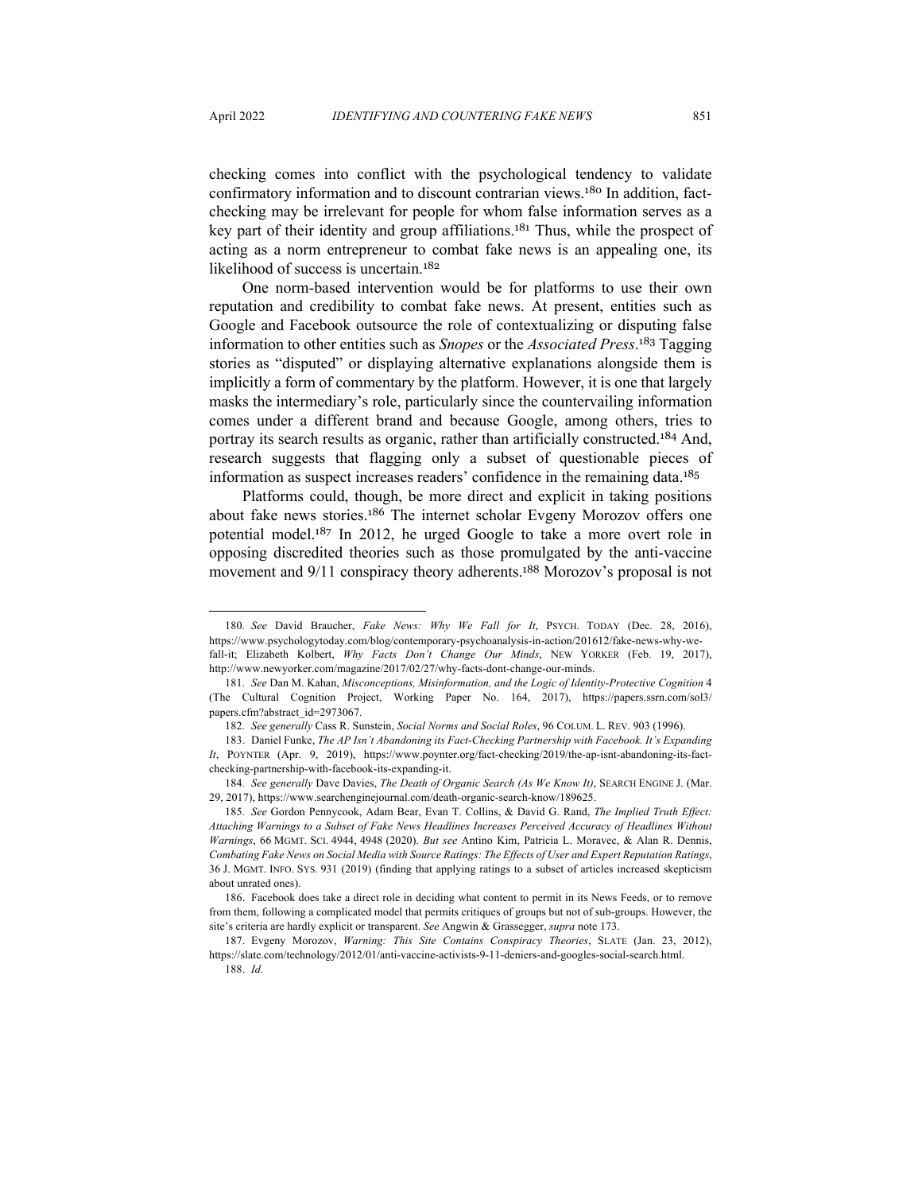checking comes into conflict with the psychological tendency to validate confirmatory information and to discount contrarian views.[180] In addition, fact-checking may be irrelevant for people for whom false information serves as a key part of their identity and group affiliations.[181] Thus, while the prospect of acting as a norm entrepreneur to combat fake news is an appealing one, its likelihood of success is uncertain.[182]

One norm-based intervention would be for platforms to use their own reputation and credibility to combat fake news. At present, entities such as Google and Facebook outsource the role of contextualizing or disputing false information to other entities such as *Snopes* or the *Associated Press*.[183] Tagging stories as "disputed" or displaying alternative explanations alongside them is implicitly a form of commentary by the platform. However, it is one that largely masks the intermediary's role, particularly since the countervailing information comes under a different brand and because Google, among others, tries to portray its search results as organic, rather than artificially constructed.[184] And, research suggests that flagging only a subset of questionable pieces of information as suspect increases readers' confidence in the remaining data.[185]

Platforms could, though, be more direct and explicit in taking positions about fake news stories.[186] The internet scholar Evgeny Morozov offers one potential model.[187] In 2012, he urged Google to take a more overt role in opposing discredited theories such as those promulgated by the anti-vaccine movement and 9/11 conspiracy theory adherents.[188] Morozov's proposal is not

---

180. *See* David Braucher, *Fake News: Why We Fall for It*, PSYCH. TODAY (Dec. 28, 2016), https://www.psychologytoday.com/blog/contemporary-psychoanalysis-in-action/201612/fake-news-why-we-fall-it; Elizabeth Kolbert, *Why Facts Don't Change Our Minds*, NEW YORKER (Feb. 19, 2017), http://www.newyorker.com/magazine/2017/02/27/why-facts-dont-change-our-minds.

181. *See* Dan M. Kahan, *Misconceptions, Misinformation, and the Logic of Identity-Protective Cognition* 4 (The Cultural Cognition Project, Working Paper No. 164, 2017), https://papers.ssrn.com/sol3/papers.cfm?abstract_id=2973067.

182. *See generally* Cass R. Sunstein, *Social Norms and Social Roles*, 96 COLUM. L. REV. 903 (1996).

183. Daniel Funke, *The AP Isn't Abandoning its Fact-Checking Partnership with Facebook. It's Expanding It*, POYNTER (Apr. 9, 2019), https://www.poynter.org/fact-checking/2019/the-ap-isnt-abandoning-its-fact-checking-partnership-with-facebook-its-expanding-it.

184. *See generally* Dave Davies, *The Death of Organic Search (As We Know It)*, SEARCH ENGINE J. (Mar. 29, 2017), https://www.searchenginejournal.com/death-organic-search-know/189625.

185. *See* Gordon Pennycook, Adam Bear, Evan T. Collins, & David G. Rand, *The Implied Truth Effect: Attaching Warnings to a Subset of Fake News Headlines Increases Perceived Accuracy of Headlines Without Warnings*, 66 MGMT. SCI. 4944, 4948 (2020). *But see* Antino Kim, Patricia L. Moravec, & Alan R. Dennis, *Combating Fake News on Social Media with Source Ratings: The Effects of User and Expert Reputation Ratings*, 36 J. MGMT. INFO. SYS. 931 (2019) (finding that applying ratings to a subset of articles increased skepticism about unrated ones).

186. Facebook does take a direct role in deciding what content to permit in its News Feeds, or to remove from them, following a complicated model that permits critiques of groups but not of sub-groups. However, the site's criteria are hardly explicit or transparent. *See* Angwin & Grassegger, *supra* note 173.

187. Evgeny Morozov, *Warning: This Site Contains Conspiracy Theories*, SLATE (Jan. 23, 2012), https://slate.com/technology/2012/01/anti-vaccine-activists-9-11-deniers-and-googles-social-search.html.

188. *Id.*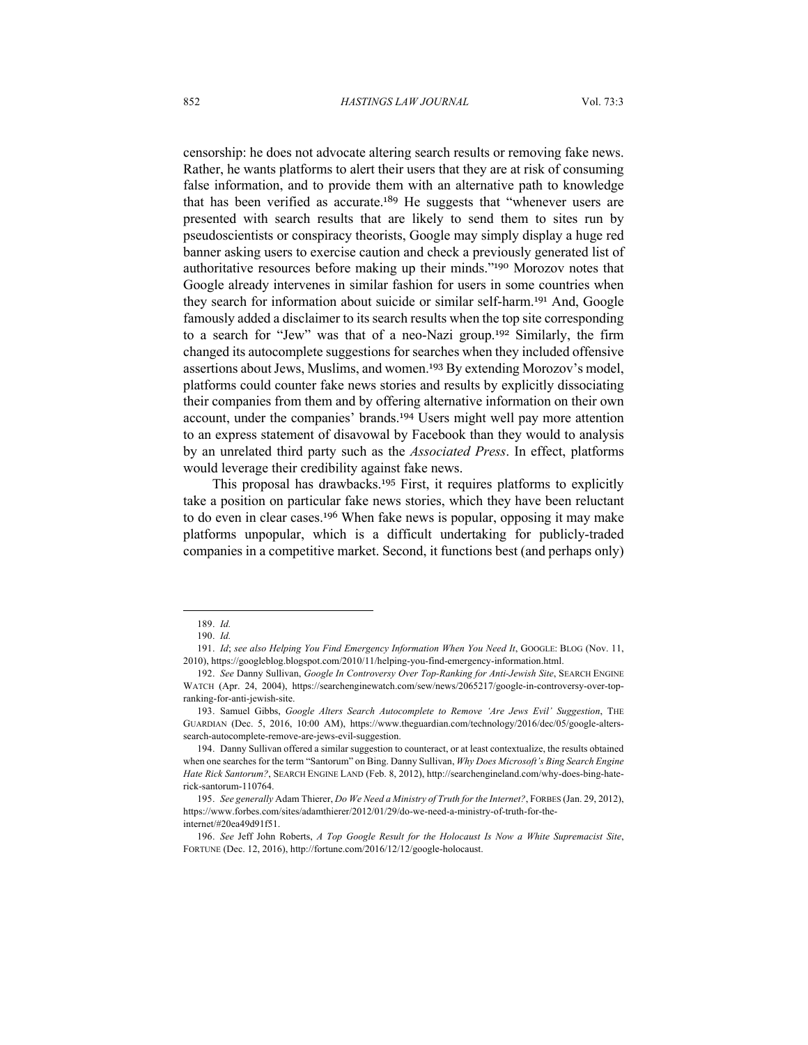censorship: he does not advocate altering search results or removing fake news. Rather, he wants platforms to alert their users that they are at risk of consuming false information, and to provide them with an alternative path to knowledge that has been verified as accurate.[189] He suggests that "whenever users are presented with search results that are likely to send them to sites run by pseudoscientists or conspiracy theorists, Google may simply display a huge red banner asking users to exercise caution and check a previously generated list of authoritative resources before making up their minds."[190] Morozov notes that Google already intervenes in similar fashion for users in some countries when they search for information about suicide or similar self-harm.[191] And, Google famously added a disclaimer to its search results when the top site corresponding to a search for "Jew" was that of a neo-Nazi group.[192] Similarly, the firm changed its autocomplete suggestions for searches when they included offensive assertions about Jews, Muslims, and women.[193] By extending Morozov's model, platforms could counter fake news stories and results by explicitly dissociating their companies from them and by offering alternative information on their own account, under the companies' brands.[194] Users might well pay more attention to an express statement of disavowal by Facebook than they would to analysis by an unrelated third party such as the *Associated Press*. In effect, platforms would leverage their credibility against fake news.

This proposal has drawbacks.[195] First, it requires platforms to explicitly take a position on particular fake news stories, which they have been reluctant to do even in clear cases.[196] When fake news is popular, opposing it may make platforms unpopular, which is a difficult undertaking for publicly-traded companies in a competitive market. Second, it functions best (and perhaps only)

---

189. *Id.*

190. *Id.*

191. *Id*; *see also Helping You Find Emergency Information When You Need It*, GOOGLE: BLOG (Nov. 11, 2010), https://googleblog.blogspot.com/2010/11/helping-you-find-emergency-information.html.

192. *See* Danny Sullivan, *Google In Controversy Over Top-Ranking for Anti-Jewish Site*, SEARCH ENGINE WATCH (Apr. 24, 2004), https://searchenginewatch.com/sew/news/2065217/google-in-controversy-over-top-ranking-for-anti-jewish-site.

193. Samuel Gibbs, *Google Alters Search Autocomplete to Remove 'Are Jews Evil' Suggestion*, THE GUARDIAN (Dec. 5, 2016, 10:00 AM), https://www.theguardian.com/technology/2016/dec/05/google-alters-search-autocomplete-remove-are-jews-evil-suggestion.

194. Danny Sullivan offered a similar suggestion to counteract, or at least contextualize, the results obtained when one searches for the term "Santorum" on Bing. Danny Sullivan, *Why Does Microsoft's Bing Search Engine Hate Rick Santorum?*, SEARCH ENGINE LAND (Feb. 8, 2012), http://searchengineland.com/why-does-bing-hate-rick-santorum-110764.

195. *See generally* Adam Thierer, *Do We Need a Ministry of Truth for the Internet?*, FORBES (Jan. 29, 2012), https://www.forbes.com/sites/adamthierer/2012/01/29/do-we-need-a-ministry-of-truth-for-the-internet/#20ea49d91f51.

196. *See* Jeff John Roberts, *A Top Google Result for the Holocaust Is Now a White Supremacist Site*, FORTUNE (Dec. 12, 2016), http://fortune.com/2016/12/12/google-holocaust.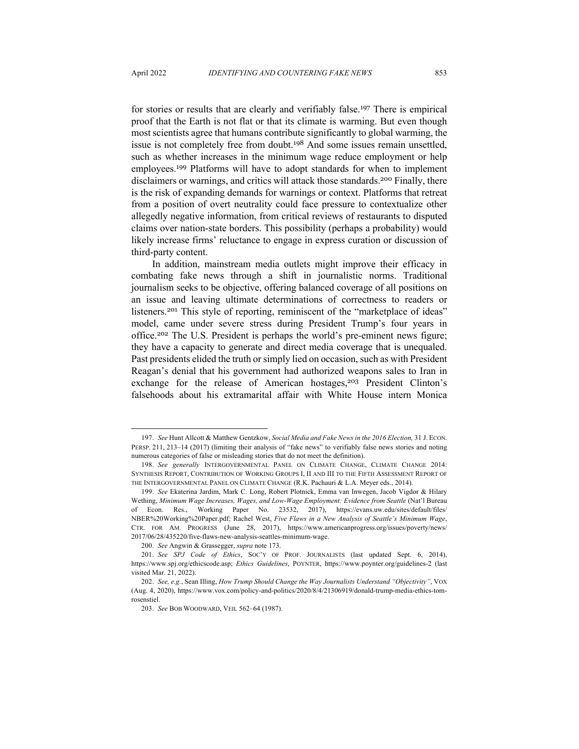for stories or results that are clearly and verifiably false.[197] There is empirical proof that the Earth is not flat or that its climate is warming. But even though most scientists agree that humans contribute significantly to global warming, the issue is not completely free from doubt.[198] And some issues remain unsettled, such as whether increases in the minimum wage reduce employment or help employees.[199] Platforms will have to adopt standards for when to implement disclaimers or warnings, and critics will attack those standards.[200] Finally, there is the risk of expanding demands for warnings or context. Platforms that retreat from a position of overt neutrality could face pressure to contextualize other allegedly negative information, from critical reviews of restaurants to disputed claims over nation-state borders. This possibility (perhaps a probability) would likely increase firms' reluctance to engage in express curation or discussion of third-party content.

In addition, mainstream media outlets might improve their efficacy in combating fake news through a shift in journalistic norms. Traditional journalism seeks to be objective, offering balanced coverage of all positions on an issue and leaving ultimate determinations of correctness to readers or listeners.[201] This style of reporting, reminiscent of the "marketplace of ideas" model, came under severe stress during President Trump's four years in office.[202] The U.S. President is perhaps the world's pre-eminent news figure; they have a capacity to generate and direct media coverage that is unequaled. Past presidents elided the truth or simply lied on occasion, such as with President Reagan's denial that his government had authorized weapons sales to Iran in exchange for the release of American hostages,[203] President Clinton's falsehoods about his extramarital affair with White House intern Monica

---

197. *See* Hunt Allcott & Matthew Gentzkow, *Social Media and Fake News in the 2016 Election,* 31 J. ECON. PERSP. 211, 213–14 (2017) (limiting their analysis of "fake news" to verifiably false news stories and noting numerous categories of false or misleading stories that do not meet the definition).

198. *See generally* INTERGOVERNMENTAL PANEL ON CLIMATE CHANGE, CLIMATE CHANGE 2014: SYNTHESIS REPORT, CONTRIBUTION OF WORKING GROUPS I, II AND III TO THE FIFTH ASSESSMENT REPORT OF THE INTERGOVERNMENTAL PANEL ON CLIMATE CHANGE (R.K. Pachauri & L.A. Meyer eds., 2014).

199. *See* Ekaterina Jardim, Mark C. Long, Robert Plotnick, Emma van Inwegen, Jacob Vigdor & Hilary Wething, *Minimum Wage Increases, Wages, and Low-Wage Employment: Evidence from Seattle* (Nat'l Bureau of Econ. Res., Working Paper No. 23532, 2017), https://evans.uw.edu/sites/default/files/NBER%20Working%20Paper.pdf; Rachel West, *Five Flaws in a New Analysis of Seattle's Minimum Wage*, CTR. FOR AM. PROGRESS (June 28, 2017), https://www.americanprogress.org/issues/poverty/news/2017/06/28/435220/five-flaws-new-analysis-seattles-minimum-wage.

200. *See* Angwin & Grassegger, *supra* note 173.

201. *See SPJ Code of Ethics*, SOC'Y OF PROF. JOURNALISTS (last updated Sept. 6, 2014), https://www.spj.org/ethicscode.asp; *Ethics Guidelines*, POYNTER, https://www.poynter.org/guidelines-2 (last visited Mar. 21, 2022).

202. *See, e.g.*, Sean Illing, *How Trump Should Change the Way Journalists Understand "Objectivity"*, VOX (Aug. 4, 2020), https://www.vox.com/policy-and-politics/2020/8/4/21306919/donald-trump-media-ethics-tom-rosenstiel.

203. *See* BOB WOODWARD, VEIL 562–64 (1987).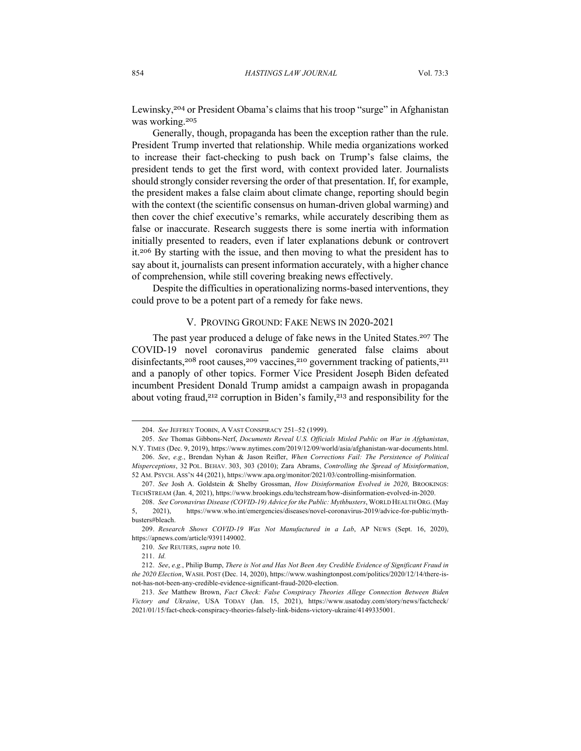Lewinsky,[204] or President Obama's claims that his troop "surge" in Afghanistan was working.[205]

Generally, though, propaganda has been the exception rather than the rule. President Trump inverted that relationship. While media organizations worked to increase their fact-checking to push back on Trump's false claims, the president tends to get the first word, with context provided later. Journalists should strongly consider reversing the order of that presentation. If, for example, the president makes a false claim about climate change, reporting should begin with the context (the scientific consensus on human-driven global warming) and then cover the chief executive's remarks, while accurately describing them as false or inaccurate. Research suggests there is some inertia with information initially presented to readers, even if later explanations debunk or controvert it.[206] By starting with the issue, and then moving to what the president has to say about it, journalists can present information accurately, with a higher chance of comprehension, while still covering breaking news effectively.

Despite the difficulties in operationalizing norms-based interventions, they could prove to be a potent part of a remedy for fake news.

## V. Proving Ground: Fake News in 2020-2021

The past year produced a deluge of fake news in the United States.[207] The COVID-19 novel coronavirus pandemic generated false claims about disinfectants,[208] root causes,[209] vaccines,[210] government tracking of patients,[211] and a panoply of other topics. Former Vice President Joseph Biden defeated incumbent President Donald Trump amidst a campaign awash in propaganda about voting fraud,[212] corruption in Biden's family,[213] and responsibility for the

---

204. *See* Jeffrey Toobin, A Vast Conspiracy 251–52 (1999).

205. *See* Thomas Gibbons-Nerf, *Documents Reveal U.S. Officials Misled Public on War in Afghanistan*, N.Y. Times (Dec. 9, 2019), https://www.nytimes.com/2019/12/09/world/asia/afghanistan-war-documents.html.

206. *See*, *e.g.*, Brendan Nyhan & Jason Reifler, *When Corrections Fail: The Persistence of Political Misperceptions*, 32 Pol. Behav. 303, 303 (2010); Zara Abrams, *Controlling the Spread of Misinformation*, 52 Am. Psych. Ass'n 44 (2021), https://www.apa.org/monitor/2021/03/controlling-misinformation.

207. *See* Josh A. Goldstein & Shelby Grossman, *How Disinformation Evolved in 2020*, Brookings: TechStream (Jan. 4, 2021), https://www.brookings.edu/techstream/how-disinformation-evolved-in-2020.

208. *See Coronavirus Disease (COVID-19) Advice for the Public: Mythbusters*, World Health Org. (May 5, 2021), https://www.who.int/emergencies/diseases/novel-coronavirus-2019/advice-for-public/myth-busters#bleach.

209. *Research Shows COVID-19 Was Not Manufactured in a Lab*, AP News (Sept. 16, 2020), https://apnews.com/article/9391149002.

210. *See* Reuters, *supra* note 10.

211. *Id.*

212. *See*, *e.g.*, Philip Bump, *There is Not and Has Not Been Any Credible Evidence of Significant Fraud in the 2020 Election*, Wash. Post (Dec. 14, 2020), https://www.washingtonpost.com/politics/2020/12/14/there-is-not-has-not-been-any-credible-evidence-significant-fraud-2020-election.

213. *See* Matthew Brown, *Fact Check: False Conspiracy Theories Allege Connection Between Biden Victory and Ukraine*, USA Today (Jan. 15, 2021), https://www.usatoday.com/story/news/factcheck/2021/01/15/fact-check-conspiracy-theories-falsely-link-bidens-victory-ukraine/4149335001.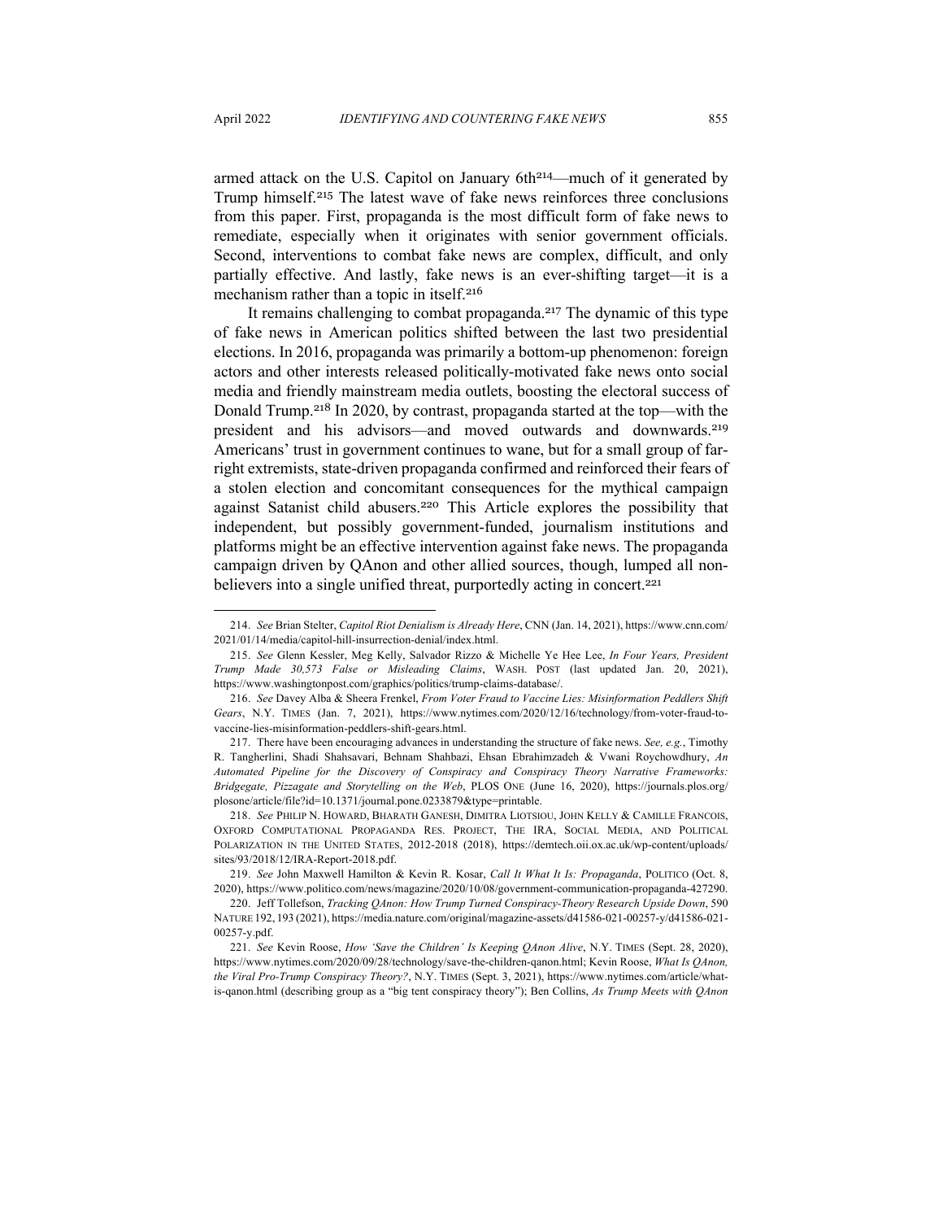armed attack on the U.S. Capitol on January 6th[214]—much of it generated by Trump himself.[215] The latest wave of fake news reinforces three conclusions from this paper. First, propaganda is the most difficult form of fake news to remediate, especially when it originates with senior government officials. Second, interventions to combat fake news are complex, difficult, and only partially effective. And lastly, fake news is an ever-shifting target—it is a mechanism rather than a topic in itself.[216]

It remains challenging to combat propaganda.[217] The dynamic of this type of fake news in American politics shifted between the last two presidential elections. In 2016, propaganda was primarily a bottom-up phenomenon: foreign actors and other interests released politically-motivated fake news onto social media and friendly mainstream media outlets, boosting the electoral success of Donald Trump.[218] In 2020, by contrast, propaganda started at the top—with the president and his advisors—and moved outwards and downwards.[219] Americans' trust in government continues to wane, but for a small group of far-right extremists, state-driven propaganda confirmed and reinforced their fears of a stolen election and concomitant consequences for the mythical campaign against Satanist child abusers.[220] This Article explores the possibility that independent, but possibly government-funded, journalism institutions and platforms might be an effective intervention against fake news. The propaganda campaign driven by QAnon and other allied sources, though, lumped all non-believers into a single unified threat, purportedly acting in concert.[221]

---

214. *See* Brian Stelter, *Capitol Riot Denialism is Already Here*, CNN (Jan. 14, 2021), https://www.cnn.com/2021/01/14/media/capitol-hill-insurrection-denial/index.html.

215. *See* Glenn Kessler, Meg Kelly, Salvador Rizzo & Michelle Ye Hee Lee, *In Four Years, President Trump Made 30,573 False or Misleading Claims*, WASH. POST (last updated Jan. 20, 2021), https://www.washingtonpost.com/graphics/politics/trump-claims-database/.

216. *See* Davey Alba & Sheera Frenkel, *From Voter Fraud to Vaccine Lies: Misinformation Peddlers Shift Gears*, N.Y. TIMES (Jan. 7, 2021), https://www.nytimes.com/2020/12/16/technology/from-voter-fraud-to-vaccine-lies-misinformation-peddlers-shift-gears.html.

217. There have been encouraging advances in understanding the structure of fake news. *See, e.g.*, Timothy R. Tangherlini, Shadi Shahsavari, Behnam Shahbazi, Ehsan Ebrahimzadeh & Vwani Roychowdhury, *An Automated Pipeline for the Discovery of Conspiracy and Conspiracy Theory Narrative Frameworks: Bridgegate, Pizzagate and Storytelling on the Web*, PLOS ONE (June 16, 2020), https://journals.plos.org/plosone/article/file?id=10.1371/journal.pone.0233879&type=printable.

218. *See* PHILIP N. HOWARD, BHARATH GANESH, DIMITRA LIOTSIOU, JOHN KELLY & CAMILLE FRANCOIS, OXFORD COMPUTATIONAL PROPAGANDA RES. PROJECT, THE IRA, SOCIAL MEDIA, AND POLITICAL POLARIZATION IN THE UNITED STATES, 2012-2018 (2018), https://demtech.oii.ox.ac.uk/wp-content/uploads/sites/93/2018/12/IRA-Report-2018.pdf.

219. *See* John Maxwell Hamilton & Kevin R. Kosar, *Call It What It Is: Propaganda*, POLITICO (Oct. 8, 2020), https://www.politico.com/news/magazine/2020/10/08/government-communication-propaganda-427290.

220. Jeff Tollefson, *Tracking QAnon: How Trump Turned Conspiracy-Theory Research Upside Down*, 590 NATURE 192, 193 (2021), https://media.nature.com/original/magazine-assets/d41586-021-00257-y/d41586-021-00257-y.pdf.

221. *See* Kevin Roose, *How 'Save the Children' Is Keeping QAnon Alive*, N.Y. TIMES (Sept. 28, 2020), https://www.nytimes.com/2020/09/28/technology/save-the-children-qanon.html; Kevin Roose, *What Is QAnon, the Viral Pro-Trump Conspiracy Theory?*, N.Y. TIMES (Sept. 3, 2021), https://www.nytimes.com/article/what-is-qanon.html (describing group as a "big tent conspiracy theory"); Ben Collins, *As Trump Meets with QAnon*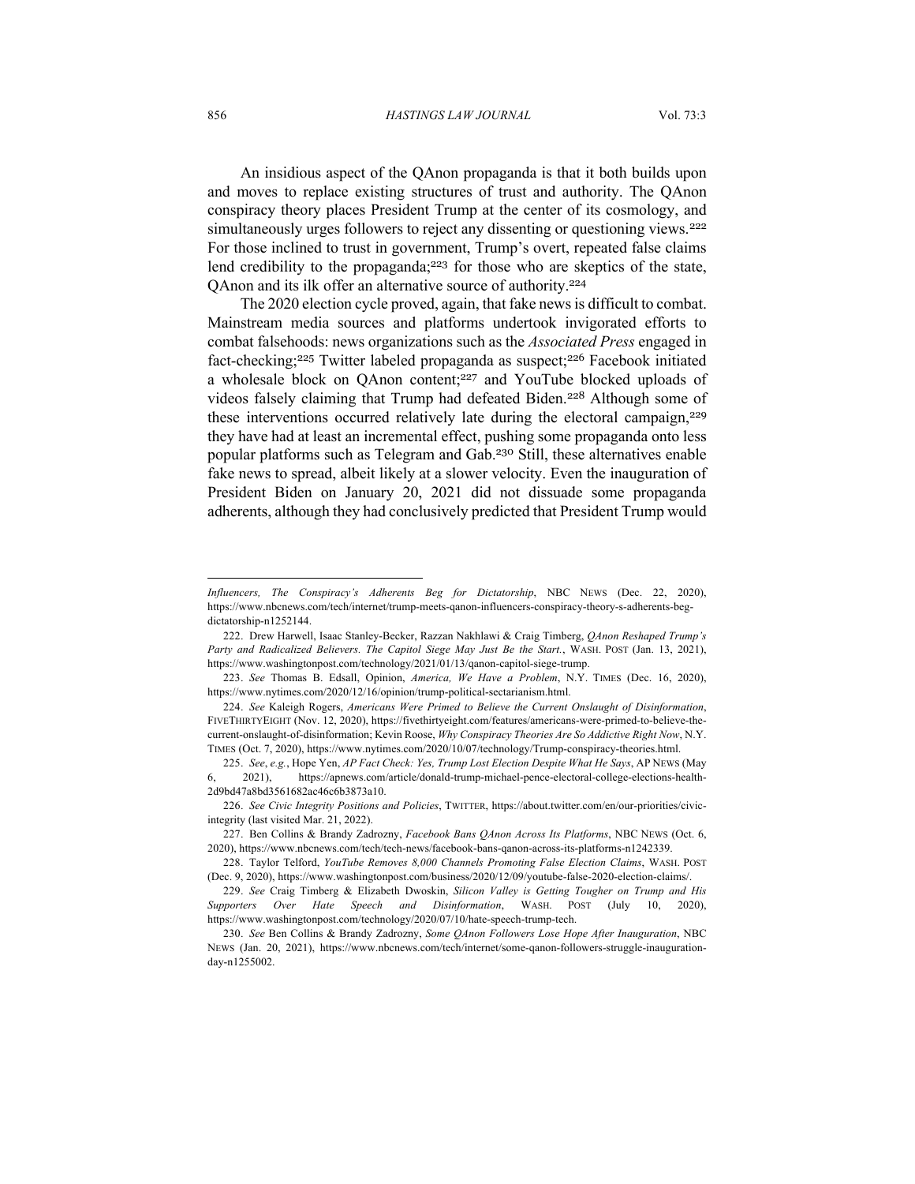An insidious aspect of the QAnon propaganda is that it both builds upon and moves to replace existing structures of trust and authority. The QAnon conspiracy theory places President Trump at the center of its cosmology, and simultaneously urges followers to reject any dissenting or questioning views.[222] For those inclined to trust in government, Trump's overt, repeated false claims lend credibility to the propaganda;[223] for those who are skeptics of the state, QAnon and its ilk offer an alternative source of authority.[224]

The 2020 election cycle proved, again, that fake news is difficult to combat. Mainstream media sources and platforms undertook invigorated efforts to combat falsehoods: news organizations such as the *Associated Press* engaged in fact-checking;[225] Twitter labeled propaganda as suspect;[226] Facebook initiated a wholesale block on QAnon content;[227] and YouTube blocked uploads of videos falsely claiming that Trump had defeated Biden.[228] Although some of these interventions occurred relatively late during the electoral campaign,[229] they have had at least an incremental effect, pushing some propaganda onto less popular platforms such as Telegram and Gab.[230] Still, these alternatives enable fake news to spread, albeit likely at a slower velocity. Even the inauguration of President Biden on January 20, 2021 did not dissuade some propaganda adherents, although they had conclusively predicted that President Trump would

---

*Influencers, The Conspiracy's Adherents Beg for Dictatorship*, NBC NEWS (Dec. 22, 2020), https://www.nbcnews.com/tech/internet/trump-meets-qanon-influencers-conspiracy-theory-s-adherents-beg-dictatorship-n1252144.

222. Drew Harwell, Isaac Stanley-Becker, Razzan Nakhlawi & Craig Timberg, *QAnon Reshaped Trump's Party and Radicalized Believers. The Capitol Siege May Just Be the Start.*, WASH. POST (Jan. 13, 2021), https://www.washingtonpost.com/technology/2021/01/13/qanon-capitol-siege-trump.

223. *See* Thomas B. Edsall, Opinion, *America, We Have a Problem*, N.Y. TIMES (Dec. 16, 2020), https://www.nytimes.com/2020/12/16/opinion/trump-political-sectarianism.html.

224. *See* Kaleigh Rogers, *Americans Were Primed to Believe the Current Onslaught of Disinformation*, FIVETHIRTYEIGHT (Nov. 12, 2020), https://fivethirtyeight.com/features/americans-were-primed-to-believe-the-current-onslaught-of-disinformation; Kevin Roose, *Why Conspiracy Theories Are So Addictive Right Now*, N.Y. TIMES (Oct. 7, 2020), https://www.nytimes.com/2020/10/07/technology/Trump-conspiracy-theories.html.

225. *See*, *e.g.*, Hope Yen, *AP Fact Check: Yes, Trump Lost Election Despite What He Says*, AP NEWS (May 6, 2021), https://apnews.com/article/donald-trump-michael-pence-electoral-college-elections-health-2d9bd47a8bd3561682ac46c6b3873a10.

226. *See Civic Integrity Positions and Policies*, TWITTER, https://about.twitter.com/en/our-priorities/civic-integrity (last visited Mar. 21, 2022).

227. Ben Collins & Brandy Zadrozny, *Facebook Bans QAnon Across Its Platforms*, NBC NEWS (Oct. 6, 2020), https://www.nbcnews.com/tech/tech-news/facebook-bans-qanon-across-its-platforms-n1242339.

228. Taylor Telford, *YouTube Removes 8,000 Channels Promoting False Election Claims*, WASH. POST (Dec. 9, 2020), https://www.washingtonpost.com/business/2020/12/09/youtube-false-2020-election-claims/.

229. *See* Craig Timberg & Elizabeth Dwoskin, *Silicon Valley is Getting Tougher on Trump and His Supporters Over Hate Speech and Disinformation*, WASH. POST (July 10, 2020), https://www.washingtonpost.com/technology/2020/07/10/hate-speech-trump-tech.

230. *See* Ben Collins & Brandy Zadrozny, *Some QAnon Followers Lose Hope After Inauguration*, NBC NEWS (Jan. 20, 2021), https://www.nbcnews.com/tech/internet/some-qanon-followers-struggle-inauguration-day-n1255002.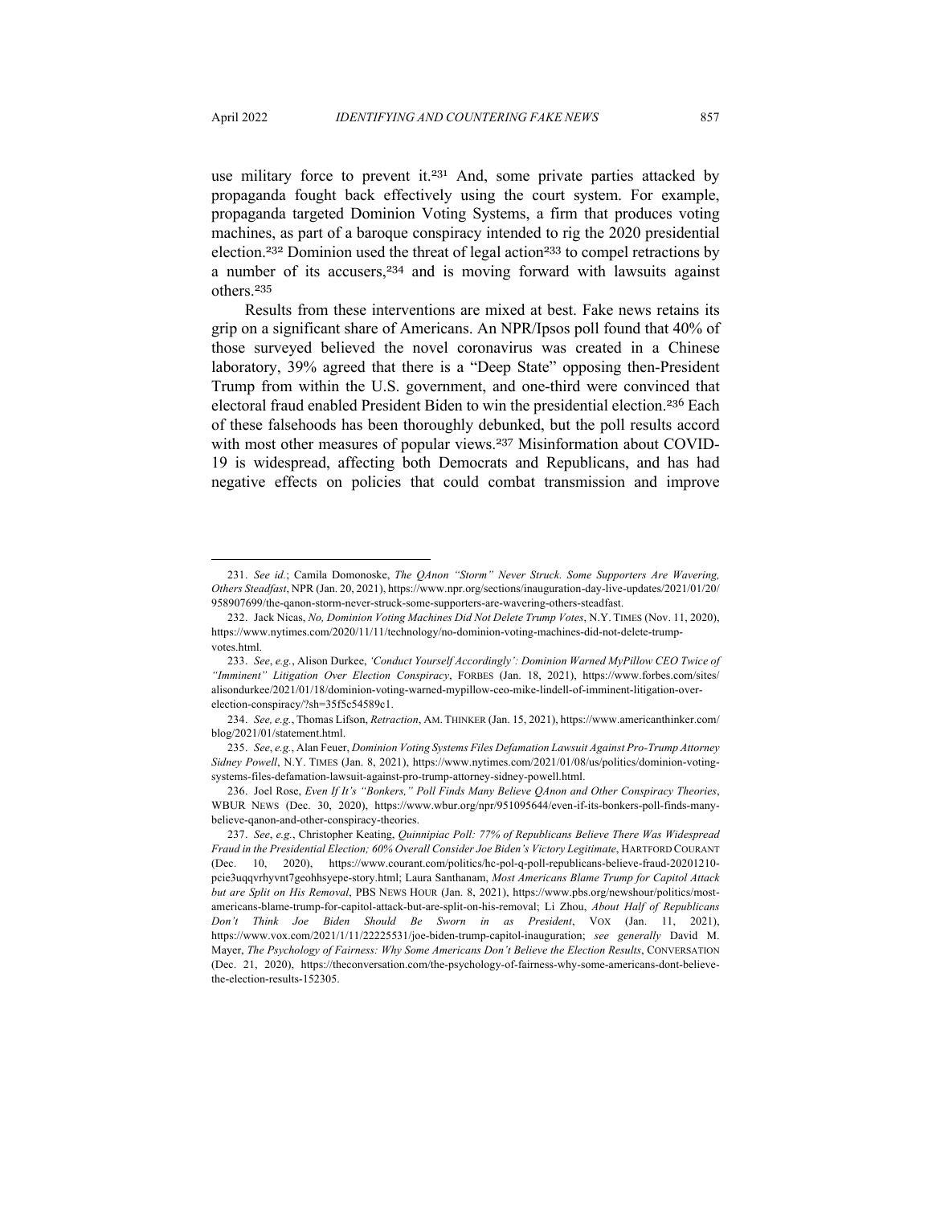use military force to prevent it.[231] And, some private parties attacked by propaganda fought back effectively using the court system. For example, propaganda targeted Dominion Voting Systems, a firm that produces voting machines, as part of a baroque conspiracy intended to rig the 2020 presidential election.[232] Dominion used the threat of legal action[233] to compel retractions by a number of its accusers,[234] and is moving forward with lawsuits against others.[235]

Results from these interventions are mixed at best. Fake news retains its grip on a significant share of Americans. An NPR/Ipsos poll found that 40% of those surveyed believed the novel coronavirus was created in a Chinese laboratory, 39% agreed that there is a "Deep State" opposing then-President Trump from within the U.S. government, and one-third were convinced that electoral fraud enabled President Biden to win the presidential election.[236] Each of these falsehoods has been thoroughly debunked, but the poll results accord with most other measures of popular views.[237] Misinformation about COVID-19 is widespread, affecting both Democrats and Republicans, and has had negative effects on policies that could combat transmission and improve

---

231. *See id.*; Camila Domonoske, *The QAnon "Storm" Never Struck. Some Supporters Are Wavering, Others Steadfast*, NPR (Jan. 20, 2021), https://www.npr.org/sections/inauguration-day-live-updates/2021/01/20/958907699/the-qanon-storm-never-struck-some-supporters-are-wavering-others-steadfast.

232. Jack Nicas, *No, Dominion Voting Machines Did Not Delete Trump Votes*, N.Y. TIMES (Nov. 11, 2020), https://www.nytimes.com/2020/11/11/technology/no-dominion-voting-machines-did-not-delete-trump-votes.html.

233. *See*, *e.g.*, Alison Durkee, *'Conduct Yourself Accordingly': Dominion Warned MyPillow CEO Twice of "Imminent" Litigation Over Election Conspiracy*, FORBES (Jan. 18, 2021), https://www.forbes.com/sites/alisondurkee/2021/01/18/dominion-voting-warned-mypillow-ceo-mike-lindell-of-imminent-litigation-over-election-conspiracy/?sh=35f5c54589c1.

234. *See, e.g.*, Thomas Lifson, *Retraction*, AM. THINKER (Jan. 15, 2021), https://www.americanthinker.com/blog/2021/01/statement.html.

235. *See*, *e.g.*, Alan Feuer, *Dominion Voting Systems Files Defamation Lawsuit Against Pro-Trump Attorney Sidney Powell*, N.Y. TIMES (Jan. 8, 2021), https://www.nytimes.com/2021/01/08/us/politics/dominion-voting-systems-files-defamation-lawsuit-against-pro-trump-attorney-sidney-powell.html.

236. Joel Rose, *Even If It's "Bonkers," Poll Finds Many Believe QAnon and Other Conspiracy Theories*, WBUR NEWS (Dec. 30, 2020), https://www.wbur.org/npr/951095644/even-if-its-bonkers-poll-finds-many-believe-qanon-and-other-conspiracy-theories.

237. *See*, *e.g.*, Christopher Keating, *Quinnipiac Poll: 77% of Republicans Believe There Was Widespread Fraud in the Presidential Election; 60% Overall Consider Joe Biden's Victory Legitimate*, HARTFORD COURANT (Dec. 10, 2020), https://www.courant.com/politics/hc-pol-q-poll-republicans-believe-fraud-20201210-pcie3uqqvrhyvnt7geohhsyepe-story.html; Laura Santhanam, *Most Americans Blame Trump for Capitol Attack but are Split on His Removal*, PBS NEWS HOUR (Jan. 8, 2021), https://www.pbs.org/newshour/politics/most-americans-blame-trump-for-capitol-attack-but-are-split-on-his-removal; Li Zhou, *About Half of Republicans Don't Think Joe Biden Should Be Sworn in as President*, VOX (Jan. 11, 2021), https://www.vox.com/2021/1/11/22225531/joe-biden-trump-capitol-inauguration; *see generally* David M. Mayer, *The Psychology of Fairness: Why Some Americans Don't Believe the Election Results*, CONVERSATION (Dec. 21, 2020), https://theconversation.com/the-psychology-of-fairness-why-some-americans-dont-believe-the-election-results-152305.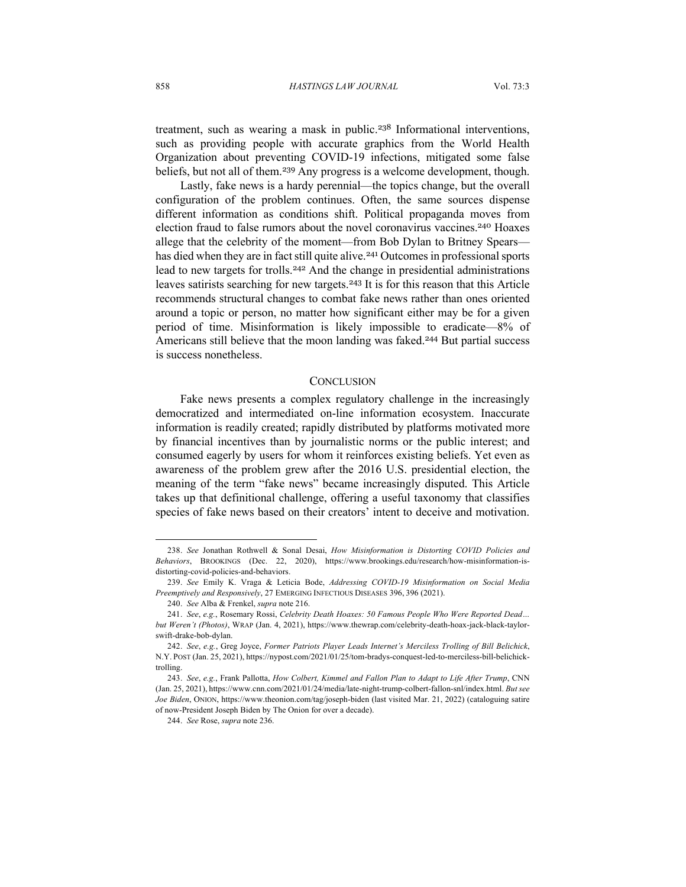treatment, such as wearing a mask in public.[238] Informational interventions, such as providing people with accurate graphics from the World Health Organization about preventing COVID-19 infections, mitigated some false beliefs, but not all of them.[239] Any progress is a welcome development, though.

Lastly, fake news is a hardy perennial—the topics change, but the overall configuration of the problem continues. Often, the same sources dispense different information as conditions shift. Political propaganda moves from election fraud to false rumors about the novel coronavirus vaccines.[240] Hoaxes allege that the celebrity of the moment—from Bob Dylan to Britney Spears—has died when they are in fact still quite alive.[241] Outcomes in professional sports lead to new targets for trolls.[242] And the change in presidential administrations leaves satirists searching for new targets.[243] It is for this reason that this Article recommends structural changes to combat fake news rather than ones oriented around a topic or person, no matter how significant either may be for a given period of time. Misinformation is likely impossible to eradicate—8% of Americans still believe that the moon landing was faked.[244] But partial success is success nonetheless.

## CONCLUSION

Fake news presents a complex regulatory challenge in the increasingly democratized and intermediated on-line information ecosystem. Inaccurate information is readily created; rapidly distributed by platforms motivated more by financial incentives than by journalistic norms or the public interest; and consumed eagerly by users for whom it reinforces existing beliefs. Yet even as awareness of the problem grew after the 2016 U.S. presidential election, the meaning of the term "fake news" became increasingly disputed. This Article takes up that definitional challenge, offering a useful taxonomy that classifies species of fake news based on their creators' intent to deceive and motivation.

---

238. *See* Jonathan Rothwell & Sonal Desai, *How Misinformation is Distorting COVID Policies and Behaviors*, BROOKINGS (Dec. 22, 2020), https://www.brookings.edu/research/how-misinformation-is-distorting-covid-policies-and-behaviors.

239. *See* Emily K. Vraga & Leticia Bode, *Addressing COVID-19 Misinformation on Social Media Preemptively and Responsively*, 27 EMERGING INFECTIOUS DISEASES 396, 396 (2021).

240. *See* Alba & Frenkel, *supra* note 216.

241. *See*, *e.g.*, Rosemary Rossi, *Celebrity Death Hoaxes: 50 Famous People Who Were Reported Dead… but Weren't (Photos)*, WRAP (Jan. 4, 2021), https://www.thewrap.com/celebrity-death-hoax-jack-black-taylor-swift-drake-bob-dylan.

242. *See*, *e.g.*, Greg Joyce, *Former Patriots Player Leads Internet's Merciless Trolling of Bill Belichick*, N.Y. POST (Jan. 25, 2021), https://nypost.com/2021/01/25/tom-bradys-conquest-led-to-merciless-bill-belichick-trolling.

243. *See*, *e.g.*, Frank Pallotta, *How Colbert, Kimmel and Fallon Plan to Adapt to Life After Trump*, CNN (Jan. 25, 2021), https://www.cnn.com/2021/01/24/media/late-night-trump-colbert-fallon-snl/index.html. *But see Joe Biden*, ONION, https://www.theonion.com/tag/joseph-biden (last visited Mar. 21, 2022) (cataloguing satire of now-President Joseph Biden by The Onion for over a decade).

244. *See* Rose, *supra* note 236.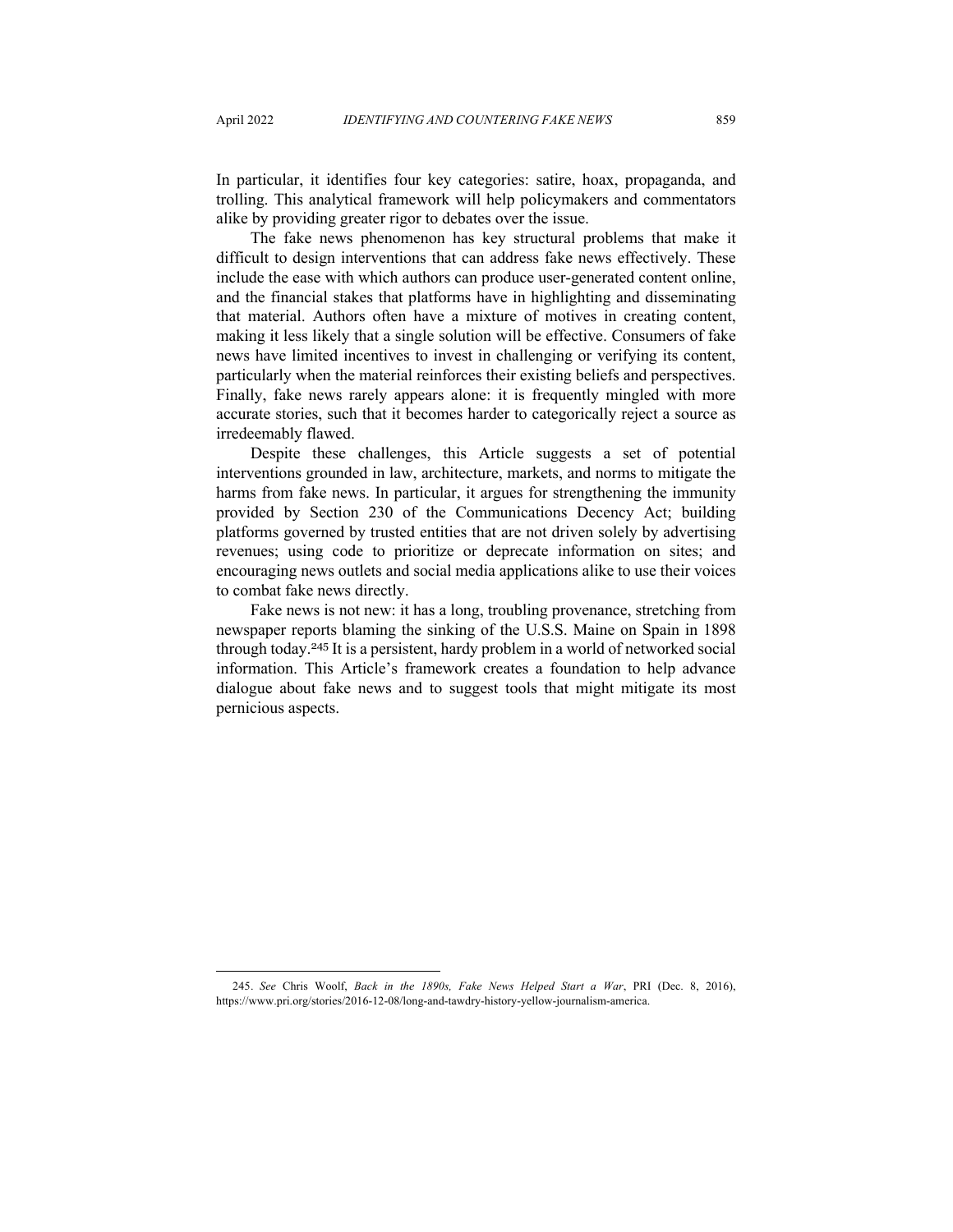In particular, it identifies four key categories: satire, hoax, propaganda, and trolling. This analytical framework will help policymakers and commentators alike by providing greater rigor to debates over the issue.

The fake news phenomenon has key structural problems that make it difficult to design interventions that can address fake news effectively. These include the ease with which authors can produce user-generated content online, and the financial stakes that platforms have in highlighting and disseminating that material. Authors often have a mixture of motives in creating content, making it less likely that a single solution will be effective. Consumers of fake news have limited incentives to invest in challenging or verifying its content, particularly when the material reinforces their existing beliefs and perspectives. Finally, fake news rarely appears alone: it is frequently mingled with more accurate stories, such that it becomes harder to categorically reject a source as irredeemably flawed.

Despite these challenges, this Article suggests a set of potential interventions grounded in law, architecture, markets, and norms to mitigate the harms from fake news. In particular, it argues for strengthening the immunity provided by Section 230 of the Communications Decency Act; building platforms governed by trusted entities that are not driven solely by advertising revenues; using code to prioritize or deprecate information on sites; and encouraging news outlets and social media applications alike to use their voices to combat fake news directly.

Fake news is not new: it has a long, troubling provenance, stretching from newspaper reports blaming the sinking of the U.S.S. Maine on Spain in 1898 through today.[245] It is a persistent, hardy problem in a world of networked social information. This Article's framework creates a foundation to help advance dialogue about fake news and to suggest tools that might mitigate its most pernicious aspects.

---

245. *See* Chris Woolf, *Back in the 1890s, Fake News Helped Start a War*, PRI (Dec. 8, 2016), https://www.pri.org/stories/2016-12-08/long-and-tawdry-history-yellow-journalism-america.